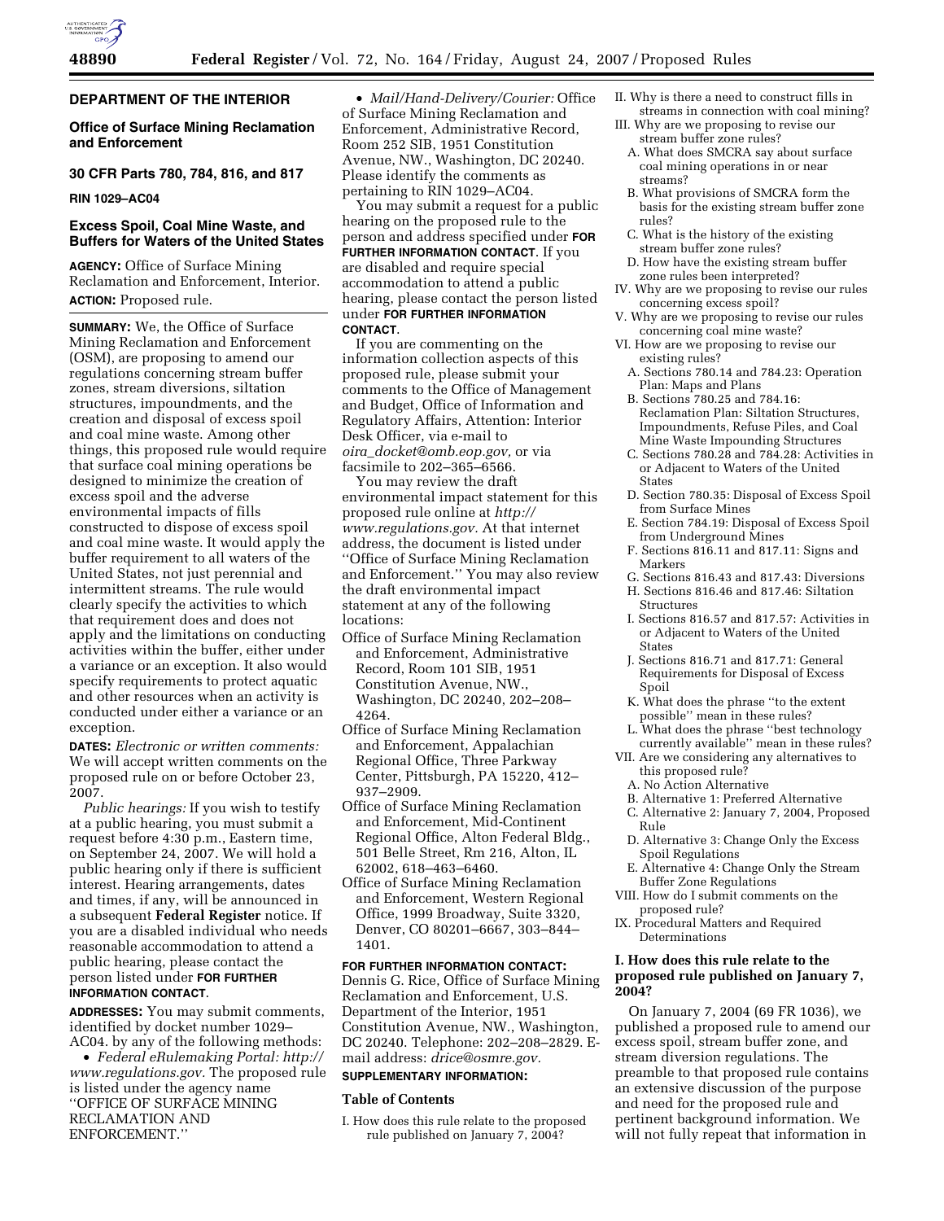**DEPARTMENT OF THE INTERIOR**

**Office of Surface Mining Reclamation and Enforcement**

**30 CFR Parts 780, 784, 816, and 817**

**RIN 1029–AC04**

# Excess Spoil, Coal Mine Waste, and Buffers for Waters of the United States

**AGENCY:** Office of Surface Mining Reclamation and Enforcement, Interior.

**ACTION:** Proposed rule.

**SUMMARY:** We, the Office of Surface Mining Reclamation and Enforcement (OSM), are proposing to amend our regulations concerning stream buffer zones, stream diversions, siltation structures, impoundments, and the creation and disposal of excess spoil and coal mine waste. Among other things, this proposed rule would require that surface coal mining operations be designed to minimize the creation of excess spoil and the adverse environmental impacts of fills constructed to dispose of excess spoil and coal mine waste. It would apply the buffer requirement to all waters of the United States, not just perennial and intermittent streams. The rule would clearly specify the activities to which that requirement does and does not apply and the limitations on conducting activities within the buffer, either under a variance or an exception. It also would specify requirements to protect aquatic and other resources when an activity is conducted under either a variance or an exception.

**DATES:** *Electronic or written comments:* We will accept written comments on the proposed rule on or before October 23, 2007.

*Public hearings:* If you wish to testify at a public hearing, you must submit a request before 4:30 p.m., Eastern time, on September 24, 2007. We will hold a public hearing only if there is sufficient interest. Hearing arrangements, dates and times, if any, will be announced in a subsequent **Federal Register** notice. If you are a disabled individual who needs reasonable accommodation to attend a public hearing, please contact the person listed under **FOR FURTHER INFORMATION CONTACT**.

**ADDRESSES:** You may submit comments, identified by docket number 1029–AC04. by any of the following methods:

- *Federal eRulemaking Portal: http://www.regulations.gov.* The proposed rule is listed under the agency name ''OFFICE OF SURFACE MINING RECLAMATION AND ENFORCEMENT.''
- *Mail/Hand-Delivery/Courier:* Office of Surface Mining Reclamation and Enforcement, Administrative Record, Room 252 SIB, 1951 Constitution Avenue, NW., Washington, DC 20240. Please identify the comments as pertaining to RIN 1029–AC04.

You may submit a request for a public hearing on the proposed rule to the person and address specified under **FOR FURTHER INFORMATION CONTACT**. If you are disabled and require special accommodation to attend a public hearing, please contact the person listed under **FOR FURTHER INFORMATION CONTACT**.

If you are commenting on the information collection aspects of this proposed rule, please submit your comments to the Office of Management and Budget, Office of Information and Regulatory Affairs, Attention: Interior Desk Officer, via e-mail to *oira_docket@omb.eop.gov,* or via facsimile to 202–365–6566.

You may review the draft environmental impact statement for this proposed rule online at *http://www.regulations.gov.* At that internet address, the document is listed under ''Office of Surface Mining Reclamation and Enforcement.'' You may also review the draft environmental impact statement at any of the following locations:

Office of Surface Mining Reclamation and Enforcement, Administrative Record, Room 101 SIB, 1951 Constitution Avenue, NW., Washington, DC 20240, 202–208–4264.

Office of Surface Mining Reclamation and Enforcement, Appalachian Regional Office, Three Parkway Center, Pittsburgh, PA 15220, 412–937–2909.

Office of Surface Mining Reclamation and Enforcement, Mid-Continent Regional Office, Alton Federal Bldg., 501 Belle Street, Rm 216, Alton, IL 62002, 618–463–6460.

Office of Surface Mining Reclamation and Enforcement, Western Regional Office, 1999 Broadway, Suite 3320, Denver, CO 80201–6667, 303–844–1401.

**FOR FURTHER INFORMATION CONTACT:** Dennis G. Rice, Office of Surface Mining Reclamation and Enforcement, U.S. Department of the Interior, 1951 Constitution Avenue, NW., Washington, DC 20240. Telephone: 202–208–2829. E-mail address: *drice@osmre.gov.*

**SUPPLEMENTARY INFORMATION:**

**Table of Contents**

I. How does this rule relate to the proposed rule published on January 7, 2004?
II. Why is there a need to construct fills in streams in connection with coal mining?
III. Why are we proposing to revise our stream buffer zone rules?
  A. What does SMCRA say about surface coal mining operations in or near streams?
  B. What provisions of SMCRA form the basis for the existing stream buffer zone rules?
  C. What is the history of the existing stream buffer zone rules?
  D. How have the existing stream buffer zone rules been interpreted?
IV. Why are we proposing to revise our rules concerning excess spoil?
V. Why are we proposing to revise our rules concerning coal mine waste?
VI. How are we proposing to revise our existing rules?
  A. Sections 780.14 and 784.23: Operation Plan: Maps and Plans
  B. Sections 780.25 and 784.16: Reclamation Plan: Siltation Structures, Impoundments, Refuse Piles, and Coal Mine Waste Impounding Structures
  C. Sections 780.28 and 784.28: Activities in or Adjacent to Waters of the United States
  D. Section 780.35: Disposal of Excess Spoil from Surface Mines
  E. Section 784.19: Disposal of Excess Spoil from Underground Mines
  F. Sections 816.11 and 817.11: Signs and Markers
  G. Sections 816.43 and 817.43: Diversions
  H. Sections 816.46 and 817.46: Siltation Structures
  I. Sections 816.57 and 817.57: Activities in or Adjacent to Waters of the United States
  J. Sections 816.71 and 817.71: General Requirements for Disposal of Excess Spoil
  K. What does the phrase ''to the extent possible'' mean in these rules?
  L. What does the phrase ''best technology currently available'' mean in these rules?
VII. Are we considering any alternatives to this proposed rule?
  A. No Action Alternative
  B. Alternative 1: Preferred Alternative
  C. Alternative 2: January 7, 2004, Proposed Rule
  D. Alternative 3: Change Only the Excess Spoil Regulations
  E. Alternative 4: Change Only the Stream Buffer Zone Regulations
VIII. How do I submit comments on the proposed rule?
IX. Procedural Matters and Required Determinations

## I. How does this rule relate to the proposed rule published on January 7, 2004?

On January 7, 2004 (69 FR 1036), we published a proposed rule to amend our excess spoil, stream buffer zone, and stream diversion regulations. The preamble to that proposed rule contains an extensive discussion of the purpose and need for the proposed rule and pertinent background information. We will not fully repeat that information in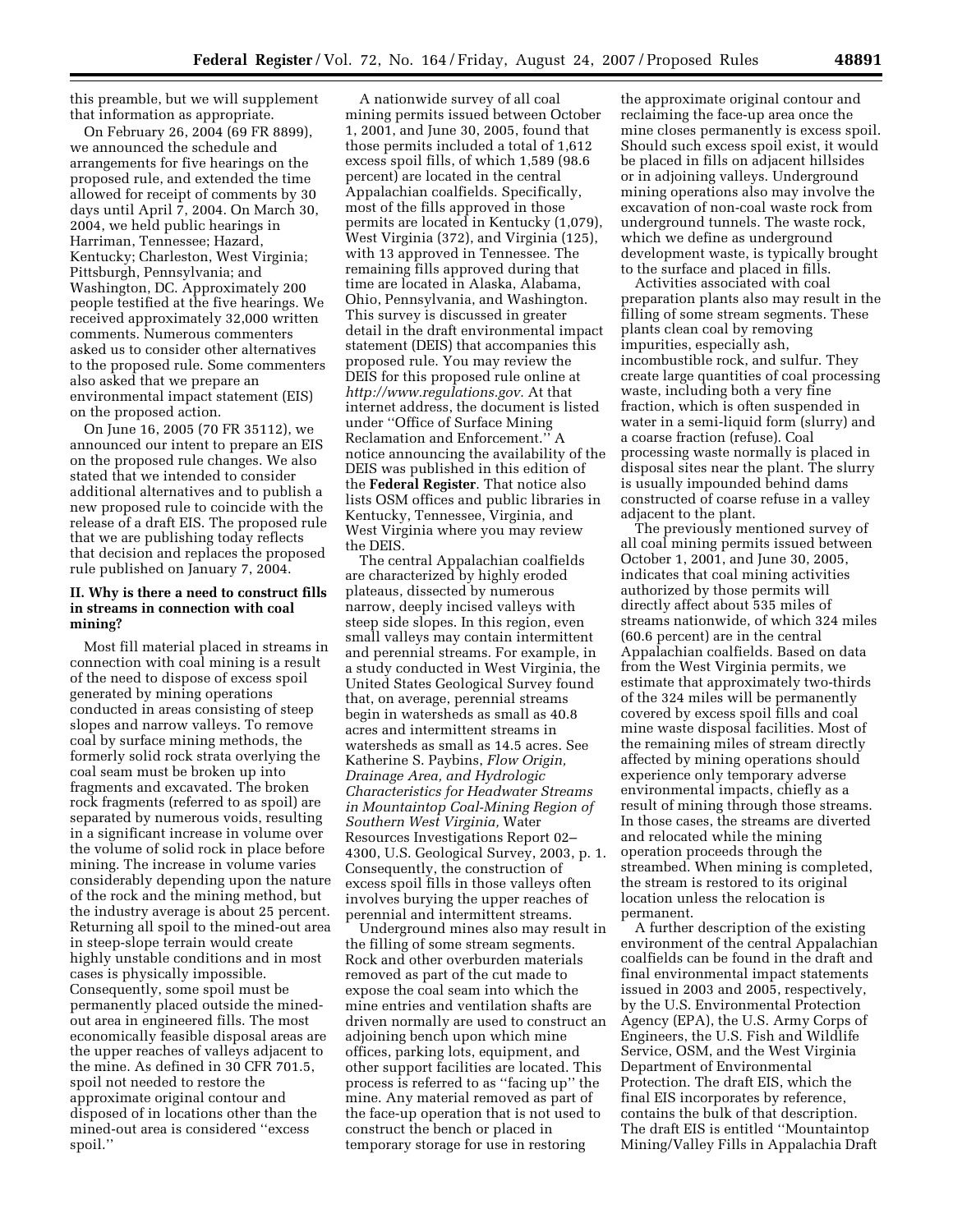this preamble, but we will supplement that information as appropriate.

On February 26, 2004 (69 FR 8899), we announced the schedule and arrangements for five hearings on the proposed rule, and extended the time allowed for receipt of comments by 30 days until April 7, 2004. On March 30, 2004, we held public hearings in Harriman, Tennessee; Hazard, Kentucky; Charleston, West Virginia; Pittsburgh, Pennsylvania; and Washington, DC. Approximately 200 people testified at the five hearings. We received approximately 32,000 written comments. Numerous commenters asked us to consider other alternatives to the proposed rule. Some commenters also asked that we prepare an environmental impact statement (EIS) on the proposed action.

On June 16, 2005 (70 FR 35112), we announced our intent to prepare an EIS on the proposed rule changes. We also stated that we intended to consider additional alternatives and to publish a new proposed rule to coincide with the release of a draft EIS. The proposed rule that we are publishing today reflects that decision and replaces the proposed rule published on January 7, 2004.

## II. Why is there a need to construct fills in streams in connection with coal mining?

Most fill material placed in streams in connection with coal mining is a result of the need to dispose of excess spoil generated by mining operations conducted in areas consisting of steep slopes and narrow valleys. To remove coal by surface mining methods, the formerly solid rock strata overlying the coal seam must be broken up into fragments and excavated. The broken rock fragments (referred to as spoil) are separated by numerous voids, resulting in a significant increase in volume over the volume of solid rock in place before mining. The increase in volume varies considerably depending upon the nature of the rock and the mining method, but the industry average is about 25 percent. Returning all spoil to the mined-out area in steep-slope terrain would create highly unstable conditions and in most cases is physically impossible. Consequently, some spoil must be permanently placed outside the mined-out area in engineered fills. The most economically feasible disposal areas are the upper reaches of valleys adjacent to the mine. As defined in 30 CFR 701.5, spoil not needed to restore the approximate original contour and disposed of in locations other than the mined-out area is considered ''excess spoil.''

A nationwide survey of all coal mining permits issued between October 1, 2001, and June 30, 2005, found that those permits included a total of 1,612 excess spoil fills, of which 1,589 (98.6 percent) are located in the central Appalachian coalfields. Specifically, most of the fills approved in those permits are located in Kentucky (1,079), West Virginia (372), and Virginia (125), with 13 approved in Tennessee. The remaining fills approved during that time are located in Alaska, Alabama, Ohio, Pennsylvania, and Washington. This survey is discussed in greater detail in the draft environmental impact statement (DEIS) that accompanies this proposed rule. You may review the DEIS for this proposed rule online at *http://www.regulations.gov.* At that internet address, the document is listed under ''Office of Surface Mining Reclamation and Enforcement.'' A notice announcing the availability of the DEIS was published in this edition of the **Federal Register**. That notice also lists OSM offices and public libraries in Kentucky, Tennessee, Virginia, and West Virginia where you may review the DEIS.

The central Appalachian coalfields are characterized by highly eroded plateaus, dissected by numerous narrow, deeply incised valleys with steep side slopes. In this region, even small valleys may contain intermittent and perennial streams. For example, in a study conducted in West Virginia, the United States Geological Survey found that, on average, perennial streams begin in watersheds as small as 40.8 acres and intermittent streams in watersheds as small as 14.5 acres. See Katherine S. Paybins, *Flow Origin, Drainage Area, and Hydrologic Characteristics for Headwater Streams in Mountaintop Coal-Mining Region of Southern West Virginia,* Water Resources Investigations Report 02–4300, U.S. Geological Survey, 2003, p. 1. Consequently, the construction of excess spoil fills in those valleys often involves burying the upper reaches of perennial and intermittent streams.

Underground mines also may result in the filling of some stream segments. Rock and other overburden materials removed as part of the cut made to expose the coal seam into which the mine entries and ventilation shafts are driven normally are used to construct an adjoining bench upon which mine offices, parking lots, equipment, and other support facilities are located. This process is referred to as ''facing up'' the mine. Any material removed as part of the face-up operation that is not used to construct the bench or placed in temporary storage for use in restoring the approximate original contour and reclaiming the face-up area once the mine closes permanently is excess spoil. Should such excess spoil exist, it would be placed in fills on adjacent hillsides or in adjoining valleys. Underground mining operations also may involve the excavation of non-coal waste rock from underground tunnels. The waste rock, which we define as underground development waste, is typically brought to the surface and placed in fills.

Activities associated with coal preparation plants also may result in the filling of some stream segments. These plants clean coal by removing impurities, especially ash, incombustible rock, and sulfur. They create large quantities of coal processing waste, including both a very fine fraction, which is often suspended in water in a semi-liquid form (slurry) and a coarse fraction (refuse). Coal processing waste normally is placed in disposal sites near the plant. The slurry is usually impounded behind dams constructed of coarse refuse in a valley adjacent to the plant.

The previously mentioned survey of all coal mining permits issued between October 1, 2001, and June 30, 2005, indicates that coal mining activities authorized by those permits will directly affect about 535 miles of streams nationwide, of which 324 miles (60.6 percent) are in the central Appalachian coalfields. Based on data from the West Virginia permits, we estimate that approximately two-thirds of the 324 miles will be permanently covered by excess spoil fills and coal mine waste disposal facilities. Most of the remaining miles of stream directly affected by mining operations should experience only temporary adverse environmental impacts, chiefly as a result of mining through those streams. In those cases, the streams are diverted and relocated while the mining operation proceeds through the streambed. When mining is completed, the stream is restored to its original location unless the relocation is permanent.

A further description of the existing environment of the central Appalachian coalfields can be found in the draft and final environmental impact statements issued in 2003 and 2005, respectively, by the U.S. Environmental Protection Agency (EPA), the U.S. Army Corps of Engineers, the U.S. Fish and Wildlife Service, OSM, and the West Virginia Department of Environmental Protection. The draft EIS, which the final EIS incorporates by reference, contains the bulk of that description. The draft EIS is entitled ''Mountaintop Mining/Valley Fills in Appalachia Draft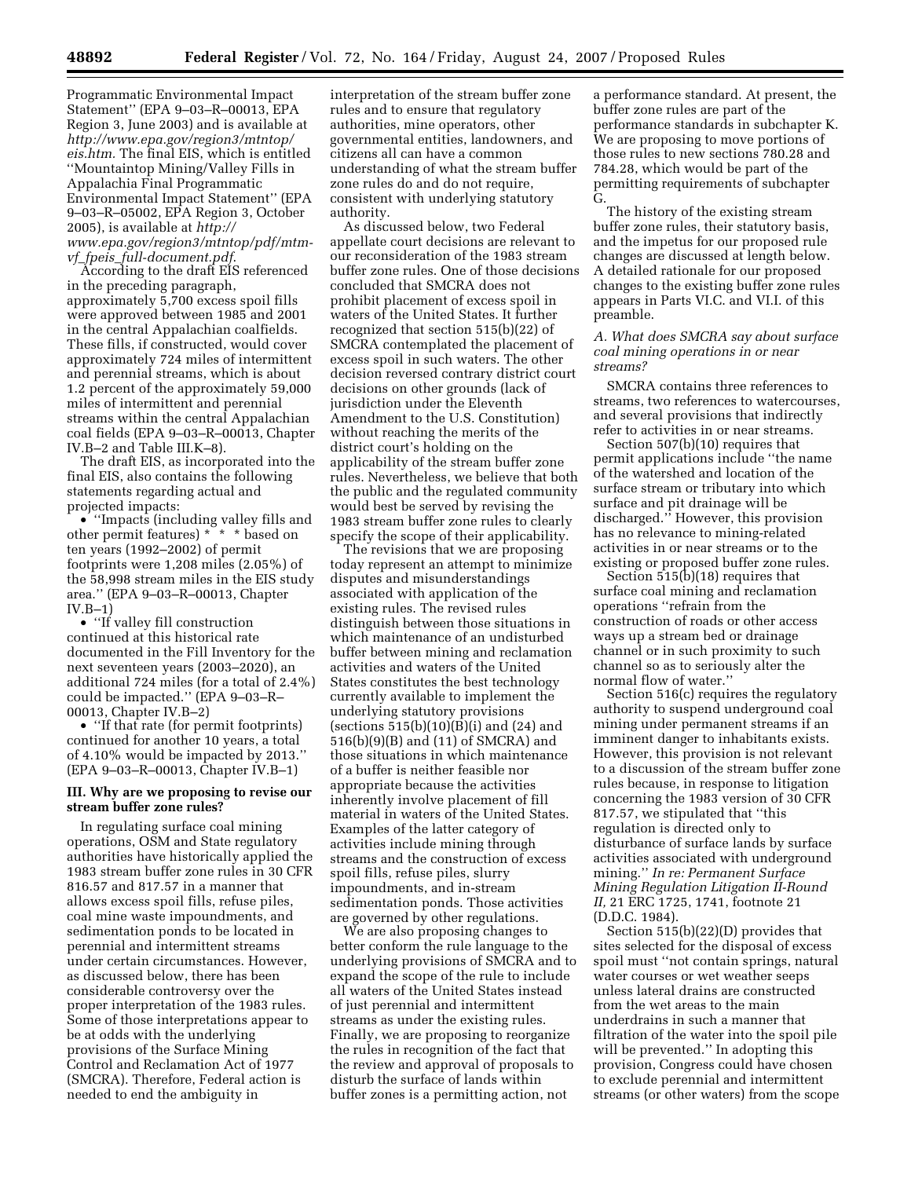Programmatic Environmental Impact Statement'' (EPA 9–03–R–00013, EPA Region 3, June 2003) and is available at *http://www.epa.gov/region3/mtntop/eis.htm.* The final EIS, which is entitled ''Mountaintop Mining/Valley Fills in Appalachia Final Programmatic Environmental Impact Statement'' (EPA 9–03–R–05002, EPA Region 3, October 2005), is available at *http://www.epa.gov/region3/mtntop/pdf/mtm-vf_fpeis_full-document.pdf.*

According to the draft EIS referenced in the preceding paragraph, approximately 5,700 excess spoil fills were approved between 1985 and 2001 in the central Appalachian coalfields. These fills, if constructed, would cover approximately 724 miles of intermittent and perennial streams, which is about 1.2 percent of the approximately 59,000 miles of intermittent and perennial streams within the central Appalachian coal fields (EPA 9–03–R–00013, Chapter IV.B–2 and Table III.K–8).

The draft EIS, as incorporated into the final EIS, also contains the following statements regarding actual and projected impacts:

- ''Impacts (including valley fills and other permit features) * * * based on ten years (1992–2002) of permit footprints were 1,208 miles (2.05%) of the 58,998 stream miles in the EIS study area.'' (EPA 9–03–R–00013, Chapter IV.B–1)
- ''If valley fill construction continued at this historical rate documented in the Fill Inventory for the next seventeen years (2003–2020), an additional 724 miles (for a total of 2.4%) could be impacted.'' (EPA 9–03–R–00013, Chapter IV.B–2)
- ''If that rate (for permit footprints) continued for another 10 years, a total of 4.10% would be impacted by 2013.'' (EPA 9–03–R–00013, Chapter IV.B–1)

### III. Why are we proposing to revise our stream buffer zone rules?

In regulating surface coal mining operations, OSM and State regulatory authorities have historically applied the 1983 stream buffer zone rules in 30 CFR 816.57 and 817.57 in a manner that allows excess spoil fills, refuse piles, coal mine waste impoundments, and sedimentation ponds to be located in perennial and intermittent streams under certain circumstances. However, as discussed below, there has been considerable controversy over the proper interpretation of the 1983 rules. Some of those interpretations appear to be at odds with the underlying provisions of the Surface Mining Control and Reclamation Act of 1977 (SMCRA). Therefore, Federal action is needed to end the ambiguity in interpretation of the stream buffer zone rules and to ensure that regulatory authorities, mine operators, other governmental entities, landowners, and citizens all can have a common understanding of what the stream buffer zone rules do and do not require, consistent with underlying statutory authority.

As discussed below, two Federal appellate court decisions are relevant to our reconsideration of the 1983 stream buffer zone rules. One of those decisions concluded that SMCRA does not prohibit placement of excess spoil in waters of the United States. It further recognized that section 515(b)(22) of SMCRA contemplated the placement of excess spoil in such waters. The other decision reversed contrary district court decisions on other grounds (lack of jurisdiction under the Eleventh Amendment to the U.S. Constitution) without reaching the merits of the district court's holding on the applicability of the stream buffer zone rules. Nevertheless, we believe that both the public and the regulated community would best be served by revising the 1983 stream buffer zone rules to clearly specify the scope of their applicability.

The revisions that we are proposing today represent an attempt to minimize disputes and misunderstandings associated with application of the existing rules. The revised rules distinguish between those situations in which maintenance of an undisturbed buffer between mining and reclamation activities and waters of the United States constitutes the best technology currently available to implement the underlying statutory provisions (sections 515(b)(10)(B)(i) and (24) and 516(b)(9)(B) and (11) of SMCRA) and those situations in which maintenance of a buffer is neither feasible nor appropriate because the activities inherently involve placement of fill material in waters of the United States. Examples of the latter category of activities include mining through streams and the construction of excess spoil fills, refuse piles, slurry impoundments, and in-stream sedimentation ponds. Those activities are governed by other regulations.

We are also proposing changes to better conform the rule language to the underlying provisions of SMCRA and to expand the scope of the rule to include all waters of the United States instead of just perennial and intermittent streams as under the existing rules. Finally, we are proposing to reorganize the rules in recognition of the fact that the review and approval of proposals to disturb the surface of lands within buffer zones is a permitting action, not a performance standard. At present, the buffer zone rules are part of the performance standards in subchapter K. We are proposing to move portions of those rules to new sections 780.28 and 784.28, which would be part of the permitting requirements of subchapter G.

The history of the existing stream buffer zone rules, their statutory basis, and the impetus for our proposed rule changes are discussed at length below. A detailed rationale for our proposed changes to the existing buffer zone rules appears in Parts VI.C. and VI.I. of this preamble.

#### *A. What does SMCRA say about surface coal mining operations in or near streams?*

SMCRA contains three references to streams, two references to watercourses, and several provisions that indirectly refer to activities in or near streams.

Section 507(b)(10) requires that permit applications include ''the name of the watershed and location of the surface stream or tributary into which surface and pit drainage will be discharged.'' However, this provision has no relevance to mining-related activities in or near streams or to the existing or proposed buffer zone rules.

Section 515(b)(18) requires that surface coal mining and reclamation operations ''refrain from the construction of roads or other access ways up a stream bed or drainage channel or in such proximity to such channel so as to seriously alter the normal flow of water.''

Section 516(c) requires the regulatory authority to suspend underground coal mining under permanent streams if an imminent danger to inhabitants exists. However, this provision is not relevant to a discussion of the stream buffer zone rules because, in response to litigation concerning the 1983 version of 30 CFR 817.57, we stipulated that ''this regulation is directed only to disturbance of surface lands by surface activities associated with underground mining.'' *In re: Permanent Surface Mining Regulation Litigation II-Round II,* 21 ERC 1725, 1741, footnote 21 (D.D.C. 1984).

Section 515(b)(22)(D) provides that sites selected for the disposal of excess spoil must ''not contain springs, natural water courses or wet weather seeps unless lateral drains are constructed from the wet areas to the main underdrains in such a manner that filtration of the water into the spoil pile will be prevented.'' In adopting this provision, Congress could have chosen to exclude perennial and intermittent streams (or other waters) from the scope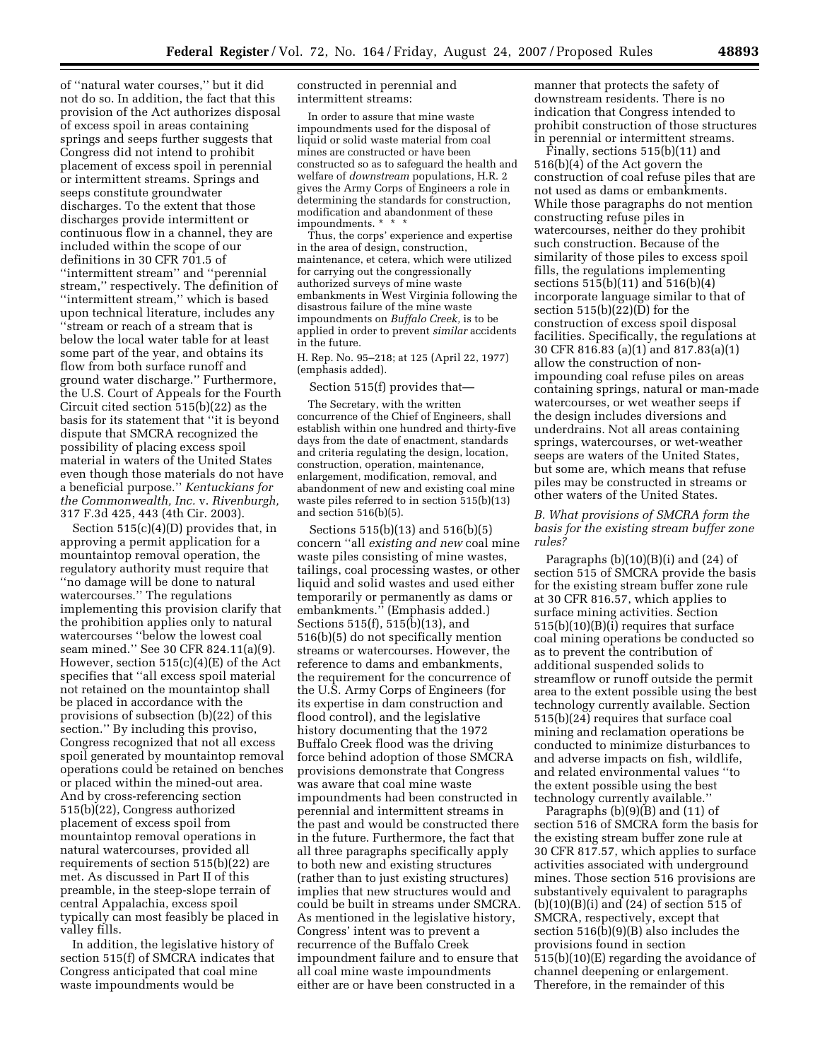of ''natural water courses,'' but it did not do so. In addition, the fact that this provision of the Act authorizes disposal of excess spoil in areas containing springs and seeps further suggests that Congress did not intend to prohibit placement of excess spoil in perennial or intermittent streams. Springs and seeps constitute groundwater discharges. To the extent that those discharges provide intermittent or continuous flow in a channel, they are included within the scope of our definitions in 30 CFR 701.5 of ''intermittent stream'' and ''perennial stream,'' respectively. The definition of ''intermittent stream,'' which is based upon technical literature, includes any ''stream or reach of a stream that is below the local water table for at least some part of the year, and obtains its flow from both surface runoff and ground water discharge.'' Furthermore, the U.S. Court of Appeals for the Fourth Circuit cited section 515(b)(22) as the basis for its statement that ''it is beyond dispute that SMCRA recognized the possibility of placing excess spoil material in waters of the United States even though those materials do not have a beneficial purpose.'' *Kentuckians for the Commonwealth, Inc.* v. *Rivenburgh,* 317 F.3d 425, 443 (4th Cir. 2003).

Section 515(c)(4)(D) provides that, in approving a permit application for a mountaintop removal operation, the regulatory authority must require that ''no damage will be done to natural watercourses.'' The regulations implementing this provision clarify that the prohibition applies only to natural watercourses ''below the lowest coal seam mined.'' See 30 CFR 824.11(a)(9). However, section 515(c)(4)(E) of the Act specifies that ''all excess spoil material not retained on the mountaintop shall be placed in accordance with the provisions of subsection (b)(22) of this section.'' By including this proviso, Congress recognized that not all excess spoil generated by mountaintop removal operations could be retained on benches or placed within the mined-out area. And by cross-referencing section 515(b)(22), Congress authorized placement of excess spoil from mountaintop removal operations in natural watercourses, provided all requirements of section 515(b)(22) are met. As discussed in Part II of this preamble, in the steep-slope terrain of central Appalachia, excess spoil typically can most feasibly be placed in valley fills.

In addition, the legislative history of section 515(f) of SMCRA indicates that Congress anticipated that coal mine waste impoundments would be constructed in perennial and intermittent streams:

> In order to assure that mine waste impoundments used for the disposal of liquid or solid waste material from coal mines are constructed or have been constructed so as to safeguard the health and welfare of *downstream* populations, H.R. 2 gives the Army Corps of Engineers a role in determining the standards for construction, modification and abandonment of these impoundments. * * *
>
> Thus, the corps' experience and expertise in the area of design, construction, maintenance, et cetera, which were utilized for carrying out the congressionally authorized surveys of mine waste embankments in West Virginia following the disastrous failure of the mine waste impoundments on *Buffalo Creek,* is to be applied in order to prevent *similar* accidents in the future.

H. Rep. No. 95–218; at 125 (April 22, 1977) (emphasis added).

Section 515(f) provides that—

> The Secretary, with the written concurrence of the Chief of Engineers, shall establish within one hundred and thirty-five days from the date of enactment, standards and criteria regulating the design, location, construction, operation, maintenance, enlargement, modification, removal, and abandonment of new and existing coal mine waste piles referred to in section 515(b)(13) and section 516(b)(5).

Sections 515(b)(13) and 516(b)(5) concern ''all *existing and new* coal mine waste piles consisting of mine wastes, tailings, coal processing wastes, or other liquid and solid wastes and used either temporarily or permanently as dams or embankments.'' (Emphasis added.) Sections 515(f), 515(b)(13), and 516(b)(5) do not specifically mention streams or watercourses. However, the reference to dams and embankments, the requirement for the concurrence of the U.S. Army Corps of Engineers (for its expertise in dam construction and flood control), and the legislative history documenting that the 1972 Buffalo Creek flood was the driving force behind adoption of those SMCRA provisions demonstrate that Congress was aware that coal mine waste impoundments had been constructed in perennial and intermittent streams in the past and would be constructed there in the future. Furthermore, the fact that all three paragraphs specifically apply to both new and existing structures (rather than to just existing structures) implies that new structures would and could be built in streams under SMCRA. As mentioned in the legislative history, Congress' intent was to prevent a recurrence of the Buffalo Creek impoundment failure and to ensure that all coal mine waste impoundments either are or have been constructed in a manner that protects the safety of downstream residents. There is no indication that Congress intended to prohibit construction of those structures in perennial or intermittent streams.

Finally, sections 515(b)(11) and 516(b)(4) of the Act govern the construction of coal refuse piles that are not used as dams or embankments. While those paragraphs do not mention constructing refuse piles in watercourses, neither do they prohibit such construction. Because of the similarity of those piles to excess spoil fills, the regulations implementing sections 515(b)(11) and 516(b)(4) incorporate language similar to that of section 515(b)(22)(D) for the construction of excess spoil disposal facilities. Specifically, the regulations at 30 CFR 816.83 (a)(1) and 817.83(a)(1) allow the construction of non-impounding coal refuse piles on areas containing springs, natural or man-made watercourses, or wet weather seeps if the design includes diversions and underdrains. Not all areas containing springs, watercourses, or wet-weather seeps are waters of the United States, but some are, which means that refuse piles may be constructed in streams or other waters of the United States.

### *B. What provisions of SMCRA form the basis for the existing stream buffer zone rules?*

Paragraphs (b)(10)(B)(i) and (24) of section 515 of SMCRA provide the basis for the existing stream buffer zone rule at 30 CFR 816.57, which applies to surface mining activities. Section 515(b)(10)(B)(i) requires that surface coal mining operations be conducted so as to prevent the contribution of additional suspended solids to streamflow or runoff outside the permit area to the extent possible using the best technology currently available. Section 515(b)(24) requires that surface coal mining and reclamation operations be conducted to minimize disturbances to and adverse impacts on fish, wildlife, and related environmental values ''to the extent possible using the best technology currently available.''

Paragraphs (b)(9)(B) and (11) of section 516 of SMCRA form the basis for the existing stream buffer zone rule at 30 CFR 817.57, which applies to surface activities associated with underground mines. Those section 516 provisions are substantively equivalent to paragraphs (b)(10)(B)(i) and (24) of section 515 of SMCRA, respectively, except that section 516(b)(9)(B) also includes the provisions found in section 515(b)(10)(E) regarding the avoidance of channel deepening or enlargement. Therefore, in the remainder of this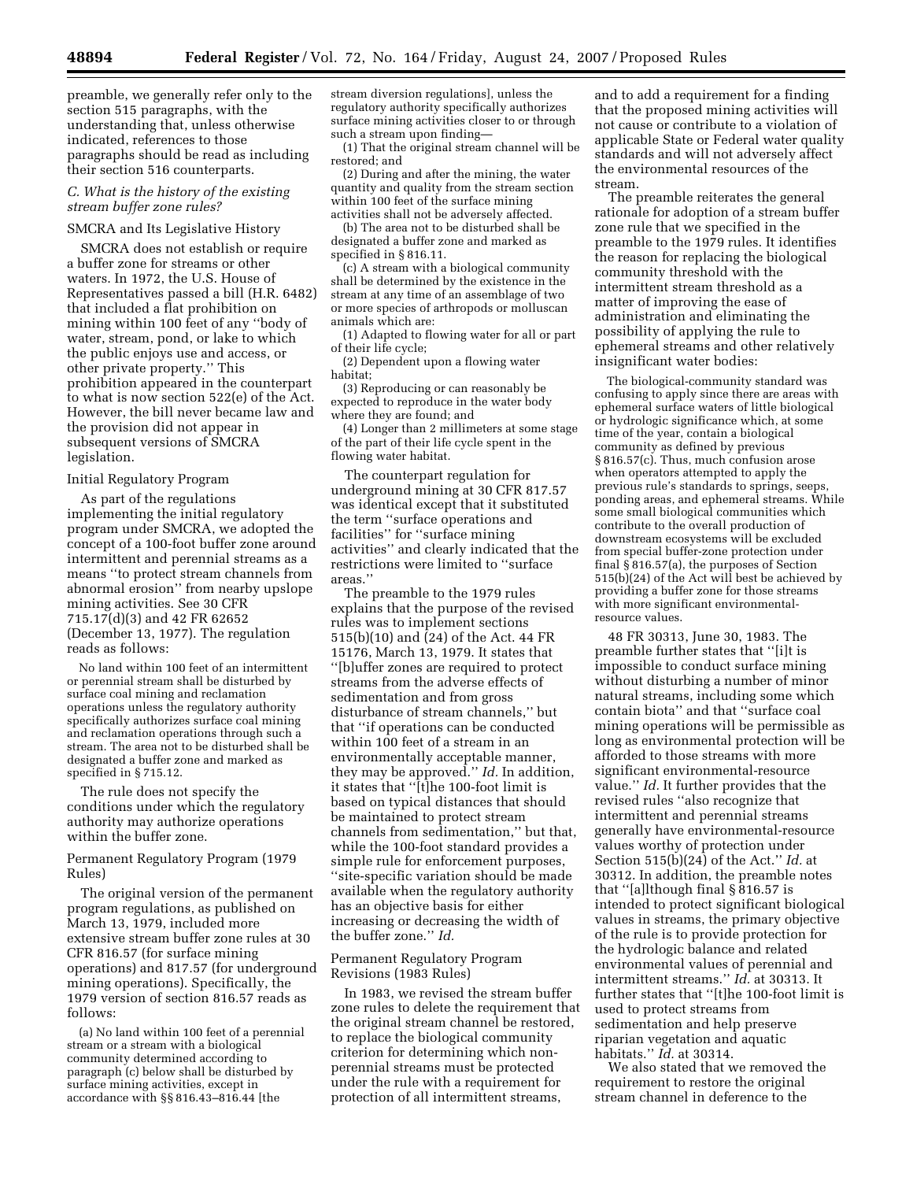preamble, we generally refer only to the section 515 paragraphs, with the understanding that, unless otherwise indicated, references to those paragraphs should be read as including their section 516 counterparts.

### *C. What is the history of the existing stream buffer zone rules?*

SMCRA and Its Legislative History

SMCRA does not establish or require a buffer zone for streams or other waters. In 1972, the U.S. House of Representatives passed a bill (H.R. 6482) that included a flat prohibition on mining within 100 feet of any ''body of water, stream, pond, or lake to which the public enjoys use and access, or other private property.'' This prohibition appeared in the counterpart to what is now section 522(e) of the Act. However, the bill never became law and the provision did not appear in subsequent versions of SMCRA legislation.

Initial Regulatory Program

As part of the regulations implementing the initial regulatory program under SMCRA, we adopted the concept of a 100-foot buffer zone around intermittent and perennial streams as a means ''to protect stream channels from abnormal erosion'' from nearby upslope mining activities. See 30 CFR 715.17(d)(3) and 42 FR 62652 (December 13, 1977). The regulation reads as follows:

> No land within 100 feet of an intermittent or perennial stream shall be disturbed by surface coal mining and reclamation operations unless the regulatory authority specifically authorizes surface coal mining and reclamation operations through such a stream. The area not to be disturbed shall be designated a buffer zone and marked as specified in § 715.12.

The rule does not specify the conditions under which the regulatory authority may authorize operations within the buffer zone.

Permanent Regulatory Program (1979 Rules)

The original version of the permanent program regulations, as published on March 13, 1979, included more extensive stream buffer zone rules at 30 CFR 816.57 (for surface mining operations) and 817.57 (for underground mining operations). Specifically, the 1979 version of section 816.57 reads as follows:

> (a) No land within 100 feet of a perennial stream or a stream with a biological community determined according to paragraph (c) below shall be disturbed by surface mining activities, except in accordance with §§ 816.43–816.44 [the stream diversion regulations], unless the regulatory authority specifically authorizes surface mining activities closer to or through such a stream upon finding—
>
> (1) That the original stream channel will be restored; and
>
> (2) During and after the mining, the water quantity and quality from the stream section within 100 feet of the surface mining activities shall not be adversely affected.
>
> (b) The area not to be disturbed shall be designated a buffer zone and marked as specified in § 816.11.
>
> (c) A stream with a biological community shall be determined by the existence in the stream at any time of an assemblage of two or more species of arthropods or molluscan animals which are:
>
> (1) Adapted to flowing water for all or part of their life cycle;
>
> (2) Dependent upon a flowing water habitat;
>
> (3) Reproducing or can reasonably be expected to reproduce in the water body where they are found; and
>
> (4) Longer than 2 millimeters at some stage of the part of their life cycle spent in the flowing water habitat.

The counterpart regulation for underground mining at 30 CFR 817.57 was identical except that it substituted the term ''surface operations and facilities'' for ''surface mining activities'' and clearly indicated that the restrictions were limited to ''surface areas.''

The preamble to the 1979 rules explains that the purpose of the revised rules was to implement sections 515(b)(10) and (24) of the Act. 44 FR 15176, March 13, 1979. It states that ''[b]uffer zones are required to protect streams from the adverse effects of sedimentation and from gross disturbance of stream channels,'' but that ''if operations can be conducted within 100 feet of a stream in an environmentally acceptable manner, they may be approved.'' *Id.* In addition, it states that ''[t]he 100-foot limit is based on typical distances that should be maintained to protect stream channels from sedimentation,'' but that, while the 100-foot standard provides a simple rule for enforcement purposes, ''site-specific variation should be made available when the regulatory authority has an objective basis for either increasing or decreasing the width of the buffer zone.'' *Id.*

Permanent Regulatory Program Revisions (1983 Rules)

In 1983, we revised the stream buffer zone rules to delete the requirement that the original stream channel be restored, to replace the biological community criterion for determining which non-perennial streams must be protected under the rule with a requirement for protection of all intermittent streams, and to add a requirement for a finding that the proposed mining activities will not cause or contribute to a violation of applicable State or Federal water quality standards and will not adversely affect the environmental resources of the stream.

The preamble reiterates the general rationale for adoption of a stream buffer zone rule that we specified in the preamble to the 1979 rules. It identifies the reason for replacing the biological community threshold with the intermittent stream threshold as a matter of improving the ease of administration and eliminating the possibility of applying the rule to ephemeral streams and other relatively insignificant water bodies:

> The biological-community standard was confusing to apply since there are areas with ephemeral surface waters of little biological or hydrologic significance which, at some time of the year, contain a biological community as defined by previous § 816.57(c). Thus, much confusion arose when operators attempted to apply the previous rule's standards to springs, seeps, ponding areas, and ephemeral streams. While some small biological communities which contribute to the overall production of downstream ecosystems will be excluded from special buffer-zone protection under final § 816.57(a), the purposes of Section 515(b)(24) of the Act will best be achieved by providing a buffer zone for those streams with more significant environmental-resource values.

48 FR 30313, June 30, 1983. The preamble further states that ''[i]t is impossible to conduct surface mining without disturbing a number of minor natural streams, including some which contain biota'' and that ''surface coal mining operations will be permissible as long as environmental protection will be afforded to those streams with more significant environmental-resource value.'' *Id.* It further provides that the revised rules ''also recognize that intermittent and perennial streams generally have environmental-resource values worthy of protection under Section 515(b)(24) of the Act.'' *Id.* at 30312. In addition, the preamble notes that ''[a]lthough final § 816.57 is intended to protect significant biological values in streams, the primary objective of the rule is to provide protection for the hydrologic balance and related environmental values of perennial and intermittent streams.'' *Id.* at 30313. It further states that ''[t]he 100-foot limit is used to protect streams from sedimentation and help preserve riparian vegetation and aquatic habitats.'' *Id.* at 30314.

We also stated that we removed the requirement to restore the original stream channel in deference to the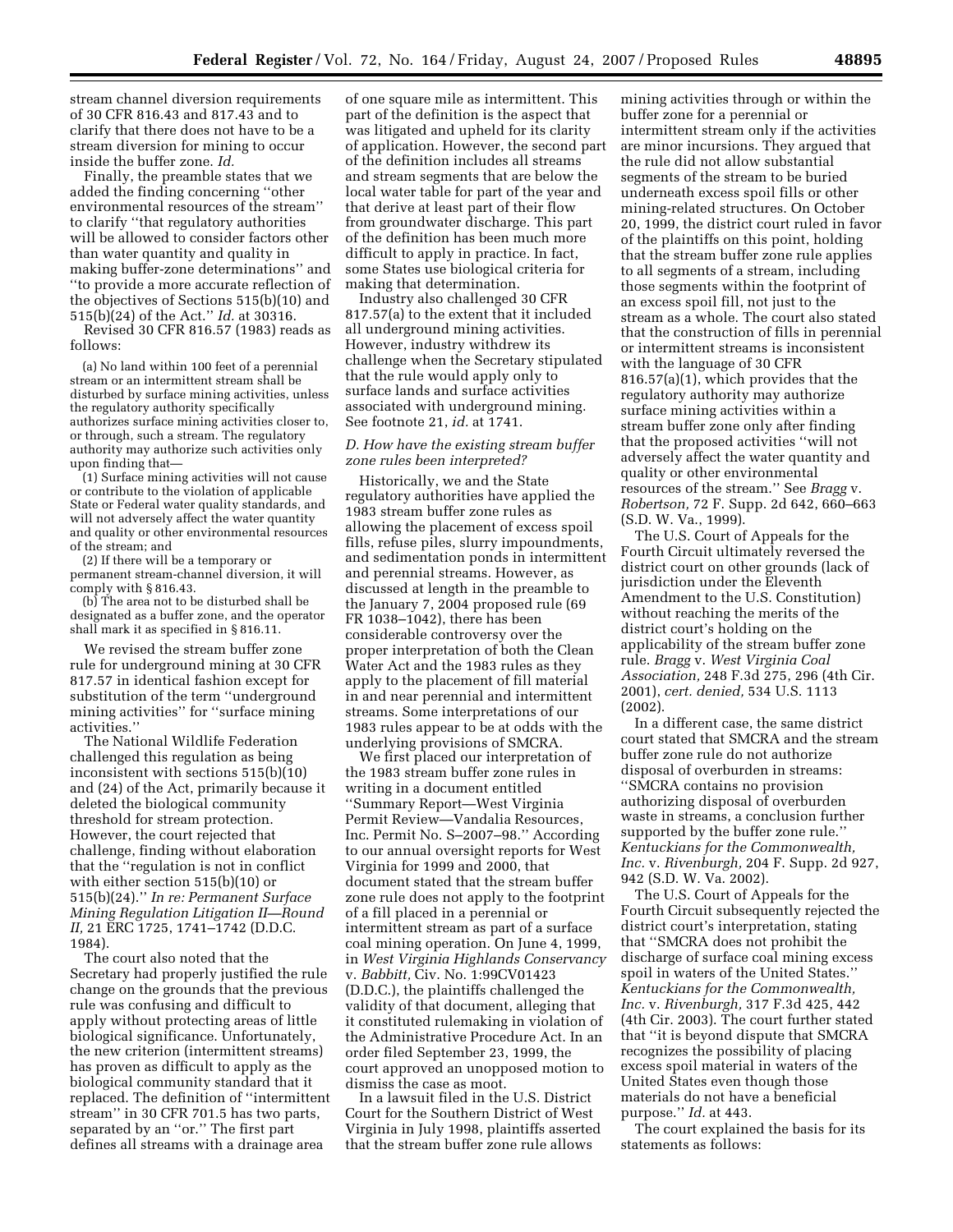stream channel diversion requirements of 30 CFR 816.43 and 817.43 and to clarify that there does not have to be a stream diversion for mining to occur inside the buffer zone. *Id.*

Finally, the preamble states that we added the finding concerning ''other environmental resources of the stream'' to clarify ''that regulatory authorities will be allowed to consider factors other than water quantity and quality in making buffer-zone determinations'' and ''to provide a more accurate reflection of the objectives of Sections 515(b)(10) and 515(b)(24) of the Act.'' *Id.* at 30316.

Revised 30 CFR 816.57 (1983) reads as follows:

> (a) No land within 100 feet of a perennial stream or an intermittent stream shall be disturbed by surface mining activities, unless the regulatory authority specifically authorizes surface mining activities closer to, or through, such a stream. The regulatory authority may authorize such activities only upon finding that—
>
> (1) Surface mining activities will not cause or contribute to the violation of applicable State or Federal water quality standards, and will not adversely affect the water quantity and quality or other environmental resources of the stream; and
>
> (2) If there will be a temporary or permanent stream-channel diversion, it will comply with § 816.43.
>
> (b) The area not to be disturbed shall be designated as a buffer zone, and the operator shall mark it as specified in § 816.11.

We revised the stream buffer zone rule for underground mining at 30 CFR 817.57 in identical fashion except for substitution of the term ''underground mining activities'' for ''surface mining activities.''

The National Wildlife Federation challenged this regulation as being inconsistent with sections 515(b)(10) and (24) of the Act, primarily because it deleted the biological community threshold for stream protection. However, the court rejected that challenge, finding without elaboration that the ''regulation is not in conflict with either section 515(b)(10) or 515(b)(24).'' *In re: Permanent Surface Mining Regulation Litigation II—Round II,* 21 ERC 1725, 1741–1742 (D.D.C. 1984).

The court also noted that the Secretary had properly justified the rule change on the grounds that the previous rule was confusing and difficult to apply without protecting areas of little biological significance. Unfortunately, the new criterion (intermittent streams) has proven as difficult to apply as the biological community standard that it replaced. The definition of ''intermittent stream'' in 30 CFR 701.5 has two parts, separated by an ''or.'' The first part defines all streams with a drainage area of one square mile as intermittent. This part of the definition is the aspect that was litigated and upheld for its clarity of application. However, the second part of the definition includes all streams and stream segments that are below the local water table for part of the year and that derive at least part of their flow from groundwater discharge. This part of the definition has been much more difficult to apply in practice. In fact, some States use biological criteria for making that determination.

Industry also challenged 30 CFR 817.57(a) to the extent that it included all underground mining activities. However, industry withdrew its challenge when the Secretary stipulated that the rule would apply only to surface lands and surface activities associated with underground mining. See footnote 21, *id.* at 1741.

### *D. How have the existing stream buffer zone rules been interpreted?*

Historically, we and the State regulatory authorities have applied the 1983 stream buffer zone rules as allowing the placement of excess spoil fills, refuse piles, slurry impoundments, and sedimentation ponds in intermittent and perennial streams. However, as discussed at length in the preamble to the January 7, 2004 proposed rule (69 FR 1038–1042), there has been considerable controversy over the proper interpretation of both the Clean Water Act and the 1983 rules as they apply to the placement of fill material in and near perennial and intermittent streams. Some interpretations of our 1983 rules appear to be at odds with the underlying provisions of SMCRA.

We first placed our interpretation of the 1983 stream buffer zone rules in writing in a document entitled ''Summary Report—West Virginia Permit Review—Vandalia Resources, Inc. Permit No. S–2007–98.'' According to our annual oversight reports for West Virginia for 1999 and 2000, that document stated that the stream buffer zone rule does not apply to the footprint of a fill placed in a perennial or intermittent stream as part of a surface coal mining operation. On June 4, 1999, in *West Virginia Highlands Conservancy* v. *Babbitt,* Civ. No. 1:99CV01423 (D.D.C.), the plaintiffs challenged the validity of that document, alleging that it constituted rulemaking in violation of the Administrative Procedure Act. In an order filed September 23, 1999, the court approved an unopposed motion to dismiss the case as moot.

In a lawsuit filed in the U.S. District Court for the Southern District of West Virginia in July 1998, plaintiffs asserted that the stream buffer zone rule allows mining activities through or within the buffer zone for a perennial or intermittent stream only if the activities are minor incursions. They argued that the rule did not allow substantial segments of the stream to be buried underneath excess spoil fills or other mining-related structures. On October 20, 1999, the district court ruled in favor of the plaintiffs on this point, holding that the stream buffer zone rule applies to all segments of a stream, including those segments within the footprint of an excess spoil fill, not just to the stream as a whole. The court also stated that the construction of fills in perennial or intermittent streams is inconsistent with the language of 30 CFR 816.57(a)(1), which provides that the regulatory authority may authorize surface mining activities within a stream buffer zone only after finding that the proposed activities ''will not adversely affect the water quantity and quality or other environmental resources of the stream.'' See *Bragg* v. *Robertson,* 72 F. Supp. 2d 642, 660–663 (S.D. W. Va., 1999).

The U.S. Court of Appeals for the Fourth Circuit ultimately reversed the district court on other grounds (lack of jurisdiction under the Eleventh Amendment to the U.S. Constitution) without reaching the merits of the district court's holding on the applicability of the stream buffer zone rule. *Bragg* v. *West Virginia Coal Association,* 248 F.3d 275, 296 (4th Cir. 2001), *cert. denied,* 534 U.S. 1113 (2002).

In a different case, the same district court stated that SMCRA and the stream buffer zone rule do not authorize disposal of overburden in streams: ''SMCRA contains no provision authorizing disposal of overburden waste in streams, a conclusion further supported by the buffer zone rule.'' *Kentuckians for the Commonwealth, Inc.* v. *Rivenburgh,* 204 F. Supp. 2d 927, 942 (S.D. W. Va. 2002).

The U.S. Court of Appeals for the Fourth Circuit subsequently rejected the district court's interpretation, stating that ''SMCRA does not prohibit the discharge of surface coal mining excess spoil in waters of the United States.'' *Kentuckians for the Commonwealth, Inc.* v. *Rivenburgh,* 317 F.3d 425, 442 (4th Cir. 2003). The court further stated that ''it is beyond dispute that SMCRA recognizes the possibility of placing excess spoil material in waters of the United States even though those materials do not have a beneficial purpose.'' *Id.* at 443.

The court explained the basis for its statements as follows: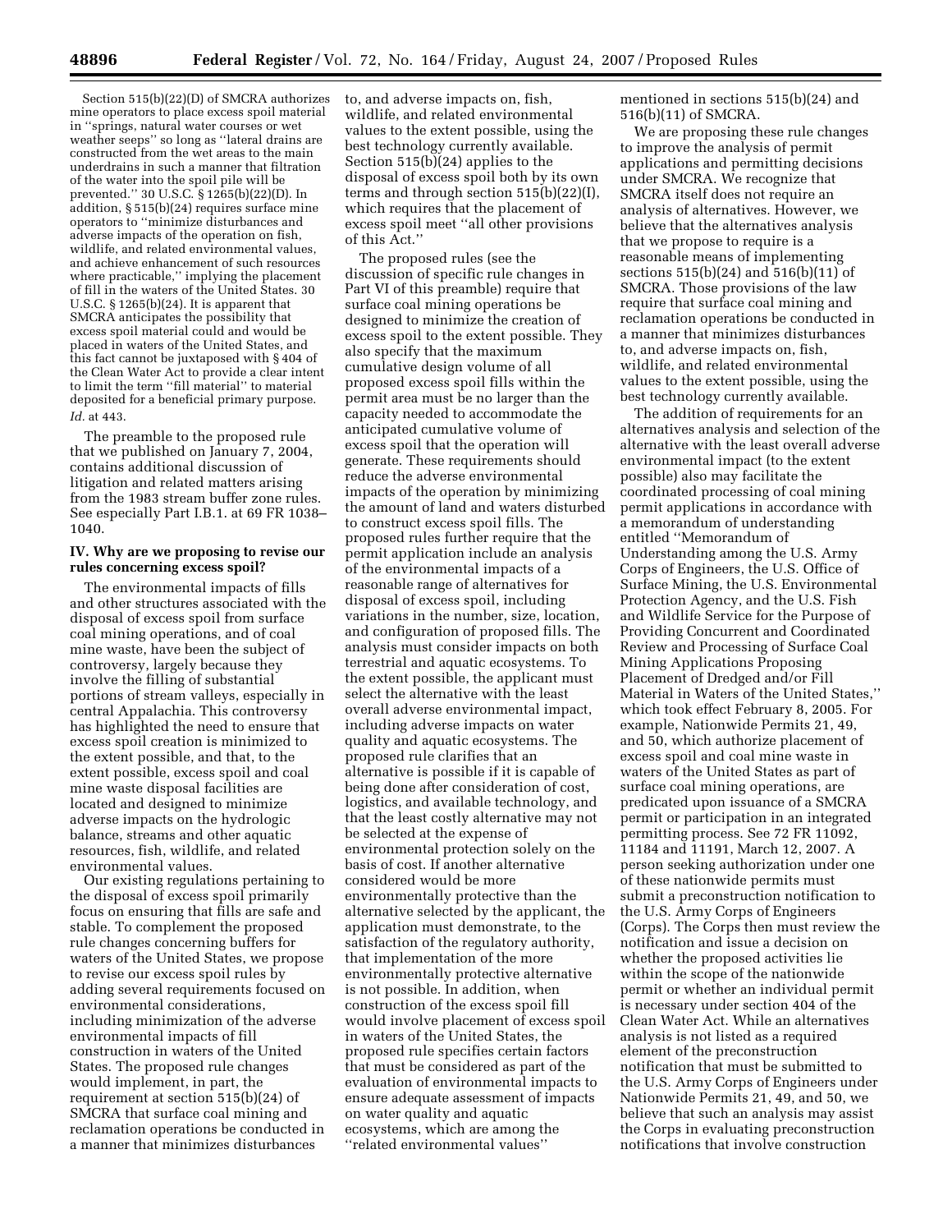Section 515(b)(22)(D) of SMCRA authorizes mine operators to place excess spoil material in ''springs, natural water courses or wet weather seeps'' so long as ''lateral drains are constructed from the wet areas to the main underdrains in such a manner that filtration of the water into the spoil pile will be prevented.'' 30 U.S.C. § 1265(b)(22)(D). In addition, § 515(b)(24) requires surface mine operators to ''minimize disturbances and adverse impacts of the operation on fish, wildlife, and related environmental values, and achieve enhancement of such resources where practicable,'' implying the placement of fill in the waters of the United States. 30 U.S.C. § 1265(b)(24). It is apparent that SMCRA anticipates the possibility that excess spoil material could and would be placed in waters of the United States, and this fact cannot be juxtaposed with § 404 of the Clean Water Act to provide a clear intent to limit the term ''fill material'' to material deposited for a beneficial primary purpose. *Id.* at 443.

The preamble to the proposed rule that we published on January 7, 2004, contains additional discussion of litigation and related matters arising from the 1983 stream buffer zone rules. See especially Part I.B.1. at 69 FR 1038–1040.

## IV. Why are we proposing to revise our rules concerning excess spoil?

The environmental impacts of fills and other structures associated with the disposal of excess spoil from surface coal mining operations, and of coal mine waste, have been the subject of controversy, largely because they involve the filling of substantial portions of stream valleys, especially in central Appalachia. This controversy has highlighted the need to ensure that excess spoil creation is minimized to the extent possible, and that, to the extent possible, excess spoil and coal mine waste disposal facilities are located and designed to minimize adverse impacts on the hydrologic balance, streams and other aquatic resources, fish, wildlife, and related environmental values.

Our existing regulations pertaining to the disposal of excess spoil primarily focus on ensuring that fills are safe and stable. To complement the proposed rule changes concerning buffers for waters of the United States, we propose to revise our excess spoil rules by adding several requirements focused on environmental considerations, including minimization of the adverse environmental impacts of fill construction in waters of the United States. The proposed rule changes would implement, in part, the requirement at section 515(b)(24) of SMCRA that surface coal mining and reclamation operations be conducted in a manner that minimizes disturbances to, and adverse impacts on, fish, wildlife, and related environmental values to the extent possible, using the best technology currently available. Section 515(b)(24) applies to the disposal of excess spoil both by its own terms and through section 515(b)(22)(I), which requires that the placement of excess spoil meet ''all other provisions of this Act.''

The proposed rules (see the discussion of specific rule changes in Part VI of this preamble) require that surface coal mining operations be designed to minimize the creation of excess spoil to the extent possible. They also specify that the maximum cumulative design volume of all proposed excess spoil fills within the permit area must be no larger than the capacity needed to accommodate the anticipated cumulative volume of excess spoil that the operation will generate. These requirements should reduce the adverse environmental impacts of the operation by minimizing the amount of land and waters disturbed to construct excess spoil fills. The proposed rules further require that the permit application include an analysis of the environmental impacts of a reasonable range of alternatives for disposal of excess spoil, including variations in the number, size, location, and configuration of proposed fills. The analysis must consider impacts on both terrestrial and aquatic ecosystems. To the extent possible, the applicant must select the alternative with the least overall adverse environmental impact, including adverse impacts on water quality and aquatic ecosystems. The proposed rule clarifies that an alternative is possible if it is capable of being done after consideration of cost, logistics, and available technology, and that the least costly alternative may not be selected at the expense of environmental protection solely on the basis of cost. If another alternative considered would be more environmentally protective than the alternative selected by the applicant, the application must demonstrate, to the satisfaction of the regulatory authority, that implementation of the more environmentally protective alternative is not possible. In addition, when construction of the excess spoil fill would involve placement of excess spoil in waters of the United States, the proposed rule specifies certain factors that must be considered as part of the evaluation of environmental impacts to ensure adequate assessment of impacts on water quality and aquatic ecosystems, which are among the ''related environmental values'' mentioned in sections 515(b)(24) and 516(b)(11) of SMCRA.

We are proposing these rule changes to improve the analysis of permit applications and permitting decisions under SMCRA. We recognize that SMCRA itself does not require an analysis of alternatives. However, we believe that the alternatives analysis that we propose to require is a reasonable means of implementing sections 515(b)(24) and 516(b)(11) of SMCRA. Those provisions of the law require that surface coal mining and reclamation operations be conducted in a manner that minimizes disturbances to, and adverse impacts on, fish, wildlife, and related environmental values to the extent possible, using the best technology currently available.

The addition of requirements for an alternatives analysis and selection of the alternative with the least overall adverse environmental impact (to the extent possible) also may facilitate the coordinated processing of coal mining permit applications in accordance with a memorandum of understanding entitled ''Memorandum of Understanding among the U.S. Army Corps of Engineers, the U.S. Office of Surface Mining, the U.S. Environmental Protection Agency, and the U.S. Fish and Wildlife Service for the Purpose of Providing Concurrent and Coordinated Review and Processing of Surface Coal Mining Applications Proposing Placement of Dredged and/or Fill Material in Waters of the United States,'' which took effect February 8, 2005. For example, Nationwide Permits 21, 49, and 50, which authorize placement of excess spoil and coal mine waste in waters of the United States as part of surface coal mining operations, are predicated upon issuance of a SMCRA permit or participation in an integrated permitting process. See 72 FR 11092, 11184 and 11191, March 12, 2007. A person seeking authorization under one of these nationwide permits must submit a preconstruction notification to the U.S. Army Corps of Engineers (Corps). The Corps then must review the notification and issue a decision on whether the proposed activities lie within the scope of the nationwide permit or whether an individual permit is necessary under section 404 of the Clean Water Act. While an alternatives analysis is not listed as a required element of the preconstruction notification that must be submitted to the U.S. Army Corps of Engineers under Nationwide Permits 21, 49, and 50, we believe that such an analysis may assist the Corps in evaluating preconstruction notifications that involve construction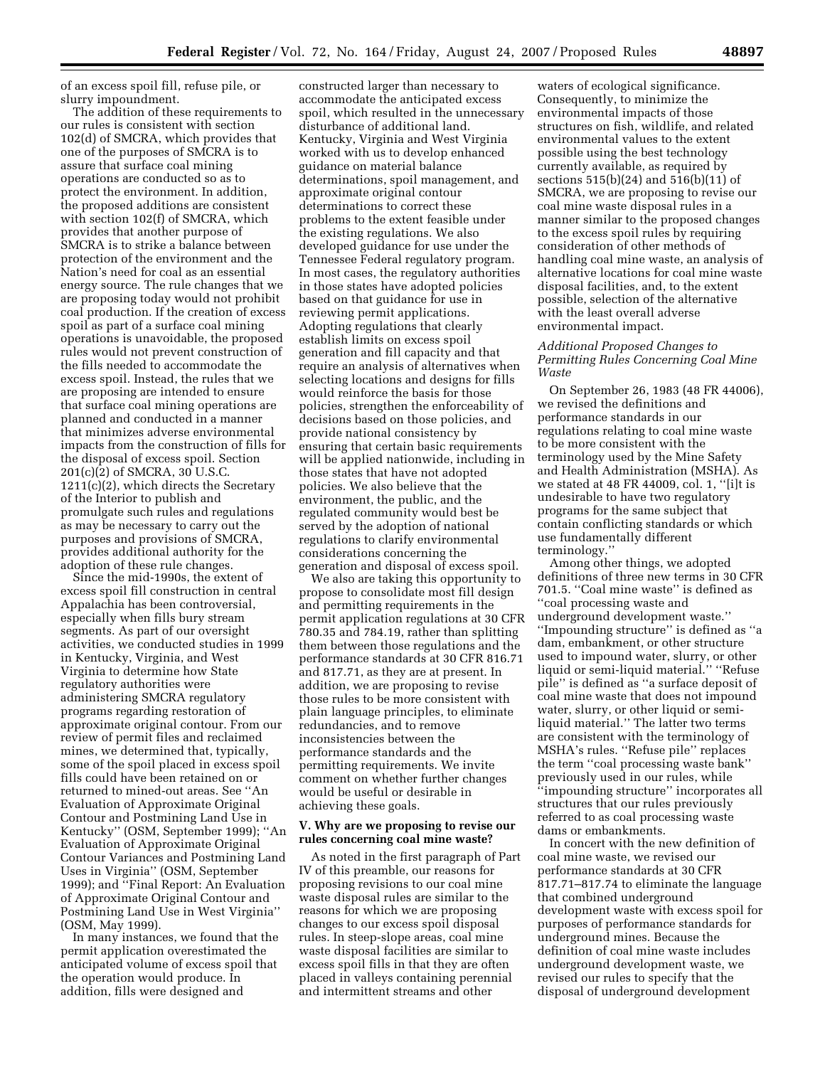of an excess spoil fill, refuse pile, or slurry impoundment.

The addition of these requirements to our rules is consistent with section 102(d) of SMCRA, which provides that one of the purposes of SMCRA is to assure that surface coal mining operations are conducted so as to protect the environment. In addition, the proposed additions are consistent with section 102(f) of SMCRA, which provides that another purpose of SMCRA is to strike a balance between protection of the environment and the Nation's need for coal as an essential energy source. The rule changes that we are proposing today would not prohibit coal production. If the creation of excess spoil as part of a surface coal mining operations is unavoidable, the proposed rules would not prevent construction of the fills needed to accommodate the excess spoil. Instead, the rules that we are proposing are intended to ensure that surface coal mining operations are planned and conducted in a manner that minimizes adverse environmental impacts from the construction of fills for the disposal of excess spoil. Section 201(c)(2) of SMCRA, 30 U.S.C. 1211(c)(2), which directs the Secretary of the Interior to publish and promulgate such rules and regulations as may be necessary to carry out the purposes and provisions of SMCRA, provides additional authority for the adoption of these rule changes.

Since the mid-1990s, the extent of excess spoil fill construction in central Appalachia has been controversial, especially when fills bury stream segments. As part of our oversight activities, we conducted studies in 1999 in Kentucky, Virginia, and West Virginia to determine how State regulatory authorities were administering SMCRA regulatory programs regarding restoration of approximate original contour. From our review of permit files and reclaimed mines, we determined that, typically, some of the spoil placed in excess spoil fills could have been retained on or returned to mined-out areas. See "An Evaluation of Approximate Original Contour and Postmining Land Use in Kentucky" (OSM, September 1999); "An Evaluation of Approximate Original Contour Variances and Postmining Land Uses in Virginia" (OSM, September 1999); and "Final Report: An Evaluation of Approximate Original Contour and Postmining Land Use in West Virginia" (OSM, May 1999).

In many instances, we found that the permit application overestimated the anticipated volume of excess spoil that the operation would produce. In addition, fills were designed and constructed larger than necessary to accommodate the anticipated excess spoil, which resulted in the unnecessary disturbance of additional land. Kentucky, Virginia and West Virginia worked with us to develop enhanced guidance on material balance determinations, spoil management, and approximate original contour determinations to correct these problems to the extent feasible under the existing regulations. We also developed guidance for use under the Tennessee Federal regulatory program. In most cases, the regulatory authorities in those states have adopted policies based on that guidance for use in reviewing permit applications. Adopting regulations that clearly establish limits on excess spoil generation and fill capacity and that require an analysis of alternatives when selecting locations and designs for fills would reinforce the basis for those policies, strengthen the enforceability of decisions based on those policies, and provide national consistency by ensuring that certain basic requirements will be applied nationwide, including in those states that have not adopted policies. We also believe that the environment, the public, and the regulated community would best be served by the adoption of national regulations to clarify environmental considerations concerning the generation and disposal of excess spoil.

We also are taking this opportunity to propose to consolidate most fill design and permitting requirements in the permit application regulations at 30 CFR 780.35 and 784.19, rather than splitting them between those regulations and the performance standards at 30 CFR 816.71 and 817.71, as they are at present. In addition, we are proposing to revise those rules to be more consistent with plain language principles, to eliminate redundancies, and to remove inconsistencies between the performance standards and the permitting requirements. We invite comment on whether further changes would be useful or desirable in achieving these goals.

## V. Why are we proposing to revise our rules concerning coal mine waste?

As noted in the first paragraph of Part IV of this preamble, our reasons for proposing revisions to our coal mine waste disposal rules are similar to the reasons for which we are proposing changes to our excess spoil disposal rules. In steep-slope areas, coal mine waste disposal facilities are similar to excess spoil fills in that they are often placed in valleys containing perennial and intermittent streams and other waters of ecological significance. Consequently, to minimize the environmental impacts of those structures on fish, wildlife, and related environmental values to the extent possible using the best technology currently available, as required by sections 515(b)(24) and 516(b)(11) of SMCRA, we are proposing to revise our coal mine waste disposal rules in a manner similar to the proposed changes to the excess spoil rules by requiring consideration of other methods of handling coal mine waste, an analysis of alternative locations for coal mine waste disposal facilities, and, to the extent possible, selection of the alternative with the least overall adverse environmental impact.

### *Additional Proposed Changes to Permitting Rules Concerning Coal Mine Waste*

On September 26, 1983 (48 FR 44006), we revised the definitions and performance standards in our regulations relating to coal mine waste to be more consistent with the terminology used by the Mine Safety and Health Administration (MSHA). As we stated at 48 FR 44009, col. 1, "[i]t is undesirable to have two regulatory programs for the same subject that contain conflicting standards or which use fundamentally different terminology."

Among other things, we adopted definitions of three new terms in 30 CFR 701.5. "Coal mine waste" is defined as "coal processing waste and underground development waste." "Impounding structure" is defined as "a dam, embankment, or other structure used to impound water, slurry, or other liquid or semi-liquid material." "Refuse pile" is defined as "a surface deposit of coal mine waste that does not impound water, slurry, or other liquid or semi-liquid material." The latter two terms are consistent with the terminology of MSHA's rules. "Refuse pile" replaces the term "coal processing waste bank" previously used in our rules, while "impounding structure" incorporates all structures that our rules previously referred to as coal processing waste dams or embankments.

In concert with the new definition of coal mine waste, we revised our performance standards at 30 CFR 817.71–817.74 to eliminate the language that combined underground development waste with excess spoil for purposes of performance standards for underground mines. Because the definition of coal mine waste includes underground development waste, we revised our rules to specify that the disposal of underground development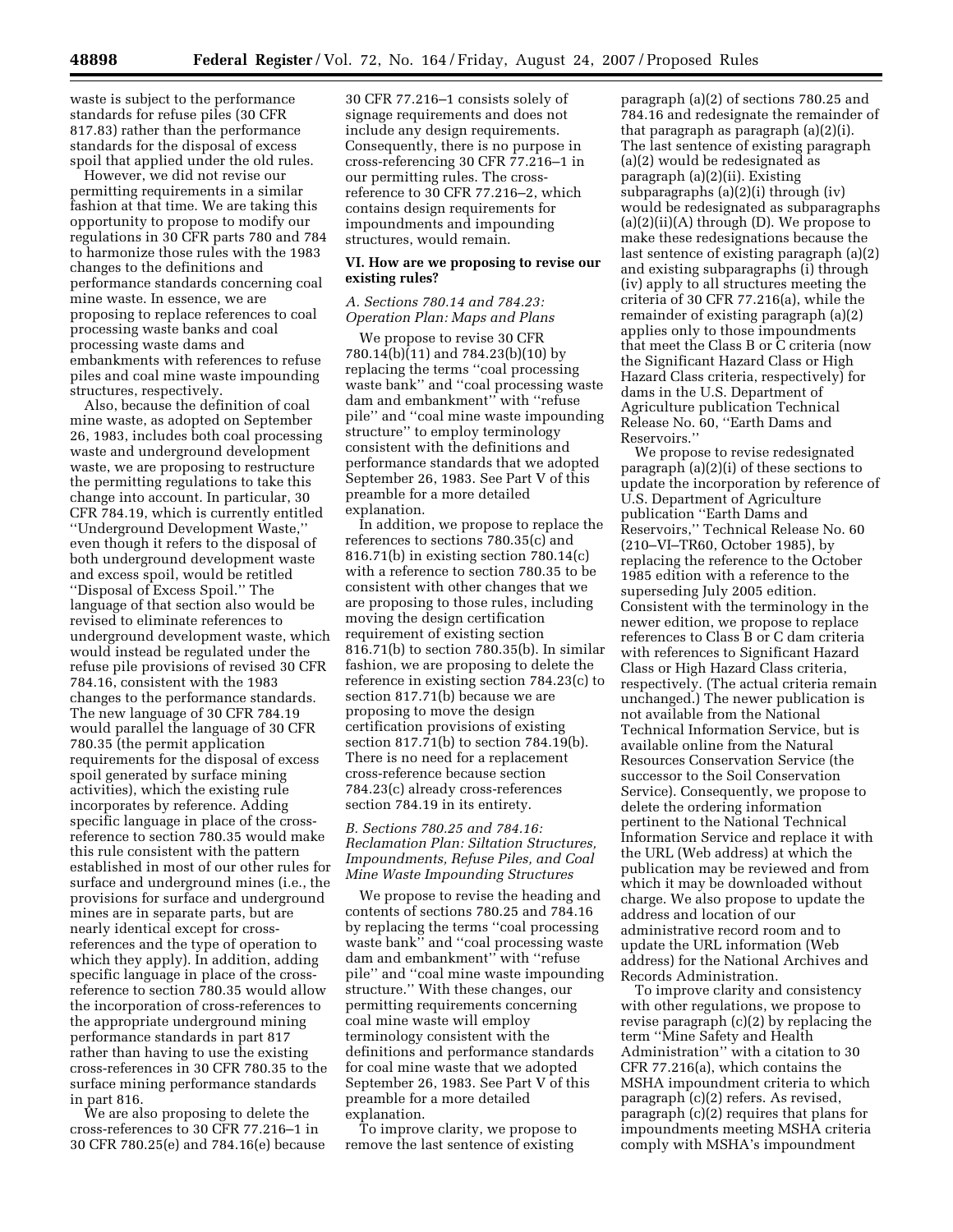waste is subject to the performance standards for refuse piles (30 CFR 817.83) rather than the performance standards for the disposal of excess spoil that applied under the old rules.

However, we did not revise our permitting requirements in a similar fashion at that time. We are taking this opportunity to propose to modify our regulations in 30 CFR parts 780 and 784 to harmonize those rules with the 1983 changes to the definitions and performance standards concerning coal mine waste. In essence, we are proposing to replace references to coal processing waste banks and coal processing waste dams and embankments with references to refuse piles and coal mine waste impounding structures, respectively.

Also, because the definition of coal mine waste, as adopted on September 26, 1983, includes both coal processing waste and underground development waste, we are proposing to restructure the permitting regulations to take this change into account. In particular, 30 CFR 784.19, which is currently entitled ''Underground Development Waste,'' even though it refers to the disposal of both underground development waste and excess spoil, would be retitled ''Disposal of Excess Spoil.'' The language of that section also would be revised to eliminate references to underground development waste, which would instead be regulated under the refuse pile provisions of revised 30 CFR 784.16, consistent with the 1983 changes to the performance standards. The new language of 30 CFR 784.19 would parallel the language of 30 CFR 780.35 (the permit application requirements for the disposal of excess spoil generated by surface mining activities), which the existing rule incorporates by reference. Adding specific language in place of the cross-reference to section 780.35 would make this rule consistent with the pattern established in most of our other rules for surface and underground mines (i.e., the provisions for surface and underground mines are in separate parts, but are nearly identical except for cross-references and the type of operation to which they apply). In addition, adding specific language in place of the cross-reference to section 780.35 would allow the incorporation of cross-references to the appropriate underground mining performance standards in part 817 rather than having to use the existing cross-references in 30 CFR 780.35 to the surface mining performance standards in part 816.

We are also proposing to delete the cross-references to 30 CFR 77.216–1 in 30 CFR 780.25(e) and 784.16(e) because 30 CFR 77.216–1 consists solely of signage requirements and does not include any design requirements. Consequently, there is no purpose in cross-referencing 30 CFR 77.216–1 in our permitting rules. The cross-reference to 30 CFR 77.216–2, which contains design requirements for impoundments and impounding structures, would remain.

## VI. How are we proposing to revise our existing rules?

### *A. Sections 780.14 and 784.23: Operation Plan: Maps and Plans*

We propose to revise 30 CFR 780.14(b)(11) and 784.23(b)(10) by replacing the terms ''coal processing waste bank'' and ''coal processing waste dam and embankment'' with ''refuse pile'' and ''coal mine waste impounding structure'' to employ terminology consistent with the definitions and performance standards that we adopted September 26, 1983. See Part V of this preamble for a more detailed explanation.

In addition, we propose to replace the references to sections 780.35(c) and 816.71(b) in existing section 780.14(c) with a reference to section 780.35 to be consistent with other changes that we are proposing to those rules, including moving the design certification requirement of existing section 816.71(b) to section 780.35(b). In similar fashion, we are proposing to delete the reference in existing section 784.23(c) to section 817.71(b) because we are proposing to move the design certification provisions of existing section 817.71(b) to section 784.19(b). There is no need for a replacement cross-reference because section 784.23(c) already cross-references section 784.19 in its entirety.

### *B. Sections 780.25 and 784.16: Reclamation Plan: Siltation Structures, Impoundments, Refuse Piles, and Coal Mine Waste Impounding Structures*

We propose to revise the heading and contents of sections 780.25 and 784.16 by replacing the terms ''coal processing waste bank'' and ''coal processing waste dam and embankment'' with ''refuse pile'' and ''coal mine waste impounding structure.'' With these changes, our permitting requirements concerning coal mine waste will employ terminology consistent with the definitions and performance standards for coal mine waste that we adopted September 26, 1983. See Part V of this preamble for a more detailed explanation.

To improve clarity, we propose to remove the last sentence of existing paragraph (a)(2) of sections 780.25 and 784.16 and redesignate the remainder of that paragraph as paragraph (a)(2)(i). The last sentence of existing paragraph (a)(2) would be redesignated as paragraph (a)(2)(ii). Existing subparagraphs (a)(2)(i) through (iv) would be redesignated as subparagraphs (a)(2)(ii)(A) through (D). We propose to make these redesignations because the last sentence of existing paragraph (a)(2) and existing subparagraphs (i) through (iv) apply to all structures meeting the criteria of 30 CFR 77.216(a), while the remainder of existing paragraph (a)(2) applies only to those impoundments that meet the Class B or C criteria (now the Significant Hazard Class or High Hazard Class criteria, respectively) for dams in the U.S. Department of Agriculture publication Technical Release No. 60, ''Earth Dams and Reservoirs.''

We propose to revise redesignated paragraph (a)(2)(i) of these sections to update the incorporation by reference of U.S. Department of Agriculture publication ''Earth Dams and Reservoirs,'' Technical Release No. 60 (210–VI–TR60, October 1985), by replacing the reference to the October 1985 edition with a reference to the superseding July 2005 edition. Consistent with the terminology in the newer edition, we propose to replace references to Class B or C dam criteria with references to Significant Hazard Class or High Hazard Class criteria, respectively. (The actual criteria remain unchanged.) The newer publication is not available from the National Technical Information Service, but is available online from the Natural Resources Conservation Service (the successor to the Soil Conservation Service). Consequently, we propose to delete the ordering information pertinent to the National Technical Information Service and replace it with the URL (Web address) at which the publication may be reviewed and from which it may be downloaded without charge. We also propose to update the address and location of our administrative record room and to update the URL information (Web address) for the National Archives and Records Administration.

To improve clarity and consistency with other regulations, we propose to revise paragraph (c)(2) by replacing the term ''Mine Safety and Health Administration'' with a citation to 30 CFR 77.216(a), which contains the MSHA impoundment criteria to which paragraph (c)(2) refers. As revised, paragraph (c)(2) requires that plans for impoundments meeting MSHA criteria comply with MSHA's impoundment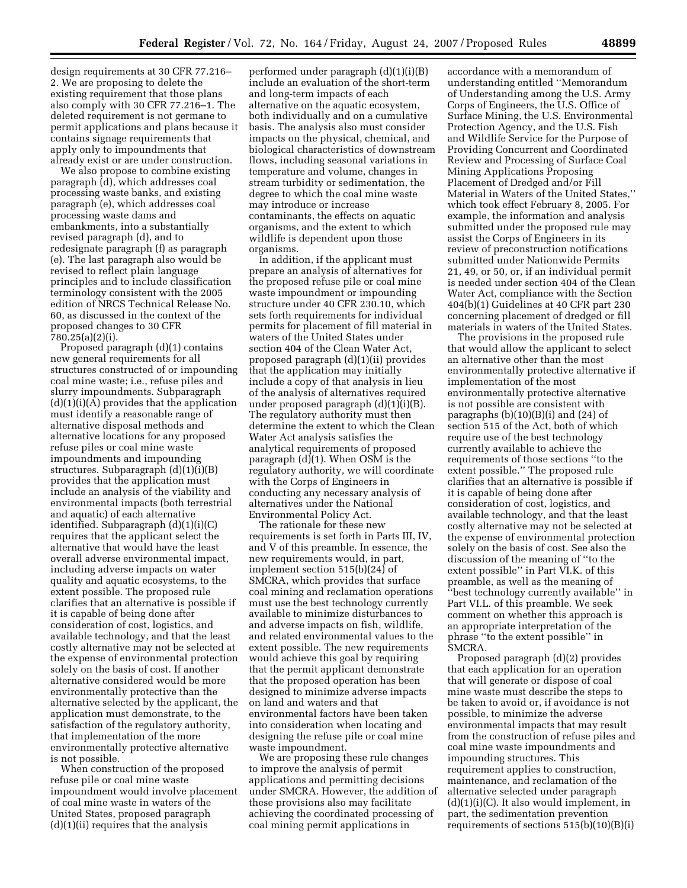design requirements at 30 CFR 77.216–2. We are proposing to delete the existing requirement that those plans also comply with 30 CFR 77.216–1. The deleted requirement is not germane to permit applications and plans because it contains signage requirements that apply only to impoundments that already exist or are under construction.

We also propose to combine existing paragraph (d), which addresses coal processing waste banks, and existing paragraph (e), which addresses coal processing waste dams and embankments, into a substantially revised paragraph (d), and to redesignate paragraph (f) as paragraph (e). The last paragraph also would be revised to reflect plain language principles and to include classification terminology consistent with the 2005 edition of NRCS Technical Release No. 60, as discussed in the context of the proposed changes to 30 CFR 780.25(a)(2)(i).

Proposed paragraph (d)(1) contains new general requirements for all structures constructed of or impounding coal mine waste; i.e., refuse piles and slurry impoundments. Subparagraph (d)(1)(i)(A) provides that the application must identify a reasonable range of alternative disposal methods and alternative locations for any proposed refuse piles or coal mine waste impoundments and impounding structures. Subparagraph (d)(1)(i)(B) provides that the application must include an analysis of the viability and environmental impacts (both terrestrial and aquatic) of each alternative identified. Subparagraph (d)(1)(i)(C) requires that the applicant select the alternative that would have the least overall adverse environmental impact, including adverse impacts on water quality and aquatic ecosystems, to the extent possible. The proposed rule clarifies that an alternative is possible if it is capable of being done after consideration of cost, logistics, and available technology, and that the least costly alternative may not be selected at the expense of environmental protection solely on the basis of cost. If another alternative considered would be more environmentally protective than the alternative selected by the applicant, the application must demonstrate, to the satisfaction of the regulatory authority, that implementation of the more environmentally protective alternative is not possible.

When construction of the proposed refuse pile or coal mine waste impoundment would involve placement of coal mine waste in waters of the United States, proposed paragraph (d)(1)(ii) requires that the analysis performed under paragraph (d)(1)(i)(B) include an evaluation of the short-term and long-term impacts of each alternative on the aquatic ecosystem, both individually and on a cumulative basis. The analysis also must consider impacts on the physical, chemical, and biological characteristics of downstream flows, including seasonal variations in temperature and volume, changes in stream turbidity or sedimentation, the degree to which the coal mine waste may introduce or increase contaminants, the effects on aquatic organisms, and the extent to which wildlife is dependent upon those organisms.

In addition, if the applicant must prepare an analysis of alternatives for the proposed refuse pile or coal mine waste impoundment or impounding structure under 40 CFR 230.10, which sets forth requirements for individual permits for placement of fill material in waters of the United States under section 404 of the Clean Water Act, proposed paragraph (d)(1)(ii) provides that the application may initially include a copy of that analysis in lieu of the analysis of alternatives required under proposed paragraph (d)(1)(i)(B). The regulatory authority must then determine the extent to which the Clean Water Act analysis satisfies the analytical requirements of proposed paragraph (d)(1). When OSM is the regulatory authority, we will coordinate with the Corps of Engineers in conducting any necessary analysis of alternatives under the National Environmental Policy Act.

The rationale for these new requirements is set forth in Parts III, IV, and V of this preamble. In essence, the new requirements would, in part, implement section 515(b)(24) of SMCRA, which provides that surface coal mining and reclamation operations must use the best technology currently available to minimize disturbances to and adverse impacts on fish, wildlife, and related environmental values to the extent possible. The new requirements would achieve this goal by requiring that the permit applicant demonstrate that the proposed operation has been designed to minimize adverse impacts on land and waters and that environmental factors have been taken into consideration when locating and designing the refuse pile or coal mine waste impoundment.

We are proposing these rule changes to improve the analysis of permit applications and permitting decisions under SMCRA. However, the addition of these provisions also may facilitate achieving the coordinated processing of coal mining permit applications in accordance with a memorandum of understanding entitled "Memorandum of Understanding among the U.S. Army Corps of Engineers, the U.S. Office of Surface Mining, the U.S. Environmental Protection Agency, and the U.S. Fish and Wildlife Service for the Purpose of Providing Concurrent and Coordinated Review and Processing of Surface Coal Mining Applications Proposing Placement of Dredged and/or Fill Material in Waters of the United States," which took effect February 8, 2005. For example, the information and analysis submitted under the proposed rule may assist the Corps of Engineers in its review of preconstruction notifications submitted under Nationwide Permits 21, 49, or 50, or, if an individual permit is needed under section 404 of the Clean Water Act, compliance with the Section 404(b)(1) Guidelines at 40 CFR part 230 concerning placement of dredged or fill materials in waters of the United States.

The provisions in the proposed rule that would allow the applicant to select an alternative other than the most environmentally protective alternative if implementation of the most environmentally protective alternative is not possible are consistent with paragraphs (b)(10)(B)(i) and (24) of section 515 of the Act, both of which require use of the best technology currently available to achieve the requirements of those sections "to the extent possible." The proposed rule clarifies that an alternative is possible if it is capable of being done after consideration of cost, logistics, and available technology, and that the least costly alternative may not be selected at the expense of environmental protection solely on the basis of cost. See also the discussion of the meaning of "to the extent possible" in Part VI.K. of this preamble, as well as the meaning of "best technology currently available" in Part VI.L. of this preamble. We seek comment on whether this approach is an appropriate interpretation of the phrase "to the extent possible" in SMCRA.

Proposed paragraph (d)(2) provides that each application for an operation that will generate or dispose of coal mine waste must describe the steps to be taken to avoid or, if avoidance is not possible, to minimize the adverse environmental impacts that may result from the construction of refuse piles and coal mine waste impoundments and impounding structures. This requirement applies to construction, maintenance, and reclamation of the alternative selected under paragraph (d)(1)(i)(C). It also would implement, in part, the sedimentation prevention requirements of sections 515(b)(10)(B)(i)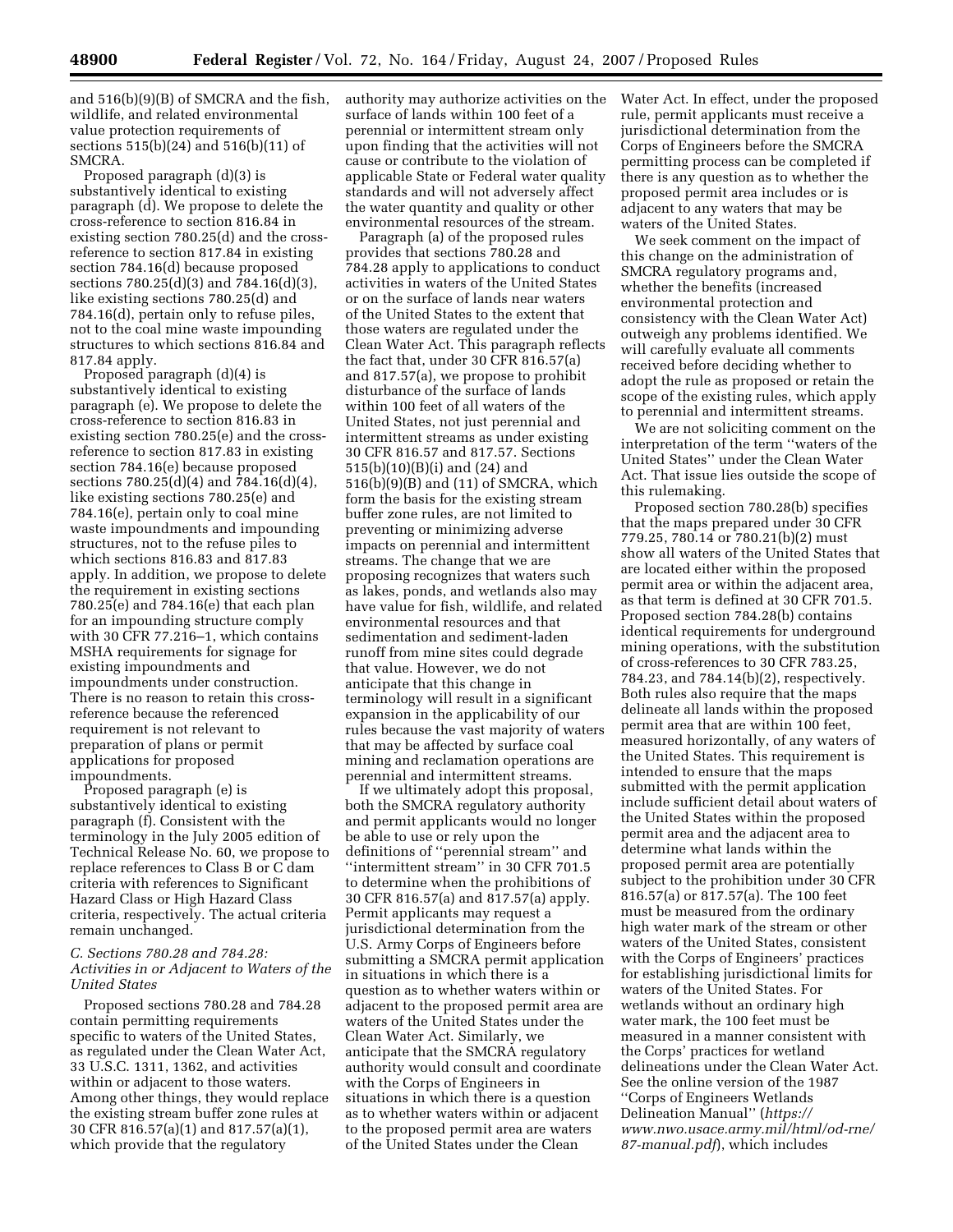and 516(b)(9)(B) of SMCRA and the fish, wildlife, and related environmental value protection requirements of sections 515(b)(24) and 516(b)(11) of SMCRA.

Proposed paragraph (d)(3) is substantively identical to existing paragraph (d). We propose to delete the cross-reference to section 816.84 in existing section 780.25(d) and the cross-reference to section 817.84 in existing section 784.16(d) because proposed sections 780.25(d)(3) and 784.16(d)(3), like existing sections 780.25(d) and 784.16(d), pertain only to refuse piles, not to the coal mine waste impounding structures to which sections 816.84 and 817.84 apply.

Proposed paragraph (d)(4) is substantively identical to existing paragraph (e). We propose to delete the cross-reference to section 816.83 in existing section 780.25(e) and the cross-reference to section 817.83 in existing section 784.16(e) because proposed sections 780.25(d)(4) and 784.16(d)(4), like existing sections 780.25(e) and 784.16(e), pertain only to coal mine waste impoundments and impounding structures, not to the refuse piles to which sections 816.83 and 817.83 apply. In addition, we propose to delete the requirement in existing sections 780.25(e) and 784.16(e) that each plan for an impounding structure comply with 30 CFR 77.216–1, which contains MSHA requirements for signage for existing impoundments and impoundments under construction. There is no reason to retain this cross-reference because the referenced requirement is not relevant to preparation of plans or permit applications for proposed impoundments.

Proposed paragraph (e) is substantively identical to existing paragraph (f). Consistent with the terminology in the July 2005 edition of Technical Release No. 60, we propose to replace references to Class B or C dam criteria with references to Significant Hazard Class or High Hazard Class criteria, respectively. The actual criteria remain unchanged.

### *C. Sections 780.28 and 784.28: Activities in or Adjacent to Waters of the United States*

Proposed sections 780.28 and 784.28 contain permitting requirements specific to waters of the United States, as regulated under the Clean Water Act, 33 U.S.C. 1311, 1362, and activities within or adjacent to those waters. Among other things, they would replace the existing stream buffer zone rules at 30 CFR 816.57(a)(1) and 817.57(a)(1), which provide that the regulatory authority may authorize activities on the surface of lands within 100 feet of a perennial or intermittent stream only upon finding that the activities will not cause or contribute to the violation of applicable State or Federal water quality standards and will not adversely affect the water quantity and quality or other environmental resources of the stream.

Paragraph (a) of the proposed rules provides that sections 780.28 and 784.28 apply to applications to conduct activities in waters of the United States or on the surface of lands near waters of the United States to the extent that those waters are regulated under the Clean Water Act. This paragraph reflects the fact that, under 30 CFR 816.57(a) and 817.57(a), we propose to prohibit disturbance of the surface of lands within 100 feet of all waters of the United States, not just perennial and intermittent streams as under existing 30 CFR 816.57 and 817.57. Sections 515(b)(10)(B)(i) and (24) and 516(b)(9)(B) and (11) of SMCRA, which form the basis for the existing stream buffer zone rules, are not limited to preventing or minimizing adverse impacts on perennial and intermittent streams. The change that we are proposing recognizes that waters such as lakes, ponds, and wetlands also may have value for fish, wildlife, and related environmental resources and that sedimentation and sediment-laden runoff from mine sites could degrade that value. However, we do not anticipate that this change in terminology will result in a significant expansion in the applicability of our rules because the vast majority of waters that may be affected by surface coal mining and reclamation operations are perennial and intermittent streams.

If we ultimately adopt this proposal, both the SMCRA regulatory authority and permit applicants would no longer be able to use or rely upon the definitions of ''perennial stream'' and ''intermittent stream'' in 30 CFR 701.5 to determine when the prohibitions of 30 CFR 816.57(a) and 817.57(a) apply. Permit applicants may request a jurisdictional determination from the U.S. Army Corps of Engineers before submitting a SMCRA permit application in situations in which there is a question as to whether waters within or adjacent to the proposed permit area are waters of the United States under the Clean Water Act. Similarly, we anticipate that the SMCRA regulatory authority would consult and coordinate with the Corps of Engineers in situations in which there is a question as to whether waters within or adjacent to the proposed permit area are waters of the United States under the Clean Water Act. In effect, under the proposed rule, permit applicants must receive a jurisdictional determination from the Corps of Engineers before the SMCRA permitting process can be completed if there is any question as to whether the proposed permit area includes or is adjacent to any waters that may be waters of the United States.

We seek comment on the impact of this change on the administration of SMCRA regulatory programs and, whether the benefits (increased environmental protection and consistency with the Clean Water Act) outweigh any problems identified. We will carefully evaluate all comments received before deciding whether to adopt the rule as proposed or retain the scope of the existing rules, which apply to perennial and intermittent streams.

We are not soliciting comment on the interpretation of the term ''waters of the United States'' under the Clean Water Act. That issue lies outside the scope of this rulemaking.

Proposed section 780.28(b) specifies that the maps prepared under 30 CFR 779.25, 780.14 or 780.21(b)(2) must show all waters of the United States that are located either within the proposed permit area or within the adjacent area, as that term is defined at 30 CFR 701.5. Proposed section 784.28(b) contains identical requirements for underground mining operations, with the substitution of cross-references to 30 CFR 783.25, 784.23, and 784.14(b)(2), respectively. Both rules also require that the maps delineate all lands within the proposed permit area that are within 100 feet, measured horizontally, of any waters of the United States. This requirement is intended to ensure that the maps submitted with the permit application include sufficient detail about waters of the United States within the proposed permit area and the adjacent area to determine what lands within the proposed permit area are potentially subject to the prohibition under 30 CFR 816.57(a) or 817.57(a). The 100 feet must be measured from the ordinary high water mark of the stream or other waters of the United States, consistent with the Corps of Engineers' practices for establishing jurisdictional limits for waters of the United States. For wetlands without an ordinary high water mark, the 100 feet must be measured in a manner consistent with the Corps' practices for wetland delineations under the Clean Water Act. See the online version of the 1987 ''Corps of Engineers Wetlands Delineation Manual'' (*https://www.nwo.usace.army.mil/html/od-rne/87-manual.pdf*), which includes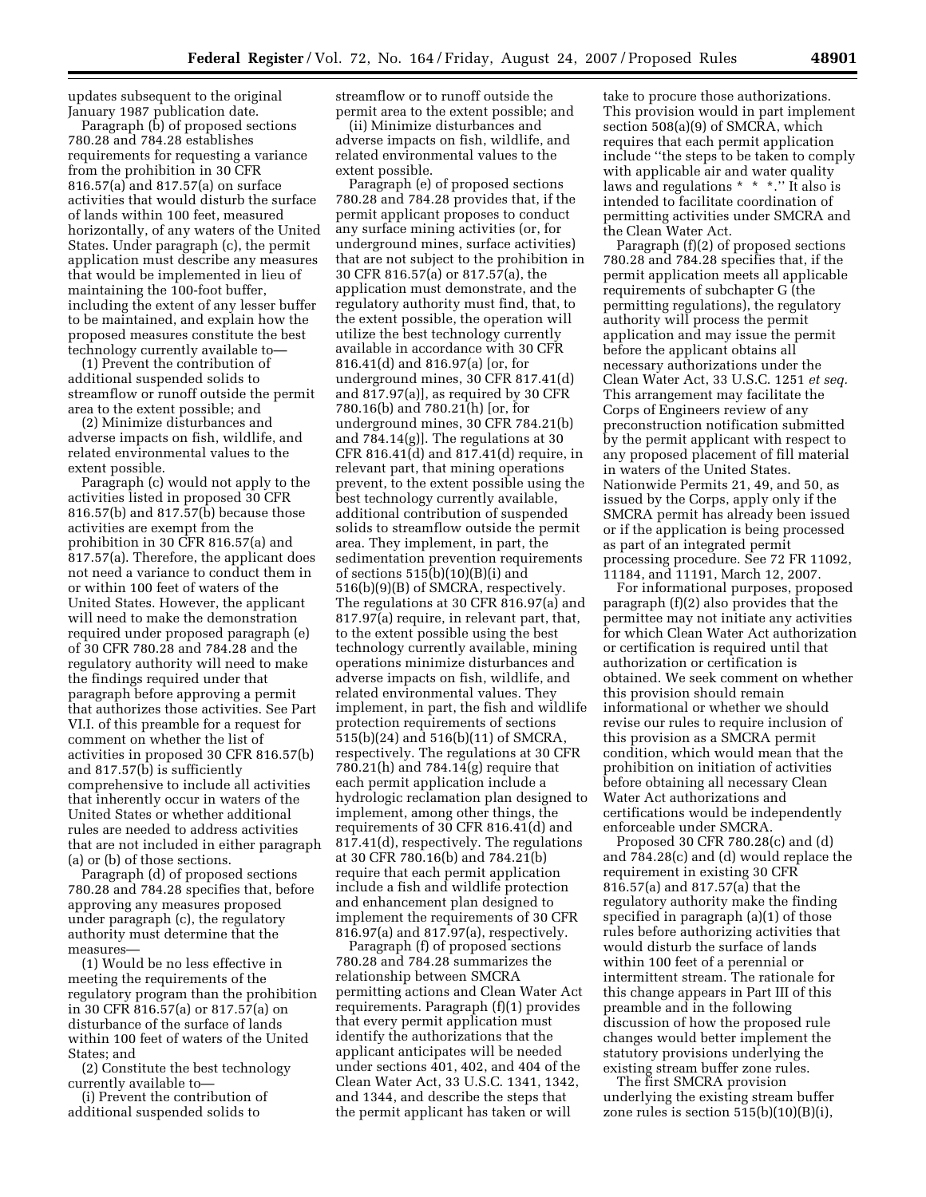updates subsequent to the original January 1987 publication date.

Paragraph (b) of proposed sections 780.28 and 784.28 establishes requirements for requesting a variance from the prohibition in 30 CFR 816.57(a) and 817.57(a) on surface activities that would disturb the surface of lands within 100 feet, measured horizontally, of any waters of the United States. Under paragraph (c), the permit application must describe any measures that would be implemented in lieu of maintaining the 100-foot buffer, including the extent of any lesser buffer to be maintained, and explain how the proposed measures constitute the best technology currently available to—

(1) Prevent the contribution of additional suspended solids to streamflow or runoff outside the permit area to the extent possible; and

(2) Minimize disturbances and adverse impacts on fish, wildlife, and related environmental values to the extent possible.

Paragraph (c) would not apply to the activities listed in proposed 30 CFR 816.57(b) and 817.57(b) because those activities are exempt from the prohibition in 30 CFR 816.57(a) and 817.57(a). Therefore, the applicant does not need a variance to conduct them in or within 100 feet of waters of the United States. However, the applicant will need to make the demonstration required under proposed paragraph (e) of 30 CFR 780.28 and 784.28 and the regulatory authority will need to make the findings required under that paragraph before approving a permit that authorizes those activities. See Part VI.I. of this preamble for a request for comment on whether the list of activities in proposed 30 CFR 816.57(b) and 817.57(b) is sufficiently comprehensive to include all activities that inherently occur in waters of the United States or whether additional rules are needed to address activities that are not included in either paragraph (a) or (b) of those sections.

Paragraph (d) of proposed sections 780.28 and 784.28 specifies that, before approving any measures proposed under paragraph (c), the regulatory authority must determine that the measures—

(1) Would be no less effective in meeting the requirements of the regulatory program than the prohibition in 30 CFR 816.57(a) or 817.57(a) on disturbance of the surface of lands within 100 feet of waters of the United States; and

(2) Constitute the best technology currently available to—

(i) Prevent the contribution of additional suspended solids to streamflow or to runoff outside the permit area to the extent possible; and

(ii) Minimize disturbances and adverse impacts on fish, wildlife, and related environmental values to the extent possible.

Paragraph (e) of proposed sections 780.28 and 784.28 provides that, if the permit applicant proposes to conduct any surface mining activities (or, for underground mines, surface activities) that are not subject to the prohibition in 30 CFR 816.57(a) or 817.57(a), the application must demonstrate, and the regulatory authority must find, that, to the extent possible, the operation will utilize the best technology currently available in accordance with 30 CFR 816.41(d) and 816.97(a) [or, for underground mines, 30 CFR 817.41(d) and 817.97(a)], as required by 30 CFR 780.16(b) and 780.21(h) [or, for underground mines, 30 CFR 784.21(b) and 784.14(g)]. The regulations at 30 CFR 816.41(d) and 817.41(d) require, in relevant part, that mining operations prevent, to the extent possible using the best technology currently available, additional contribution of suspended solids to streamflow outside the permit area. They implement, in part, the sedimentation prevention requirements of sections 515(b)(10)(B)(i) and 516(b)(9)(B) of SMCRA, respectively. The regulations at 30 CFR 816.97(a) and 817.97(a) require, in relevant part, that, to the extent possible using the best technology currently available, mining operations minimize disturbances and adverse impacts on fish, wildlife, and related environmental values. They implement, in part, the fish and wildlife protection requirements of sections 515(b)(24) and 516(b)(11) of SMCRA, respectively. The regulations at 30 CFR 780.21(h) and 784.14(g) require that each permit application include a hydrologic reclamation plan designed to implement, among other things, the requirements of 30 CFR 816.41(d) and 817.41(d), respectively. The regulations at 30 CFR 780.16(b) and 784.21(b) require that each permit application include a fish and wildlife protection and enhancement plan designed to implement the requirements of 30 CFR 816.97(a) and 817.97(a), respectively.

Paragraph (f) of proposed sections 780.28 and 784.28 summarizes the relationship between SMCRA permitting actions and Clean Water Act requirements. Paragraph (f)(1) provides that every permit application must identify the authorizations that the applicant anticipates will be needed under sections 401, 402, and 404 of the Clean Water Act, 33 U.S.C. 1341, 1342, and 1344, and describe the steps that the permit applicant has taken or will take to procure those authorizations. This provision would in part implement section 508(a)(9) of SMCRA, which requires that each permit application include "the steps to be taken to comply with applicable air and water quality laws and regulations * * *." It also is intended to facilitate coordination of permitting activities under SMCRA and the Clean Water Act.

Paragraph (f)(2) of proposed sections 780.28 and 784.28 specifies that, if the permit application meets all applicable requirements of subchapter G (the permitting regulations), the regulatory authority will process the permit application and may issue the permit before the applicant obtains all necessary authorizations under the Clean Water Act, 33 U.S.C. 1251 *et seq.* This arrangement may facilitate the Corps of Engineers review of any preconstruction notification submitted by the permit applicant with respect to any proposed placement of fill material in waters of the United States. Nationwide Permits 21, 49, and 50, as issued by the Corps, apply only if the SMCRA permit has already been issued or if the application is being processed as part of an integrated permit processing procedure. See 72 FR 11092, 11184, and 11191, March 12, 2007.

For informational purposes, proposed paragraph (f)(2) also provides that the permittee may not initiate any activities for which Clean Water Act authorization or certification is required until that authorization or certification is obtained. We seek comment on whether this provision should remain informational or whether we should revise our rules to require inclusion of this provision as a SMCRA permit condition, which would mean that the prohibition on initiation of activities before obtaining all necessary Clean Water Act authorizations and certifications would be independently enforceable under SMCRA.

Proposed 30 CFR 780.28(c) and (d) and 784.28(c) and (d) would replace the requirement in existing 30 CFR 816.57(a) and 817.57(a) that the regulatory authority make the finding specified in paragraph (a)(1) of those rules before authorizing activities that would disturb the surface of lands within 100 feet of a perennial or intermittent stream. The rationale for this change appears in Part III of this preamble and in the following discussion of how the proposed rule changes would better implement the statutory provisions underlying the existing stream buffer zone rules.

The first SMCRA provision underlying the existing stream buffer zone rules is section 515(b)(10)(B)(i),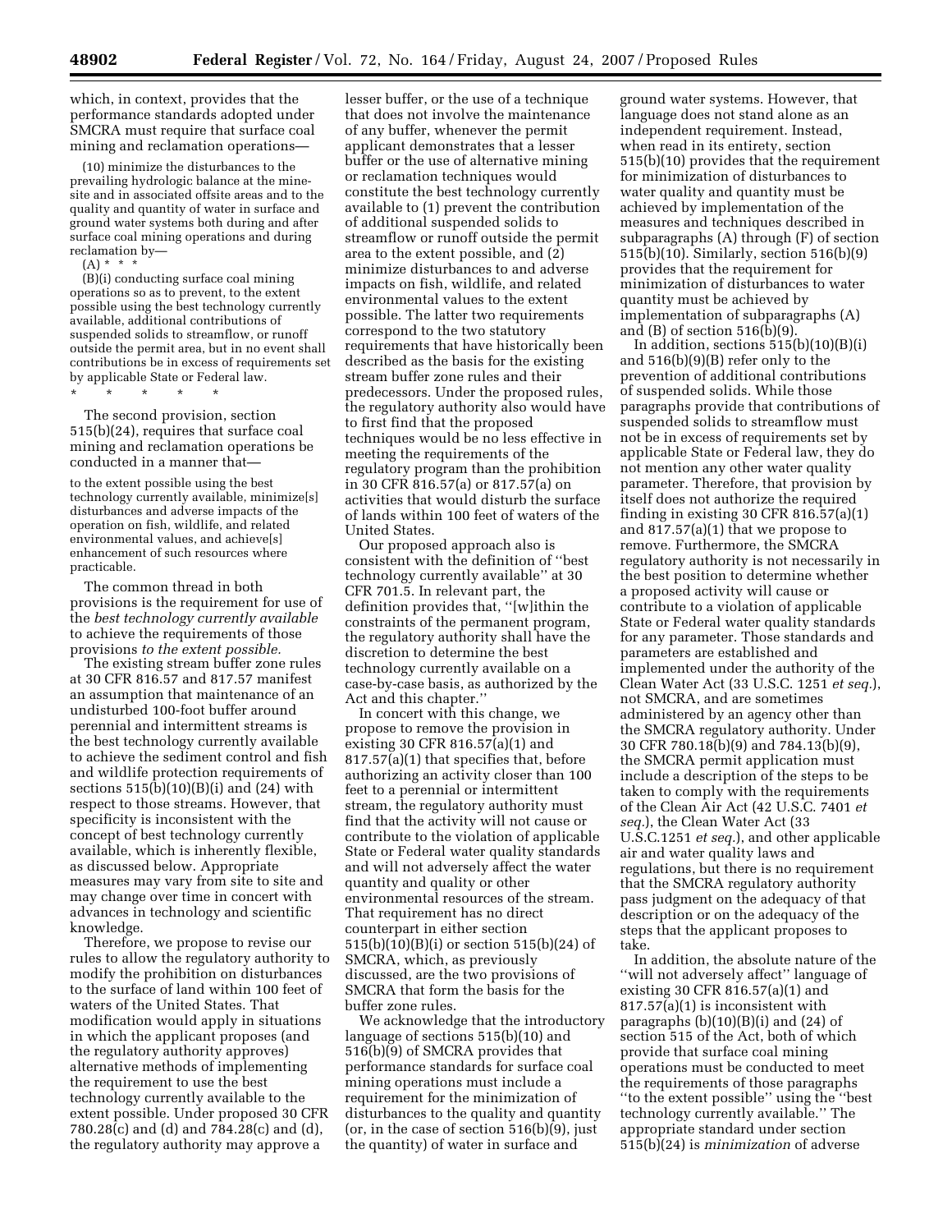which, in context, provides that the performance standards adopted under SMCRA must require that surface coal mining and reclamation operations—

> (10) minimize the disturbances to the prevailing hydrologic balance at the mine-site and in associated offsite areas and to the quality and quantity of water in surface and ground water systems both during and after surface coal mining operations and during reclamation by—
>
> (A) * * *
>
> (B)(i) conducting surface coal mining operations so as to prevent, to the extent possible using the best technology currently available, additional contributions of suspended solids to streamflow, or runoff outside the permit area, but in no event shall contributions be in excess of requirements set by applicable State or Federal law.
>
> \* \* \* \* \*

The second provision, section 515(b)(24), requires that surface coal mining and reclamation operations be conducted in a manner that—

> to the extent possible using the best technology currently available, minimize[s] disturbances and adverse impacts of the operation on fish, wildlife, and related environmental values, and achieve[s] enhancement of such resources where practicable.

The common thread in both provisions is the requirement for use of the *best technology currently available* to achieve the requirements of those provisions *to the extent possible.*

The existing stream buffer zone rules at 30 CFR 816.57 and 817.57 manifest an assumption that maintenance of an undisturbed 100-foot buffer around perennial and intermittent streams is the best technology currently available to achieve the sediment control and fish and wildlife protection requirements of sections 515(b)(10)(B)(i) and (24) with respect to those streams. However, that specificity is inconsistent with the concept of best technology currently available, which is inherently flexible, as discussed below. Appropriate measures may vary from site to site and may change over time in concert with advances in technology and scientific knowledge.

Therefore, we propose to revise our rules to allow the regulatory authority to modify the prohibition on disturbances to the surface of land within 100 feet of waters of the United States. That modification would apply in situations in which the applicant proposes (and the regulatory authority approves) alternative methods of implementing the requirement to use the best technology currently available to the extent possible. Under proposed 30 CFR 780.28(c) and (d) and 784.28(c) and (d), the regulatory authority may approve a lesser buffer, or the use of a technique that does not involve the maintenance of any buffer, whenever the permit applicant demonstrates that a lesser buffer or the use of alternative mining or reclamation techniques would constitute the best technology currently available to (1) prevent the contribution of additional suspended solids to streamflow or runoff outside the permit area to the extent possible, and (2) minimize disturbances to and adverse impacts on fish, wildlife, and related environmental values to the extent possible. The latter two requirements correspond to the two statutory requirements that have historically been described as the basis for the existing stream buffer zone rules and their predecessors. Under the proposed rules, the regulatory authority also would have to first find that the proposed techniques would be no less effective in meeting the requirements of the regulatory program than the prohibition in 30 CFR 816.57(a) or 817.57(a) on activities that would disturb the surface of lands within 100 feet of waters of the United States.

Our proposed approach also is consistent with the definition of "best technology currently available" at 30 CFR 701.5. In relevant part, the definition provides that, "[w]ithin the constraints of the permanent program, the regulatory authority shall have the discretion to determine the best technology currently available on a case-by-case basis, as authorized by the Act and this chapter."

In concert with this change, we propose to remove the provision in existing 30 CFR 816.57(a)(1) and 817.57(a)(1) that specifies that, before authorizing an activity closer than 100 feet to a perennial or intermittent stream, the regulatory authority must find that the activity will not cause or contribute to the violation of applicable State or Federal water quality standards and will not adversely affect the water quantity and quality or other environmental resources of the stream. That requirement has no direct counterpart in either section 515(b)(10)(B)(i) or section 515(b)(24) of SMCRA, which, as previously discussed, are the two provisions of SMCRA that form the basis for the buffer zone rules.

We acknowledge that the introductory language of sections 515(b)(10) and 516(b)(9) of SMCRA provides that performance standards for surface coal mining operations must include a requirement for the minimization of disturbances to the quality and quantity (or, in the case of section 516(b)(9), just the quantity) of water in surface and ground water systems. However, that language does not stand alone as an independent requirement. Instead, when read in its entirety, section 515(b)(10) provides that the requirement for minimization of disturbances to water quality and quantity must be achieved by implementation of the measures and techniques described in subparagraphs (A) through (F) of section 515(b)(10). Similarly, section 516(b)(9) provides that the requirement for minimization of disturbances to water quantity must be achieved by implementation of subparagraphs (A) and (B) of section 516(b)(9).

In addition, sections 515(b)(10)(B)(i) and 516(b)(9)(B) refer only to the prevention of additional contributions of suspended solids. While those paragraphs provide that contributions of suspended solids to streamflow must not be in excess of requirements set by applicable State or Federal law, they do not mention any other water quality parameter. Therefore, that provision by itself does not authorize the required finding in existing 30 CFR 816.57(a)(1) and 817.57(a)(1) that we propose to remove. Furthermore, the SMCRA regulatory authority is not necessarily in the best position to determine whether a proposed activity will cause or contribute to a violation of applicable State or Federal water quality standards for any parameter. Those standards and parameters are established and implemented under the authority of the Clean Water Act (33 U.S.C. 1251 *et seq.*), not SMCRA, and are sometimes administered by an agency other than the SMCRA regulatory authority. Under 30 CFR 780.18(b)(9) and 784.13(b)(9), the SMCRA permit application must include a description of the steps to be taken to comply with the requirements of the Clean Air Act (42 U.S.C. 7401 *et seq.*), the Clean Water Act (33 U.S.C.1251 *et seq.*), and other applicable air and water quality laws and regulations, but there is no requirement that the SMCRA regulatory authority pass judgment on the adequacy of that description or on the adequacy of the steps that the applicant proposes to take.

In addition, the absolute nature of the "will not adversely affect" language of existing 30 CFR 816.57(a)(1) and 817.57(a)(1) is inconsistent with paragraphs (b)(10)(B)(i) and (24) of section 515 of the Act, both of which provide that surface coal mining operations must be conducted to meet the requirements of those paragraphs "to the extent possible" using the "best technology currently available." The appropriate standard under section 515(b)(24) is *minimization* of adverse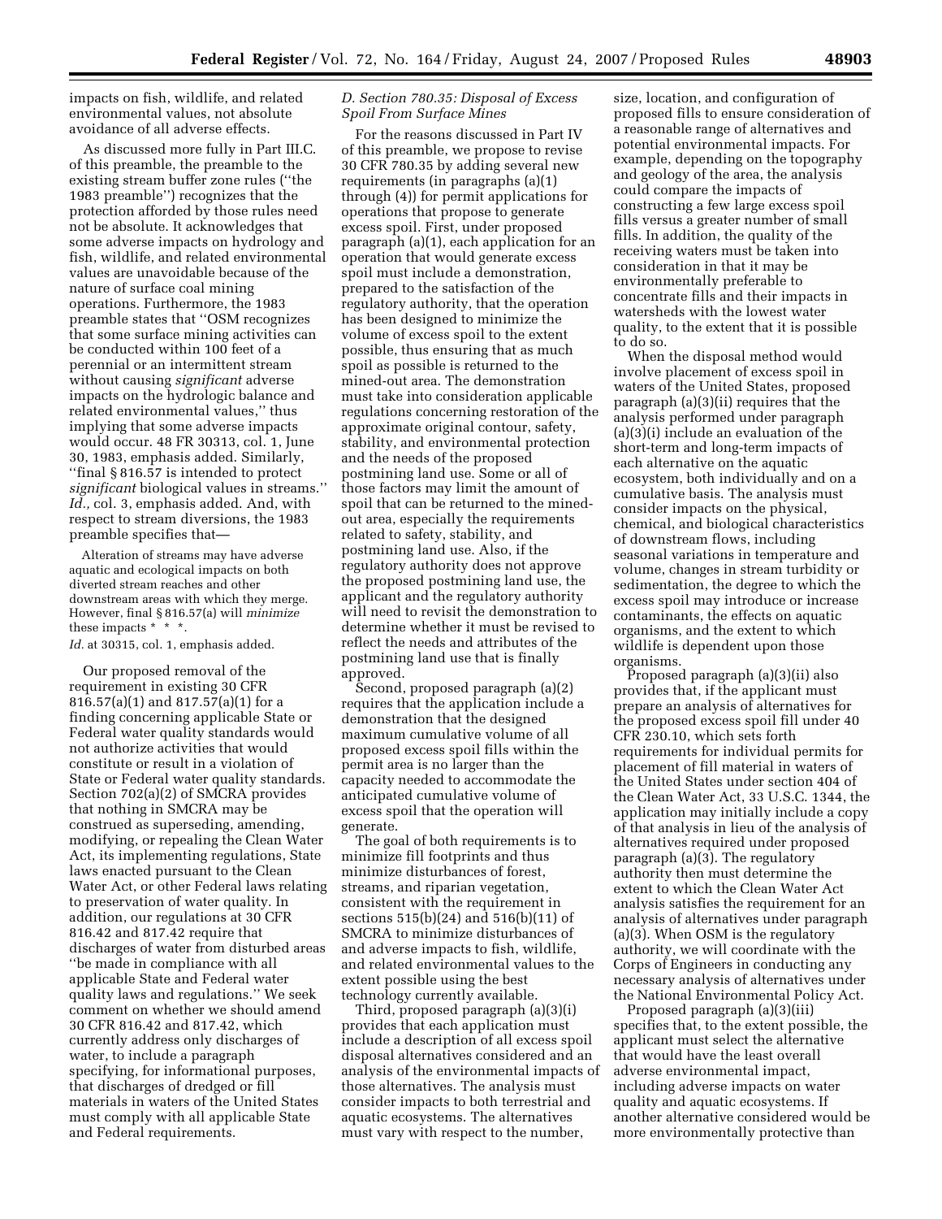impacts on fish, wildlife, and related environmental values, not absolute avoidance of all adverse effects.

As discussed more fully in Part III.C. of this preamble, the preamble to the existing stream buffer zone rules (''the 1983 preamble'') recognizes that the protection afforded by those rules need not be absolute. It acknowledges that some adverse impacts on hydrology and fish, wildlife, and related environmental values are unavoidable because of the nature of surface coal mining operations. Furthermore, the 1983 preamble states that ''OSM recognizes that some surface mining activities can be conducted within 100 feet of a perennial or an intermittent stream without causing *significant* adverse impacts on the hydrologic balance and related environmental values,'' thus implying that some adverse impacts would occur. 48 FR 30313, col. 1, June 30, 1983, emphasis added. Similarly, ''final § 816.57 is intended to protect *significant* biological values in streams.'' *Id.,* col. 3, emphasis added. And, with respect to stream diversions, the 1983 preamble specifies that—

> Alteration of streams may have adverse aquatic and ecological impacts on both diverted stream reaches and other downstream areas with which they merge. However, final § 816.57(a) will *minimize* these impacts * * *.

*Id.* at 30315, col. 1, emphasis added.

Our proposed removal of the requirement in existing 30 CFR 816.57(a)(1) and 817.57(a)(1) for a finding concerning applicable State or Federal water quality standards would not authorize activities that would constitute or result in a violation of State or Federal water quality standards. Section 702(a)(2) of SMCRA provides that nothing in SMCRA may be construed as superseding, amending, modifying, or repealing the Clean Water Act, its implementing regulations, State laws enacted pursuant to the Clean Water Act, or other Federal laws relating to preservation of water quality. In addition, our regulations at 30 CFR 816.42 and 817.42 require that discharges of water from disturbed areas ''be made in compliance with all applicable State and Federal water quality laws and regulations.'' We seek comment on whether we should amend 30 CFR 816.42 and 817.42, which currently address only discharges of water, to include a paragraph specifying, for informational purposes, that discharges of dredged or fill materials in waters of the United States must comply with all applicable State and Federal requirements.

### *D. Section 780.35: Disposal of Excess Spoil From Surface Mines*

For the reasons discussed in Part IV of this preamble, we propose to revise 30 CFR 780.35 by adding several new requirements (in paragraphs (a)(1) through (4)) for permit applications for operations that propose to generate excess spoil. First, under proposed paragraph (a)(1), each application for an operation that would generate excess spoil must include a demonstration, prepared to the satisfaction of the regulatory authority, that the operation has been designed to minimize the volume of excess spoil to the extent possible, thus ensuring that as much spoil as possible is returned to the mined-out area. The demonstration must take into consideration applicable regulations concerning restoration of the approximate original contour, safety, stability, and environmental protection and the needs of the proposed postmining land use. Some or all of those factors may limit the amount of spoil that can be returned to the mined-out area, especially the requirements related to safety, stability, and postmining land use. Also, if the regulatory authority does not approve the proposed postmining land use, the applicant and the regulatory authority will need to revisit the demonstration to determine whether it must be revised to reflect the needs and attributes of the postmining land use that is finally approved.

Second, proposed paragraph (a)(2) requires that the application include a demonstration that the designed maximum cumulative volume of all proposed excess spoil fills within the permit area is no larger than the capacity needed to accommodate the anticipated cumulative volume of excess spoil that the operation will generate.

The goal of both requirements is to minimize fill footprints and thus minimize disturbances of forest, streams, and riparian vegetation, consistent with the requirement in sections 515(b)(24) and 516(b)(11) of SMCRA to minimize disturbances of and adverse impacts to fish, wildlife, and related environmental values to the extent possible using the best technology currently available.

Third, proposed paragraph (a)(3)(i) provides that each application must include a description of all excess spoil disposal alternatives considered and an analysis of the environmental impacts of those alternatives. The analysis must consider impacts to both terrestrial and aquatic ecosystems. The alternatives must vary with respect to the number, size, location, and configuration of proposed fills to ensure consideration of a reasonable range of alternatives and potential environmental impacts. For example, depending on the topography and geology of the area, the analysis could compare the impacts of constructing a few large excess spoil fills versus a greater number of small fills. In addition, the quality of the receiving waters must be taken into consideration in that it may be environmentally preferable to concentrate fills and their impacts in watersheds with the lowest water quality, to the extent that it is possible to do so.

When the disposal method would involve placement of excess spoil in waters of the United States, proposed paragraph (a)(3)(ii) requires that the analysis performed under paragraph (a)(3)(i) include an evaluation of the short-term and long-term impacts of each alternative on the aquatic ecosystem, both individually and on a cumulative basis. The analysis must consider impacts on the physical, chemical, and biological characteristics of downstream flows, including seasonal variations in temperature and volume, changes in stream turbidity or sedimentation, the degree to which the excess spoil may introduce or increase contaminants, the effects on aquatic organisms, and the extent to which wildlife is dependent upon those organisms.

Proposed paragraph (a)(3)(ii) also provides that, if the applicant must prepare an analysis of alternatives for the proposed excess spoil fill under 40 CFR 230.10, which sets forth requirements for individual permits for placement of fill material in waters of the United States under section 404 of the Clean Water Act, 33 U.S.C. 1344, the application may initially include a copy of that analysis in lieu of the analysis of alternatives required under proposed paragraph (a)(3). The regulatory authority then must determine the extent to which the Clean Water Act analysis satisfies the requirement for an analysis of alternatives under paragraph (a)(3). When OSM is the regulatory authority, we will coordinate with the Corps of Engineers in conducting any necessary analysis of alternatives under the National Environmental Policy Act.

Proposed paragraph (a)(3)(iii) specifies that, to the extent possible, the applicant must select the alternative that would have the least overall adverse environmental impact, including adverse impacts on water quality and aquatic ecosystems. If another alternative considered would be more environmentally protective than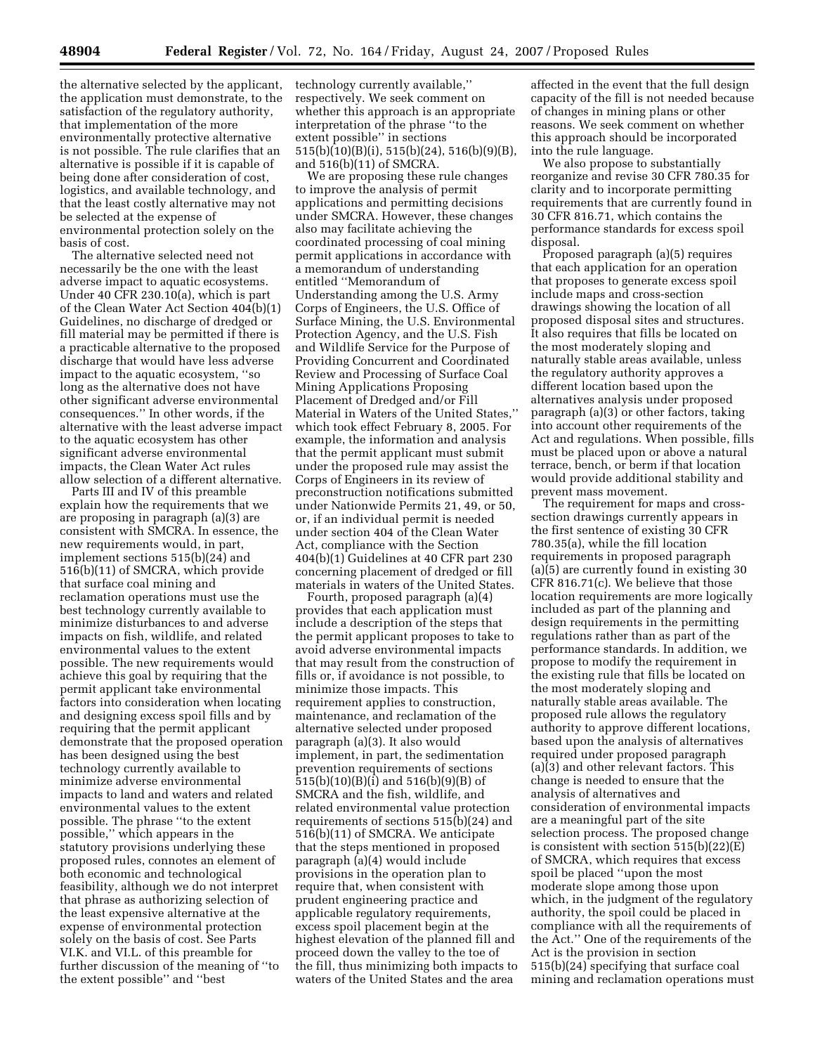the alternative selected by the applicant, the application must demonstrate, to the satisfaction of the regulatory authority, that implementation of the more environmentally protective alternative is not possible. The rule clarifies that an alternative is possible if it is capable of being done after consideration of cost, logistics, and available technology, and that the least costly alternative may not be selected at the expense of environmental protection solely on the basis of cost.

The alternative selected need not necessarily be the one with the least adverse impact to aquatic ecosystems. Under 40 CFR 230.10(a), which is part of the Clean Water Act Section 404(b)(1) Guidelines, no discharge of dredged or fill material may be permitted if there is a practicable alternative to the proposed discharge that would have less adverse impact to the aquatic ecosystem, ''so long as the alternative does not have other significant adverse environmental consequences.'' In other words, if the alternative with the least adverse impact to the aquatic ecosystem has other significant adverse environmental impacts, the Clean Water Act rules allow selection of a different alternative.

Parts III and IV of this preamble explain how the requirements that we are proposing in paragraph (a)(3) are consistent with SMCRA. In essence, the new requirements would, in part, implement sections 515(b)(24) and 516(b)(11) of SMCRA, which provide that surface coal mining and reclamation operations must use the best technology currently available to minimize disturbances to and adverse impacts on fish, wildlife, and related environmental values to the extent possible. The new requirements would achieve this goal by requiring that the permit applicant take environmental factors into consideration when locating and designing excess spoil fills and by requiring that the permit applicant demonstrate that the proposed operation has been designed using the best technology currently available to minimize adverse environmental impacts to land and waters and related environmental values to the extent possible. The phrase ''to the extent possible,'' which appears in the statutory provisions underlying these proposed rules, connotes an element of both economic and technological feasibility, although we do not interpret that phrase as authorizing selection of the least expensive alternative at the expense of environmental protection solely on the basis of cost. See Parts VI.K. and VI.L. of this preamble for further discussion of the meaning of ''to the extent possible'' and ''best technology currently available,'' respectively. We seek comment on whether this approach is an appropriate interpretation of the phrase ''to the extent possible'' in sections 515(b)(10)(B)(i), 515(b)(24), 516(b)(9)(B), and 516(b)(11) of SMCRA.

We are proposing these rule changes to improve the analysis of permit applications and permitting decisions under SMCRA. However, these changes also may facilitate achieving the coordinated processing of coal mining permit applications in accordance with a memorandum of understanding entitled ''Memorandum of Understanding among the U.S. Army Corps of Engineers, the U.S. Office of Surface Mining, the U.S. Environmental Protection Agency, and the U.S. Fish and Wildlife Service for the Purpose of Providing Concurrent and Coordinated Review and Processing of Surface Coal Mining Applications Proposing Placement of Dredged and/or Fill Material in Waters of the United States,'' which took effect February 8, 2005. For example, the information and analysis that the permit applicant must submit under the proposed rule may assist the Corps of Engineers in its review of preconstruction notifications submitted under Nationwide Permits 21, 49, or 50, or, if an individual permit is needed under section 404 of the Clean Water Act, compliance with the Section 404(b)(1) Guidelines at 40 CFR part 230 concerning placement of dredged or fill materials in waters of the United States.

Fourth, proposed paragraph (a)(4) provides that each application must include a description of the steps that the permit applicant proposes to take to avoid adverse environmental impacts that may result from the construction of fills or, if avoidance is not possible, to minimize those impacts. This requirement applies to construction, maintenance, and reclamation of the alternative selected under proposed paragraph (a)(3). It also would implement, in part, the sedimentation prevention requirements of sections 515(b)(10)(B)(i) and 516(b)(9)(B) of SMCRA and the fish, wildlife, and related environmental value protection requirements of sections 515(b)(24) and 516(b)(11) of SMCRA. We anticipate that the steps mentioned in proposed paragraph (a)(4) would include provisions in the operation plan to require that, when consistent with prudent engineering practice and applicable regulatory requirements, excess spoil placement begin at the highest elevation of the planned fill and proceed down the valley to the toe of the fill, thus minimizing both impacts to waters of the United States and the area affected in the event that the full design capacity of the fill is not needed because of changes in mining plans or other reasons. We seek comment on whether this approach should be incorporated into the rule language.

We also propose to substantially reorganize and revise 30 CFR 780.35 for clarity and to incorporate permitting requirements that are currently found in 30 CFR 816.71, which contains the performance standards for excess spoil disposal.

Proposed paragraph (a)(5) requires that each application for an operation that proposes to generate excess spoil include maps and cross-section drawings showing the location of all proposed disposal sites and structures. It also requires that fills be located on the most moderately sloping and naturally stable areas available, unless the regulatory authority approves a different location based upon the alternatives analysis under proposed paragraph (a)(3) or other factors, taking into account other requirements of the Act and regulations. When possible, fills must be placed upon or above a natural terrace, bench, or berm if that location would provide additional stability and prevent mass movement.

The requirement for maps and cross-section drawings currently appears in the first sentence of existing 30 CFR 780.35(a), while the fill location requirements in proposed paragraph (a)(5) are currently found in existing 30 CFR 816.71(c). We believe that those location requirements are more logically included as part of the planning and design requirements in the permitting regulations rather than as part of the performance standards. In addition, we propose to modify the requirement in the existing rule that fills be located on the most moderately sloping and naturally stable areas available. The proposed rule allows the regulatory authority to approve different locations, based upon the analysis of alternatives required under proposed paragraph (a)(3) and other relevant factors. This change is needed to ensure that the analysis of alternatives and consideration of environmental impacts are a meaningful part of the site selection process. The proposed change is consistent with section 515(b)(22)(E) of SMCRA, which requires that excess spoil be placed ''upon the most moderate slope among those upon which, in the judgment of the regulatory authority, the spoil could be placed in compliance with all the requirements of the Act.'' One of the requirements of the Act is the provision in section 515(b)(24) specifying that surface coal mining and reclamation operations must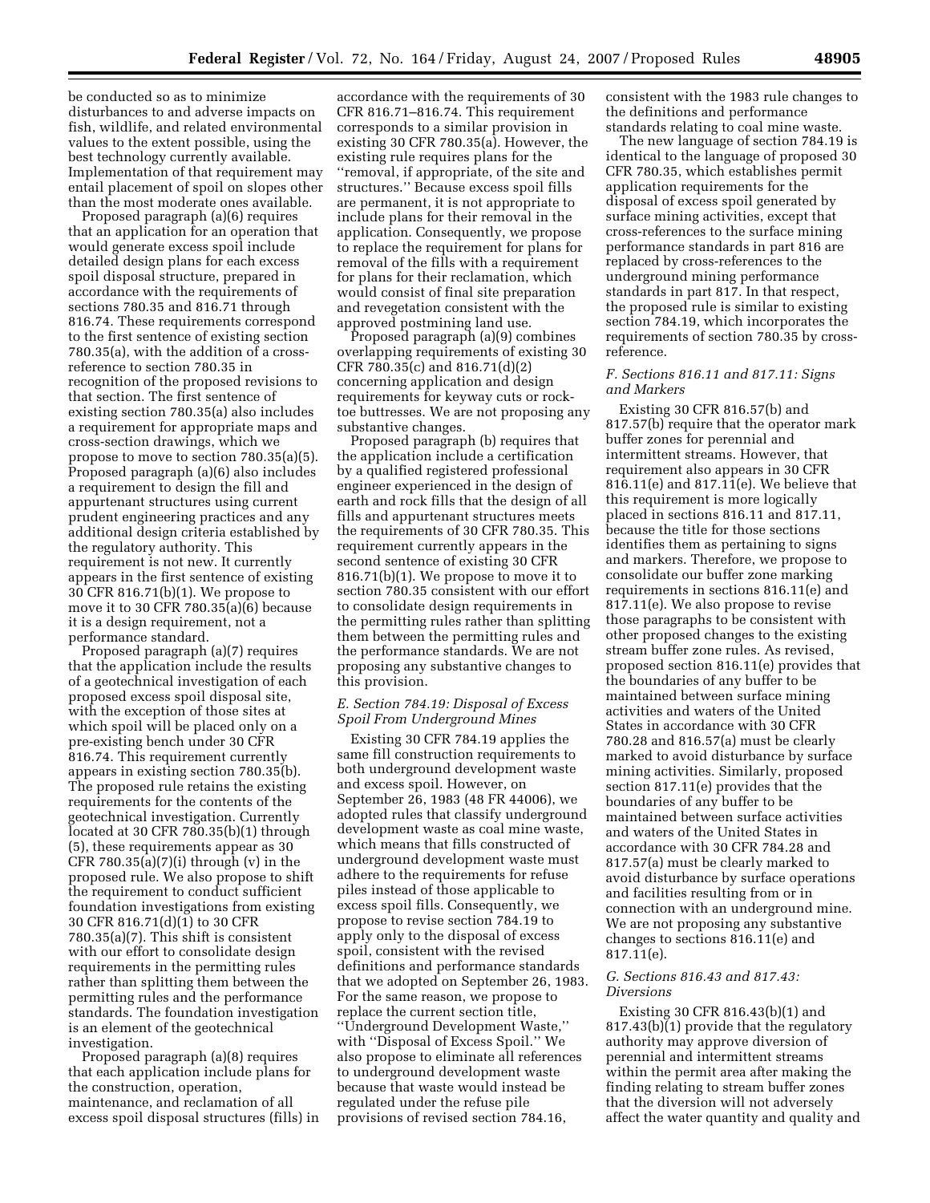be conducted so as to minimize disturbances to and adverse impacts on fish, wildlife, and related environmental values to the extent possible, using the best technology currently available. Implementation of that requirement may entail placement of spoil on slopes other than the most moderate ones available.

Proposed paragraph (a)(6) requires that an application for an operation that would generate excess spoil include detailed design plans for each excess spoil disposal structure, prepared in accordance with the requirements of sections 780.35 and 816.71 through 816.74. These requirements correspond to the first sentence of existing section 780.35(a), with the addition of a cross-reference to section 780.35 in recognition of the proposed revisions to that section. The first sentence of existing section 780.35(a) also includes a requirement for appropriate maps and cross-section drawings, which we propose to move to section 780.35(a)(5). Proposed paragraph (a)(6) also includes a requirement to design the fill and appurtenant structures using current prudent engineering practices and any additional design criteria established by the regulatory authority. This requirement is not new. It currently appears in the first sentence of existing 30 CFR 816.71(b)(1). We propose to move it to 30 CFR 780.35(a)(6) because it is a design requirement, not a performance standard.

Proposed paragraph (a)(7) requires that the application include the results of a geotechnical investigation of each proposed excess spoil disposal site, with the exception of those sites at which spoil will be placed only on a pre-existing bench under 30 CFR 816.74. This requirement currently appears in existing section 780.35(b). The proposed rule retains the existing requirements for the contents of the geotechnical investigation. Currently located at 30 CFR 780.35(b)(1) through (5), these requirements appear as 30 CFR 780.35(a)(7)(i) through (v) in the proposed rule. We also propose to shift the requirement to conduct sufficient foundation investigations from existing 30 CFR 816.71(d)(1) to 30 CFR 780.35(a)(7). This shift is consistent with our effort to consolidate design requirements in the permitting rules rather than splitting them between the permitting rules and the performance standards. The foundation investigation is an element of the geotechnical investigation.

Proposed paragraph (a)(8) requires that each application include plans for the construction, operation, maintenance, and reclamation of all excess spoil disposal structures (fills) in accordance with the requirements of 30 CFR 816.71–816.74. This requirement corresponds to a similar provision in existing 30 CFR 780.35(a). However, the existing rule requires plans for the "removal, if appropriate, of the site and structures." Because excess spoil fills are permanent, it is not appropriate to include plans for their removal in the application. Consequently, we propose to replace the requirement for plans for removal of the fills with a requirement for plans for their reclamation, which would consist of final site preparation and revegetation consistent with the approved postmining land use.

Proposed paragraph (a)(9) combines overlapping requirements of existing 30 CFR 780.35(c) and 816.71(d)(2) concerning application and design requirements for keyway cuts or rock-toe buttresses. We are not proposing any substantive changes.

Proposed paragraph (b) requires that the application include a certification by a qualified registered professional engineer experienced in the design of earth and rock fills that the design of all fills and appurtenant structures meets the requirements of 30 CFR 780.35. This requirement currently appears in the second sentence of existing 30 CFR 816.71(b)(1). We propose to move it to section 780.35 consistent with our effort to consolidate design requirements in the permitting rules rather than splitting them between the permitting rules and the performance standards. We are not proposing any substantive changes to this provision.

### *E. Section 784.19: Disposal of Excess Spoil From Underground Mines*

Existing 30 CFR 784.19 applies the same fill construction requirements to both underground development waste and excess spoil. However, on September 26, 1983 (48 FR 44006), we adopted rules that classify underground development waste as coal mine waste, which means that fills constructed of underground development waste must adhere to the requirements for refuse piles instead of those applicable to excess spoil fills. Consequently, we propose to revise section 784.19 to apply only to the disposal of excess spoil, consistent with the revised definitions and performance standards that we adopted on September 26, 1983. For the same reason, we propose to replace the current section title, "Underground Development Waste," with "Disposal of Excess Spoil." We also propose to eliminate all references to underground development waste because that waste would instead be regulated under the refuse pile provisions of revised section 784.16, consistent with the 1983 rule changes to the definitions and performance standards relating to coal mine waste.

The new language of section 784.19 is identical to the language of proposed 30 CFR 780.35, which establishes permit application requirements for the disposal of excess spoil generated by surface mining activities, except that cross-references to the surface mining performance standards in part 816 are replaced by cross-references to the underground mining performance standards in part 817. In that respect, the proposed rule is similar to existing section 784.19, which incorporates the requirements of section 780.35 by cross-reference.

### *F. Sections 816.11 and 817.11: Signs and Markers*

Existing 30 CFR 816.57(b) and 817.57(b) require that the operator mark buffer zones for perennial and intermittent streams. However, that requirement also appears in 30 CFR 816.11(e) and 817.11(e). We believe that this requirement is more logically placed in sections 816.11 and 817.11, because the title for those sections identifies them as pertaining to signs and markers. Therefore, we propose to consolidate our buffer zone marking requirements in sections 816.11(e) and 817.11(e). We also propose to revise those paragraphs to be consistent with other proposed changes to the existing stream buffer zone rules. As revised, proposed section 816.11(e) provides that the boundaries of any buffer to be maintained between surface mining activities and waters of the United States in accordance with 30 CFR 780.28 and 816.57(a) must be clearly marked to avoid disturbance by surface mining activities. Similarly, proposed section 817.11(e) provides that the boundaries of any buffer to be maintained between surface activities and waters of the United States in accordance with 30 CFR 784.28 and 817.57(a) must be clearly marked to avoid disturbance by surface operations and facilities resulting from or in connection with an underground mine. We are not proposing any substantive changes to sections 816.11(e) and 817.11(e).

### *G. Sections 816.43 and 817.43: Diversions*

Existing 30 CFR 816.43(b)(1) and 817.43(b)(1) provide that the regulatory authority may approve diversion of perennial and intermittent streams within the permit area after making the finding relating to stream buffer zones that the diversion will not adversely affect the water quantity and quality and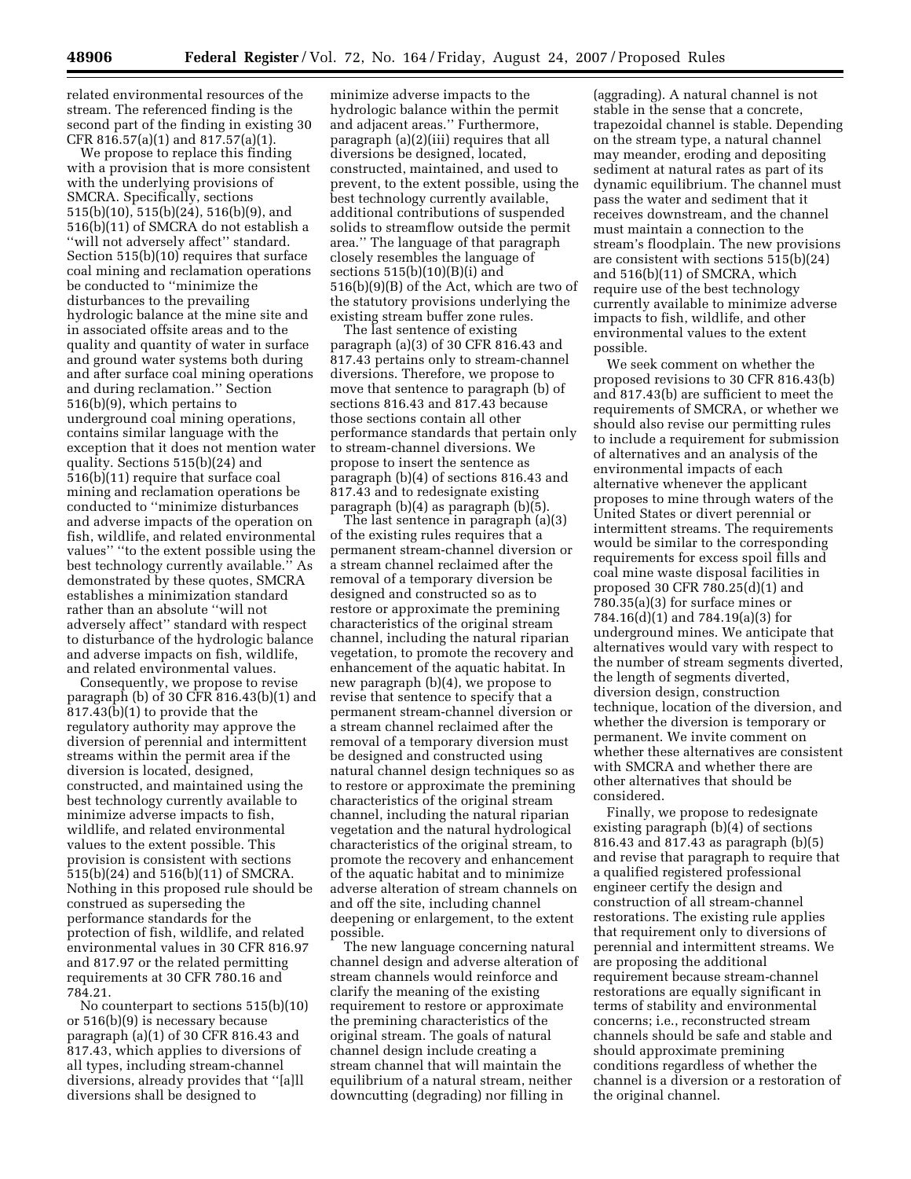related environmental resources of the stream. The referenced finding is the second part of the finding in existing 30 CFR 816.57(a)(1) and 817.57(a)(1).

We propose to replace this finding with a provision that is more consistent with the underlying provisions of SMCRA. Specifically, sections 515(b)(10), 515(b)(24), 516(b)(9), and 516(b)(11) of SMCRA do not establish a ''will not adversely affect'' standard. Section 515(b)(10) requires that surface coal mining and reclamation operations be conducted to ''minimize the disturbances to the prevailing hydrologic balance at the mine site and in associated offsite areas and to the quality and quantity of water in surface and ground water systems both during and after surface coal mining operations and during reclamation.'' Section 516(b)(9), which pertains to underground coal mining operations, contains similar language with the exception that it does not mention water quality. Sections 515(b)(24) and 516(b)(11) require that surface coal mining and reclamation operations be conducted to ''minimize disturbances and adverse impacts of the operation on fish, wildlife, and related environmental values'' ''to the extent possible using the best technology currently available.'' As demonstrated by these quotes, SMCRA establishes a minimization standard rather than an absolute ''will not adversely affect'' standard with respect to disturbance of the hydrologic balance and adverse impacts on fish, wildlife, and related environmental values.

Consequently, we propose to revise paragraph (b) of 30 CFR 816.43(b)(1) and 817.43(b)(1) to provide that the regulatory authority may approve the diversion of perennial and intermittent streams within the permit area if the diversion is located, designed, constructed, and maintained using the best technology currently available to minimize adverse impacts to fish, wildlife, and related environmental values to the extent possible. This provision is consistent with sections 515(b)(24) and 516(b)(11) of SMCRA. Nothing in this proposed rule should be construed as superseding the performance standards for the protection of fish, wildlife, and related environmental values in 30 CFR 816.97 and 817.97 or the related permitting requirements at 30 CFR 780.16 and 784.21.

No counterpart to sections 515(b)(10) or 516(b)(9) is necessary because paragraph (a)(1) of 30 CFR 816.43 and 817.43, which applies to diversions of all types, including stream-channel diversions, already provides that ''[a]ll diversions shall be designed to minimize adverse impacts to the hydrologic balance within the permit and adjacent areas.'' Furthermore, paragraph (a)(2)(iii) requires that all diversions be designed, located, constructed, maintained, and used to prevent, to the extent possible, using the best technology currently available, additional contributions of suspended solids to streamflow outside the permit area.'' The language of that paragraph closely resembles the language of sections 515(b)(10)(B)(i) and 516(b)(9)(B) of the Act, which are two of the statutory provisions underlying the existing stream buffer zone rules.

The last sentence of existing paragraph (a)(3) of 30 CFR 816.43 and 817.43 pertains only to stream-channel diversions. Therefore, we propose to move that sentence to paragraph (b) of sections 816.43 and 817.43 because those sections contain all other performance standards that pertain only to stream-channel diversions. We propose to insert the sentence as paragraph (b)(4) of sections 816.43 and 817.43 and to redesignate existing paragraph (b)(4) as paragraph (b)(5).

The last sentence in paragraph (a)(3) of the existing rules requires that a permanent stream-channel diversion or a stream channel reclaimed after the removal of a temporary diversion be designed and constructed so as to restore or approximate the premining characteristics of the original stream channel, including the natural riparian vegetation, to promote the recovery and enhancement of the aquatic habitat. In new paragraph (b)(4), we propose to revise that sentence to specify that a permanent stream-channel diversion or a stream channel reclaimed after the removal of a temporary diversion must be designed and constructed using natural channel design techniques so as to restore or approximate the premining characteristics of the original stream channel, including the natural riparian vegetation and the natural hydrological characteristics of the original stream, to promote the recovery and enhancement of the aquatic habitat and to minimize adverse alteration of stream channels on and off the site, including channel deepening or enlargement, to the extent possible.

The new language concerning natural channel design and adverse alteration of stream channels would reinforce and clarify the meaning of the existing requirement to restore or approximate the premining characteristics of the original stream. The goals of natural channel design include creating a stream channel that will maintain the equilibrium of a natural stream, neither downcutting (degrading) nor filling in (aggrading). A natural channel is not stable in the sense that a concrete, trapezoidal channel is stable. Depending on the stream type, a natural channel may meander, eroding and depositing sediment at natural rates as part of its dynamic equilibrium. The channel must pass the water and sediment that it receives downstream, and the channel must maintain a connection to the stream's floodplain. The new provisions are consistent with sections 515(b)(24) and 516(b)(11) of SMCRA, which require use of the best technology currently available to minimize adverse impacts to fish, wildlife, and other environmental values to the extent possible.

We seek comment on whether the proposed revisions to 30 CFR 816.43(b) and 817.43(b) are sufficient to meet the requirements of SMCRA, or whether we should also revise our permitting rules to include a requirement for submission of alternatives and an analysis of the environmental impacts of each alternative whenever the applicant proposes to mine through waters of the United States or divert perennial or intermittent streams. The requirements would be similar to the corresponding requirements for excess spoil fills and coal mine waste disposal facilities in proposed 30 CFR 780.25(d)(1) and 780.35(a)(3) for surface mines or 784.16(d)(1) and 784.19(a)(3) for underground mines. We anticipate that alternatives would vary with respect to the number of stream segments diverted, the length of segments diverted, diversion design, construction technique, location of the diversion, and whether the diversion is temporary or permanent. We invite comment on whether these alternatives are consistent with SMCRA and whether there are other alternatives that should be considered.

Finally, we propose to redesignate existing paragraph (b)(4) of sections 816.43 and 817.43 as paragraph (b)(5) and revise that paragraph to require that a qualified registered professional engineer certify the design and construction of all stream-channel restorations. The existing rule applies that requirement only to diversions of perennial and intermittent streams. We are proposing the additional requirement because stream-channel restorations are equally significant in terms of stability and environmental concerns; i.e., reconstructed stream channels should be safe and stable and should approximate premining conditions regardless of whether the channel is a diversion or a restoration of the original channel.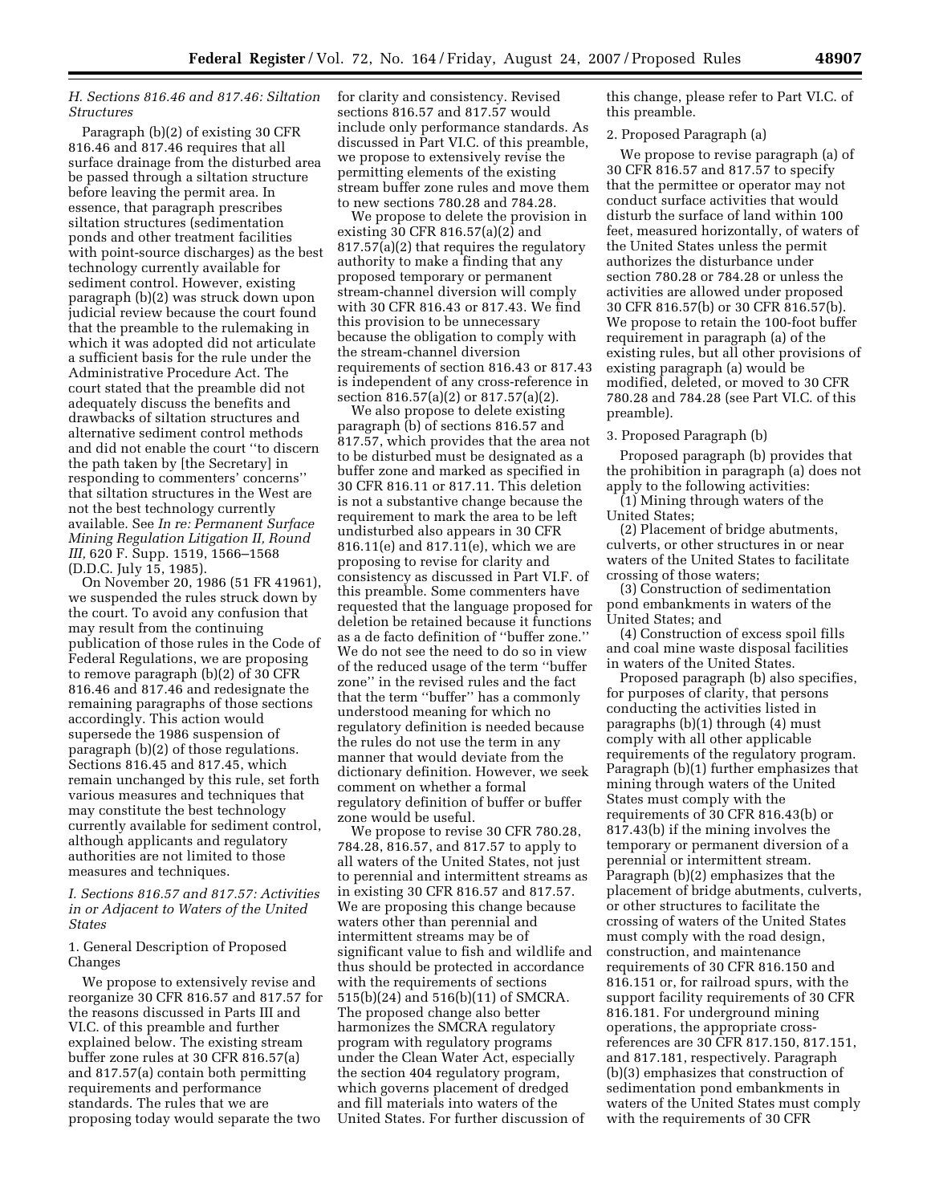### H. Sections 816.46 and 817.46: Siltation Structures

Paragraph (b)(2) of existing 30 CFR 816.46 and 817.46 requires that all surface drainage from the disturbed area be passed through a siltation structure before leaving the permit area. In essence, that paragraph prescribes siltation structures (sedimentation ponds and other treatment facilities with point-source discharges) as the best technology currently available for sediment control. However, existing paragraph (b)(2) was struck down upon judicial review because the court found that the preamble to the rulemaking in which it was adopted did not articulate a sufficient basis for the rule under the Administrative Procedure Act. The court stated that the preamble did not adequately discuss the benefits and drawbacks of siltation structures and alternative sediment control methods and did not enable the court ''to discern the path taken by [the Secretary] in responding to commenters' concerns'' that siltation structures in the West are not the best technology currently available. See *In re: Permanent Surface Mining Regulation Litigation II, Round III,* 620 F. Supp. 1519, 1566–1568 (D.D.C. July 15, 1985).

On November 20, 1986 (51 FR 41961), we suspended the rules struck down by the court. To avoid any confusion that may result from the continuing publication of those rules in the Code of Federal Regulations, we are proposing to remove paragraph (b)(2) of 30 CFR 816.46 and 817.46 and redesignate the remaining paragraphs of those sections accordingly. This action would supersede the 1986 suspension of paragraph (b)(2) of those regulations. Sections 816.45 and 817.45, which remain unchanged by this rule, set forth various measures and techniques that may constitute the best technology currently available for sediment control, although applicants and regulatory authorities are not limited to those measures and techniques.

### I. Sections 816.57 and 817.57: Activities in or Adjacent to Waters of the United States

#### 1. General Description of Proposed Changes

We propose to extensively revise and reorganize 30 CFR 816.57 and 817.57 for the reasons discussed in Parts III and VI.C. of this preamble and further explained below. The existing stream buffer zone rules at 30 CFR 816.57(a) and 817.57(a) contain both permitting requirements and performance standards. The rules that we are proposing today would separate the two for clarity and consistency. Revised sections 816.57 and 817.57 would include only performance standards. As discussed in Part VI.C. of this preamble, we propose to extensively revise the permitting elements of the existing stream buffer zone rules and move them to new sections 780.28 and 784.28.

We propose to delete the provision in existing 30 CFR 816.57(a)(2) and 817.57(a)(2) that requires the regulatory authority to make a finding that any proposed temporary or permanent stream-channel diversion will comply with 30 CFR 816.43 or 817.43. We find this provision to be unnecessary because the obligation to comply with the stream-channel diversion requirements of section 816.43 or 817.43 is independent of any cross-reference in section 816.57(a)(2) or 817.57(a)(2).

We also propose to delete existing paragraph (b) of sections 816.57 and 817.57, which provides that the area not to be disturbed must be designated as a buffer zone and marked as specified in 30 CFR 816.11 or 817.11. This deletion is not a substantive change because the requirement to mark the area to be left undisturbed also appears in 30 CFR 816.11(e) and 817.11(e), which we are proposing to revise for clarity and consistency as discussed in Part VI.F. of this preamble. Some commenters have requested that the language proposed for deletion be retained because it functions as a de facto definition of ''buffer zone.'' We do not see the need to do so in view of the reduced usage of the term ''buffer zone'' in the revised rules and the fact that the term ''buffer'' has a commonly understood meaning for which no regulatory definition is needed because the rules do not use the term in any manner that would deviate from the dictionary definition. However, we seek comment on whether a formal regulatory definition of buffer or buffer zone would be useful.

We propose to revise 30 CFR 780.28, 784.28, 816.57, and 817.57 to apply to all waters of the United States, not just to perennial and intermittent streams as in existing 30 CFR 816.57 and 817.57. We are proposing this change because waters other than perennial and intermittent streams may be of significant value to fish and wildlife and thus should be protected in accordance with the requirements of sections 515(b)(24) and 516(b)(11) of SMCRA. The proposed change also better harmonizes the SMCRA regulatory program with regulatory programs under the Clean Water Act, especially the section 404 regulatory program, which governs placement of dredged and fill materials into waters of the United States. For further discussion of this change, please refer to Part VI.C. of this preamble.

#### 2. Proposed Paragraph (a)

We propose to revise paragraph (a) of 30 CFR 816.57 and 817.57 to specify that the permittee or operator may not conduct surface activities that would disturb the surface of land within 100 feet, measured horizontally, of waters of the United States unless the permit authorizes the disturbance under section 780.28 or 784.28 or unless the activities are allowed under proposed 30 CFR 816.57(b) or 30 CFR 816.57(b). We propose to retain the 100-foot buffer requirement in paragraph (a) of the existing rules, but all other provisions of existing paragraph (a) would be modified, deleted, or moved to 30 CFR 780.28 and 784.28 (see Part VI.C. of this preamble).

#### 3. Proposed Paragraph (b)

Proposed paragraph (b) provides that the prohibition in paragraph (a) does not apply to the following activities:

(1) Mining through waters of the United States;

(2) Placement of bridge abutments, culverts, or other structures in or near waters of the United States to facilitate crossing of those waters;

(3) Construction of sedimentation pond embankments in waters of the United States; and

(4) Construction of excess spoil fills and coal mine waste disposal facilities in waters of the United States.

Proposed paragraph (b) also specifies, for purposes of clarity, that persons conducting the activities listed in paragraphs (b)(1) through (4) must comply with all other applicable requirements of the regulatory program. Paragraph (b)(1) further emphasizes that mining through waters of the United States must comply with the requirements of 30 CFR 816.43(b) or 817.43(b) if the mining involves the temporary or permanent diversion of a perennial or intermittent stream. Paragraph (b)(2) emphasizes that the placement of bridge abutments, culverts, or other structures to facilitate the crossing of waters of the United States must comply with the road design, construction, and maintenance requirements of 30 CFR 816.150 and 816.151 or, for railroad spurs, with the support facility requirements of 30 CFR 816.181. For underground mining operations, the appropriate cross-references are 30 CFR 817.150, 817.151, and 817.181, respectively. Paragraph (b)(3) emphasizes that construction of sedimentation pond embankments in waters of the United States must comply with the requirements of 30 CFR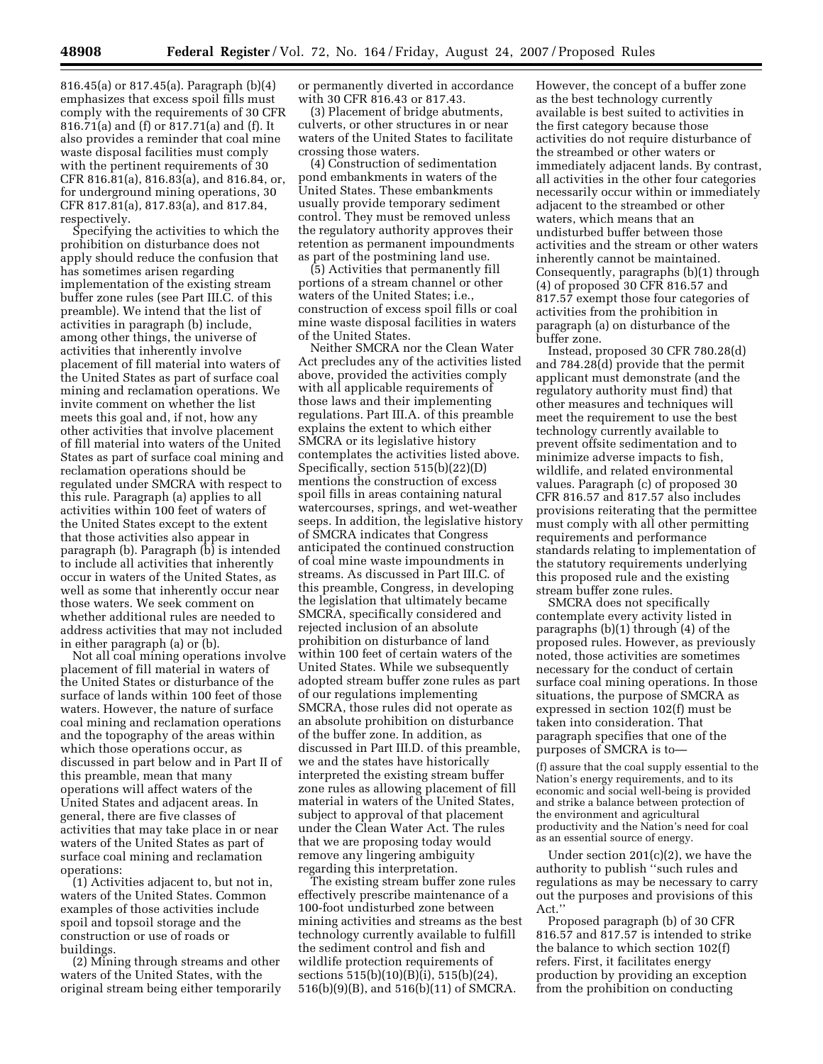816.45(a) or 817.45(a). Paragraph (b)(4) emphasizes that excess spoil fills must comply with the requirements of 30 CFR 816.71(a) and (f) or 817.71(a) and (f). It also provides a reminder that coal mine waste disposal facilities must comply with the pertinent requirements of 30 CFR 816.81(a), 816.83(a), and 816.84, or, for underground mining operations, 30 CFR 817.81(a), 817.83(a), and 817.84, respectively.

Specifying the activities to which the prohibition on disturbance does not apply should reduce the confusion that has sometimes arisen regarding implementation of the existing stream buffer zone rules (see Part III.C. of this preamble). We intend that the list of activities in paragraph (b) include, among other things, the universe of activities that inherently involve placement of fill material into waters of the United States as part of surface coal mining and reclamation operations. We invite comment on whether the list meets this goal and, if not, how any other activities that involve placement of fill material into waters of the United States as part of surface coal mining and reclamation operations should be regulated under SMCRA with respect to this rule. Paragraph (a) applies to all activities within 100 feet of waters of the United States except to the extent that those activities also appear in paragraph (b). Paragraph (b) is intended to include all activities that inherently occur in waters of the United States, as well as some that inherently occur near those waters. We seek comment on whether additional rules are needed to address activities that may not included in either paragraph (a) or (b).

Not all coal mining operations involve placement of fill material in waters of the United States or disturbance of the surface of lands within 100 feet of those waters. However, the nature of surface coal mining and reclamation operations and the topography of the areas within which those operations occur, as discussed in part below and in Part II of this preamble, mean that many operations will affect waters of the United States and adjacent areas. In general, there are five classes of activities that may take place in or near waters of the United States as part of surface coal mining and reclamation operations:

(1) Activities adjacent to, but not in, waters of the United States. Common examples of those activities include spoil and topsoil storage and the construction or use of roads or buildings.

(2) Mining through streams and other waters of the United States, with the original stream being either temporarily or permanently diverted in accordance with 30 CFR 816.43 or 817.43.

(3) Placement of bridge abutments, culverts, or other structures in or near waters of the United States to facilitate crossing those waters.

(4) Construction of sedimentation pond embankments in waters of the United States. These embankments usually provide temporary sediment control. They must be removed unless the regulatory authority approves their retention as permanent impoundments as part of the postmining land use.

(5) Activities that permanently fill portions of a stream channel or other waters of the United States; i.e., construction of excess spoil fills or coal mine waste disposal facilities in waters of the United States.

Neither SMCRA nor the Clean Water Act precludes any of the activities listed above, provided the activities comply with all applicable requirements of those laws and their implementing regulations. Part III.A. of this preamble explains the extent to which either SMCRA or its legislative history contemplates the activities listed above. Specifically, section 515(b)(22)(D) mentions the construction of excess spoil fills in areas containing natural watercourses, springs, and wet-weather seeps. In addition, the legislative history of SMCRA indicates that Congress anticipated the continued construction of coal mine waste impoundments in streams. As discussed in Part III.C. of this preamble, Congress, in developing the legislation that ultimately became SMCRA, specifically considered and rejected inclusion of an absolute prohibition on disturbance of land within 100 feet of certain waters of the United States. While we subsequently adopted stream buffer zone rules as part of our regulations implementing SMCRA, those rules did not operate as an absolute prohibition on disturbance of the buffer zone. In addition, as discussed in Part III.D. of this preamble, we and the states have historically interpreted the existing stream buffer zone rules as allowing placement of fill material in waters of the United States, subject to approval of that placement under the Clean Water Act. The rules that we are proposing today would remove any lingering ambiguity regarding this interpretation.

The existing stream buffer zone rules effectively prescribe maintenance of a 100-foot undisturbed zone between mining activities and streams as the best technology currently available to fulfill the sediment control and fish and wildlife protection requirements of sections 515(b)(10)(B)(i), 515(b)(24), 516(b)(9)(B), and 516(b)(11) of SMCRA. However, the concept of a buffer zone as the best technology currently available is best suited to activities in the first category because those activities do not require disturbance of the streambed or other waters or immediately adjacent lands. By contrast, all activities in the other four categories necessarily occur within or immediately adjacent to the streambed or other waters, which means that an undisturbed buffer between those activities and the stream or other waters inherently cannot be maintained. Consequently, paragraphs (b)(1) through (4) of proposed 30 CFR 816.57 and 817.57 exempt those four categories of activities from the prohibition in paragraph (a) on disturbance of the buffer zone.

Instead, proposed 30 CFR 780.28(d) and 784.28(d) provide that the permit applicant must demonstrate (and the regulatory authority must find) that other measures and techniques will meet the requirement to use the best technology currently available to prevent offsite sedimentation and to minimize adverse impacts to fish, wildlife, and related environmental values. Paragraph (c) of proposed 30 CFR 816.57 and 817.57 also includes provisions reiterating that the permittee must comply with all other permitting requirements and performance standards relating to implementation of the statutory requirements underlying this proposed rule and the existing stream buffer zone rules.

SMCRA does not specifically contemplate every activity listed in paragraphs (b)(1) through (4) of the proposed rules. However, as previously noted, those activities are sometimes necessary for the conduct of certain surface coal mining operations. In those situations, the purpose of SMCRA as expressed in section 102(f) must be taken into consideration. That paragraph specifies that one of the purposes of SMCRA is to—

> (f) assure that the coal supply essential to the Nation's energy requirements, and to its economic and social well-being is provided and strike a balance between protection of the environment and agricultural productivity and the Nation's need for coal as an essential source of energy.

Under section 201(c)(2), we have the authority to publish "such rules and regulations as may be necessary to carry out the purposes and provisions of this Act."

Proposed paragraph (b) of 30 CFR 816.57 and 817.57 is intended to strike the balance to which section 102(f) refers. First, it facilitates energy production by providing an exception from the prohibition on conducting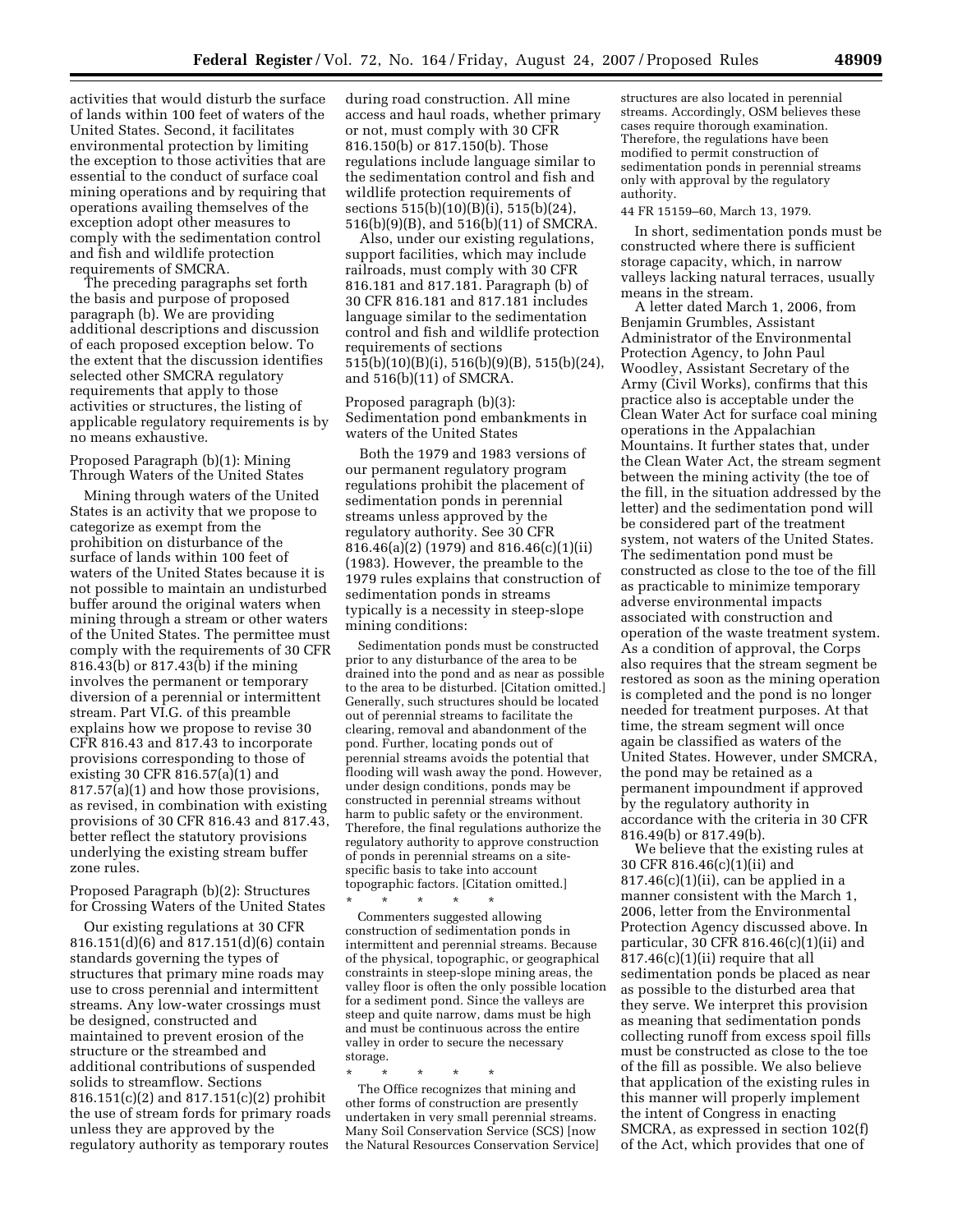activities that would disturb the surface of lands within 100 feet of waters of the United States. Second, it facilitates environmental protection by limiting the exception to those activities that are essential to the conduct of surface coal mining operations and by requiring that operations availing themselves of the exception adopt other measures to comply with the sedimentation control and fish and wildlife protection requirements of SMCRA.

The preceding paragraphs set forth the basis and purpose of proposed paragraph (b). We are providing additional descriptions and discussion of each proposed exception below. To the extent that the discussion identifies selected other SMCRA regulatory requirements that apply to those activities or structures, the listing of applicable regulatory requirements is by no means exhaustive.

Proposed Paragraph (b)(1): Mining Through Waters of the United States

Mining through waters of the United States is an activity that we propose to categorize as exempt from the prohibition on disturbance of the surface of lands within 100 feet of waters of the United States because it is not possible to maintain an undisturbed buffer around the original waters when mining through a stream or other waters of the United States. The permittee must comply with the requirements of 30 CFR 816.43(b) or 817.43(b) if the mining involves the permanent or temporary diversion of a perennial or intermittent stream. Part VI.G. of this preamble explains how we propose to revise 30 CFR 816.43 and 817.43 to incorporate provisions corresponding to those of existing 30 CFR 816.57(a)(1) and 817.57(a)(1) and how those provisions, as revised, in combination with existing provisions of 30 CFR 816.43 and 817.43, better reflect the statutory provisions underlying the existing stream buffer zone rules.

Proposed Paragraph (b)(2): Structures for Crossing Waters of the United States

Our existing regulations at 30 CFR 816.151(d)(6) and 817.151(d)(6) contain standards governing the types of structures that primary mine roads may use to cross perennial and intermittent streams. Any low-water crossings must be designed, constructed and maintained to prevent erosion of the structure or the streambed and additional contributions of suspended solids to streamflow. Sections 816.151(c)(2) and 817.151(c)(2) prohibit the use of stream fords for primary roads unless they are approved by the regulatory authority as temporary routes during road construction. All mine access and haul roads, whether primary or not, must comply with 30 CFR 816.150(b) or 817.150(b). Those regulations include language similar to the sedimentation control and fish and wildlife protection requirements of sections 515(b)(10)(B)(i), 515(b)(24), 516(b)(9)(B), and 516(b)(11) of SMCRA.

Also, under our existing regulations, support facilities, which may include railroads, must comply with 30 CFR 816.181 and 817.181. Paragraph (b) of 30 CFR 816.181 and 817.181 includes language similar to the sedimentation control and fish and wildlife protection requirements of sections 515(b)(10)(B)(i), 516(b)(9)(B), 515(b)(24), and 516(b)(11) of SMCRA.

Proposed paragraph (b)(3): Sedimentation pond embankments in waters of the United States

Both the 1979 and 1983 versions of our permanent regulatory program regulations prohibit the placement of sedimentation ponds in perennial streams unless approved by the regulatory authority. See 30 CFR 816.46(a)(2) (1979) and 816.46(c)(1)(ii) (1983). However, the preamble to the 1979 rules explains that construction of sedimentation ponds in streams typically is a necessity in steep-slope mining conditions:

> Sedimentation ponds must be constructed prior to any disturbance of the area to be drained into the pond and as near as possible to the area to be disturbed. [Citation omitted.] Generally, such structures should be located out of perennial streams to facilitate the clearing, removal and abandonment of the pond. Further, locating ponds out of perennial streams avoids the potential that flooding will wash away the pond. However, under design conditions, ponds may be constructed in perennial streams without harm to public safety or the environment. Therefore, the final regulations authorize the regulatory authority to approve construction of ponds in perennial streams on a site-specific basis to take into account topographic factors. [Citation omitted.]
>
> \* \* \* \* \*
>
> Commenters suggested allowing construction of sedimentation ponds in intermittent and perennial streams. Because of the physical, topographic, or geographical constraints in steep-slope mining areas, the valley floor is often the only possible location for a sediment pond. Since the valleys are steep and quite narrow, dams must be high and must be continuous across the entire valley in order to secure the necessary storage.
>
> \* \* \* \* \*
>
> The Office recognizes that mining and other forms of construction are presently undertaken in very small perennial streams. Many Soil Conservation Service (SCS) [now the Natural Resources Conservation Service] structures are also located in perennial streams. Accordingly, OSM believes these cases require thorough examination. Therefore, the regulations have been modified to permit construction of sedimentation ponds in perennial streams only with approval by the regulatory authority.

44 FR 15159–60, March 13, 1979.

In short, sedimentation ponds must be constructed where there is sufficient storage capacity, which, in narrow valleys lacking natural terraces, usually means in the stream.

A letter dated March 1, 2006, from Benjamin Grumbles, Assistant Administrator of the Environmental Protection Agency, to John Paul Woodley, Assistant Secretary of the Army (Civil Works), confirms that this practice also is acceptable under the Clean Water Act for surface coal mining operations in the Appalachian Mountains. It further states that, under the Clean Water Act, the stream segment between the mining activity (the toe of the fill, in the situation addressed by the letter) and the sedimentation pond will be considered part of the treatment system, not waters of the United States. The sedimentation pond must be constructed as close to the toe of the fill as practicable to minimize temporary adverse environmental impacts associated with construction and operation of the waste treatment system. As a condition of approval, the Corps also requires that the stream segment be restored as soon as the mining operation is completed and the pond is no longer needed for treatment purposes. At that time, the stream segment will once again be classified as waters of the United States. However, under SMCRA, the pond may be retained as a permanent impoundment if approved by the regulatory authority in accordance with the criteria in 30 CFR 816.49(b) or 817.49(b).

We believe that the existing rules at 30 CFR 816.46(c)(1)(ii) and 817.46(c)(1)(ii), can be applied in a manner consistent with the March 1, 2006, letter from the Environmental Protection Agency discussed above. In particular, 30 CFR 816.46(c)(1)(ii) and 817.46(c)(1)(ii) require that all sedimentation ponds be placed as near as possible to the disturbed area that they serve. We interpret this provision as meaning that sedimentation ponds collecting runoff from excess spoil fills must be constructed as close to the toe of the fill as possible. We also believe that application of the existing rules in this manner will properly implement the intent of Congress in enacting SMCRA, as expressed in section 102(f) of the Act, which provides that one of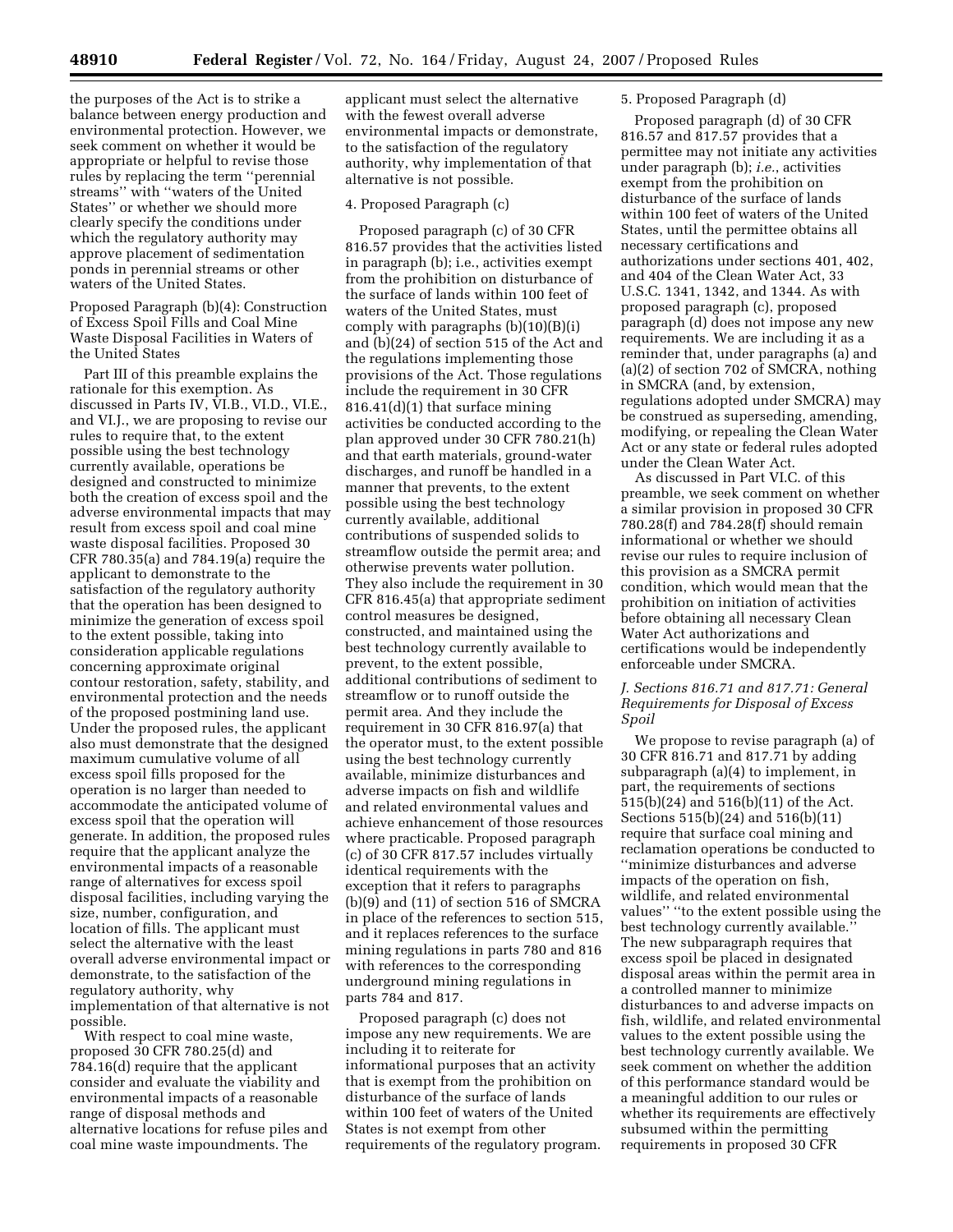the purposes of the Act is to strike a balance between energy production and environmental protection. However, we seek comment on whether it would be appropriate or helpful to revise those rules by replacing the term ''perennial streams'' with ''waters of the United States'' or whether we should more clearly specify the conditions under which the regulatory authority may approve placement of sedimentation ponds in perennial streams or other waters of the United States.

Proposed Paragraph (b)(4): Construction of Excess Spoil Fills and Coal Mine Waste Disposal Facilities in Waters of the United States

Part III of this preamble explains the rationale for this exemption. As discussed in Parts IV, VI.B., VI.D., VI.E., and VI.J., we are proposing to revise our rules to require that, to the extent possible using the best technology currently available, operations be designed and constructed to minimize both the creation of excess spoil and the adverse environmental impacts that may result from excess spoil and coal mine waste disposal facilities. Proposed 30 CFR 780.35(a) and 784.19(a) require the applicant to demonstrate to the satisfaction of the regulatory authority that the operation has been designed to minimize the generation of excess spoil to the extent possible, taking into consideration applicable regulations concerning approximate original contour restoration, safety, stability, and environmental protection and the needs of the proposed postmining land use. Under the proposed rules, the applicant also must demonstrate that the designed maximum cumulative volume of all excess spoil fills proposed for the operation is no larger than needed to accommodate the anticipated volume of excess spoil that the operation will generate. In addition, the proposed rules require that the applicant analyze the environmental impacts of a reasonable range of alternatives for excess spoil disposal facilities, including varying the size, number, configuration, and location of fills. The applicant must select the alternative with the least overall adverse environmental impact or demonstrate, to the satisfaction of the regulatory authority, why implementation of that alternative is not possible.

With respect to coal mine waste, proposed 30 CFR 780.25(d) and 784.16(d) require that the applicant consider and evaluate the viability and environmental impacts of a reasonable range of disposal methods and alternative locations for refuse piles and coal mine waste impoundments. The applicant must select the alternative with the fewest overall adverse environmental impacts or demonstrate, to the satisfaction of the regulatory authority, why implementation of that alternative is not possible.

4. Proposed Paragraph (c)

Proposed paragraph (c) of 30 CFR 816.57 provides that the activities listed in paragraph (b); i.e., activities exempt from the prohibition on disturbance of the surface of lands within 100 feet of waters of the United States, must comply with paragraphs (b)(10)(B)(i) and (b)(24) of section 515 of the Act and the regulations implementing those provisions of the Act. Those regulations include the requirement in 30 CFR 816.41(d)(1) that surface mining activities be conducted according to the plan approved under 30 CFR 780.21(h) and that earth materials, ground-water discharges, and runoff be handled in a manner that prevents, to the extent possible using the best technology currently available, additional contributions of suspended solids to streamflow outside the permit area; and otherwise prevents water pollution. They also include the requirement in 30 CFR 816.45(a) that appropriate sediment control measures be designed, constructed, and maintained using the best technology currently available to prevent, to the extent possible, additional contributions of sediment to streamflow or to runoff outside the permit area. And they include the requirement in 30 CFR 816.97(a) that the operator must, to the extent possible using the best technology currently available, minimize disturbances and adverse impacts on fish and wildlife and related environmental values and achieve enhancement of those resources where practicable. Proposed paragraph (c) of 30 CFR 817.57 includes virtually identical requirements with the exception that it refers to paragraphs (b)(9) and (11) of section 516 of SMCRA in place of the references to section 515, and it replaces references to the surface mining regulations in parts 780 and 816 with references to the corresponding underground mining regulations in parts 784 and 817.

Proposed paragraph (c) does not impose any new requirements. We are including it to reiterate for informational purposes that an activity that is exempt from the prohibition on disturbance of the surface of lands within 100 feet of waters of the United States is not exempt from other requirements of the regulatory program.

5. Proposed Paragraph (d)

Proposed paragraph (d) of 30 CFR 816.57 and 817.57 provides that a permittee may not initiate any activities under paragraph (b); *i.e.*, activities exempt from the prohibition on disturbance of the surface of lands within 100 feet of waters of the United States, until the permittee obtains all necessary certifications and authorizations under sections 401, 402, and 404 of the Clean Water Act, 33 U.S.C. 1341, 1342, and 1344. As with proposed paragraph (c), proposed paragraph (d) does not impose any new requirements. We are including it as a reminder that, under paragraphs (a) and (a)(2) of section 702 of SMCRA, nothing in SMCRA (and, by extension, regulations adopted under SMCRA) may be construed as superseding, amending, modifying, or repealing the Clean Water Act or any state or federal rules adopted under the Clean Water Act.

As discussed in Part VI.C. of this preamble, we seek comment on whether a similar provision in proposed 30 CFR 780.28(f) and 784.28(f) should remain informational or whether we should revise our rules to require inclusion of this provision as a SMCRA permit condition, which would mean that the prohibition on initiation of activities before obtaining all necessary Clean Water Act authorizations and certifications would be independently enforceable under SMCRA.

### *J. Sections 816.71 and 817.71: General Requirements for Disposal of Excess Spoil*

We propose to revise paragraph (a) of 30 CFR 816.71 and 817.71 by adding subparagraph (a)(4) to implement, in part, the requirements of sections 515(b)(24) and 516(b)(11) of the Act. Sections 515(b)(24) and 516(b)(11) require that surface coal mining and reclamation operations be conducted to ''minimize disturbances and adverse impacts of the operation on fish, wildlife, and related environmental values'' ''to the extent possible using the best technology currently available.'' The new subparagraph requires that excess spoil be placed in designated disposal areas within the permit area in a controlled manner to minimize disturbances to and adverse impacts on fish, wildlife, and related environmental values to the extent possible using the best technology currently available. We seek comment on whether the addition of this performance standard would be a meaningful addition to our rules or whether its requirements are effectively subsumed within the permitting requirements in proposed 30 CFR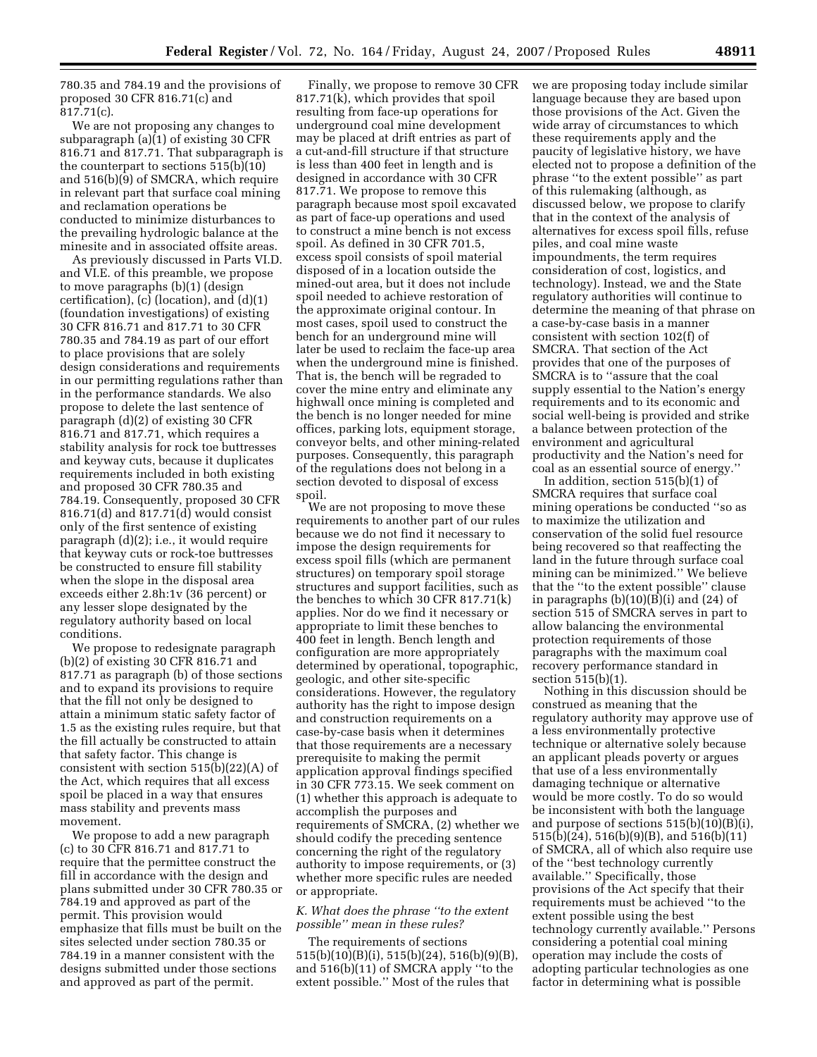780.35 and 784.19 and the provisions of proposed 30 CFR 816.71(c) and 817.71(c).

We are not proposing any changes to subparagraph (a)(1) of existing 30 CFR 816.71 and 817.71. That subparagraph is the counterpart to sections 515(b)(10) and 516(b)(9) of SMCRA, which require in relevant part that surface coal mining and reclamation operations be conducted to minimize disturbances to the prevailing hydrologic balance at the minesite and in associated offsite areas.

As previously discussed in Parts VI.D. and VI.E. of this preamble, we propose to move paragraphs (b)(1) (design certification), (c) (location), and (d)(1) (foundation investigations) of existing 30 CFR 816.71 and 817.71 to 30 CFR 780.35 and 784.19 as part of our effort to place provisions that are solely design considerations and requirements in our permitting regulations rather than in the performance standards. We also propose to delete the last sentence of paragraph (d)(2) of existing 30 CFR 816.71 and 817.71, which requires a stability analysis for rock toe buttresses and keyway cuts, because it duplicates requirements included in both existing and proposed 30 CFR 780.35 and 784.19. Consequently, proposed 30 CFR 816.71(d) and 817.71(d) would consist only of the first sentence of existing paragraph (d)(2); i.e., it would require that keyway cuts or rock-toe buttresses be constructed to ensure fill stability when the slope in the disposal area exceeds either 2.8h:1v (36 percent) or any lesser slope designated by the regulatory authority based on local conditions.

We propose to redesignate paragraph (b)(2) of existing 30 CFR 816.71 and 817.71 as paragraph (b) of those sections and to expand its provisions to require that the fill not only be designed to attain a minimum static safety factor of 1.5 as the existing rules require, but that the fill actually be constructed to attain that safety factor. This change is consistent with section 515(b)(22)(A) of the Act, which requires that all excess spoil be placed in a way that ensures mass stability and prevents mass movement.

We propose to add a new paragraph (c) to 30 CFR 816.71 and 817.71 to require that the permittee construct the fill in accordance with the design and plans submitted under 30 CFR 780.35 or 784.19 and approved as part of the permit. This provision would emphasize that fills must be built on the sites selected under section 780.35 or 784.19 in a manner consistent with the designs submitted under those sections and approved as part of the permit.

Finally, we propose to remove 30 CFR 817.71(k), which provides that spoil resulting from face-up operations for underground coal mine development may be placed at drift entries as part of a cut-and-fill structure if that structure is less than 400 feet in length and is designed in accordance with 30 CFR 817.71. We propose to remove this paragraph because most spoil excavated as part of face-up operations and used to construct a mine bench is not excess spoil. As defined in 30 CFR 701.5, excess spoil consists of spoil material disposed of in a location outside the mined-out area, but it does not include spoil needed to achieve restoration of the approximate original contour. In most cases, spoil used to construct the bench for an underground mine will later be used to reclaim the face-up area when the underground mine is finished. That is, the bench will be regraded to cover the mine entry and eliminate any highwall once mining is completed and the bench is no longer needed for mine offices, parking lots, equipment storage, conveyor belts, and other mining-related purposes. Consequently, this paragraph of the regulations does not belong in a section devoted to disposal of excess spoil.

We are not proposing to move these requirements to another part of our rules because we do not find it necessary to impose the design requirements for excess spoil fills (which are permanent structures) on temporary spoil storage structures and support facilities, such as the benches to which 30 CFR 817.71(k) applies. Nor do we find it necessary or appropriate to limit these benches to 400 feet in length. Bench length and configuration are more appropriately determined by operational, topographic, geologic, and other site-specific considerations. However, the regulatory authority has the right to impose design and construction requirements on a case-by-case basis when it determines that those requirements are a necessary prerequisite to making the permit application approval findings specified in 30 CFR 773.15. We seek comment on (1) whether this approach is adequate to accomplish the purposes and requirements of SMCRA, (2) whether we should codify the preceding sentence concerning the right of the regulatory authority to impose requirements, or (3) whether more specific rules are needed or appropriate.

### *K. What does the phrase "to the extent possible" mean in these rules?*

The requirements of sections 515(b)(10)(B)(i), 515(b)(24), 516(b)(9)(B), and 516(b)(11) of SMCRA apply "to the extent possible." Most of the rules that we are proposing today include similar language because they are based upon those provisions of the Act. Given the wide array of circumstances to which these requirements apply and the paucity of legislative history, we have elected not to propose a definition of the phrase "to the extent possible" as part of this rulemaking (although, as discussed below, we propose to clarify that in the context of the analysis of alternatives for excess spoil fills, refuse piles, and coal mine waste impoundments, the term requires consideration of cost, logistics, and technology). Instead, we and the State regulatory authorities will continue to determine the meaning of that phrase on a case-by-case basis in a manner consistent with section 102(f) of SMCRA. That section of the Act provides that one of the purposes of SMCRA is to "assure that the coal supply essential to the Nation's energy requirements and to its economic and social well-being is provided and strike a balance between protection of the environment and agricultural productivity and the Nation's need for coal as an essential source of energy."

In addition, section 515(b)(1) of SMCRA requires that surface coal mining operations be conducted "so as to maximize the utilization and conservation of the solid fuel resource being recovered so that reaffecting the land in the future through surface coal mining can be minimized." We believe that the "to the extent possible" clause in paragraphs (b)(10)(B)(i) and (24) of section 515 of SMCRA serves in part to allow balancing the environmental protection requirements of those paragraphs with the maximum coal recovery performance standard in section 515(b)(1).

Nothing in this discussion should be construed as meaning that the regulatory authority may approve use of a less environmentally protective technique or alternative solely because an applicant pleads poverty or argues that use of a less environmentally damaging technique or alternative would be more costly. To do so would be inconsistent with both the language and purpose of sections 515(b)(10)(B)(i), 515(b)(24), 516(b)(9)(B), and 516(b)(11) of SMCRA, all of which also require use of the "best technology currently available." Specifically, those provisions of the Act specify that their requirements must be achieved "to the extent possible using the best technology currently available." Persons considering a potential coal mining operation may include the costs of adopting particular technologies as one factor in determining what is possible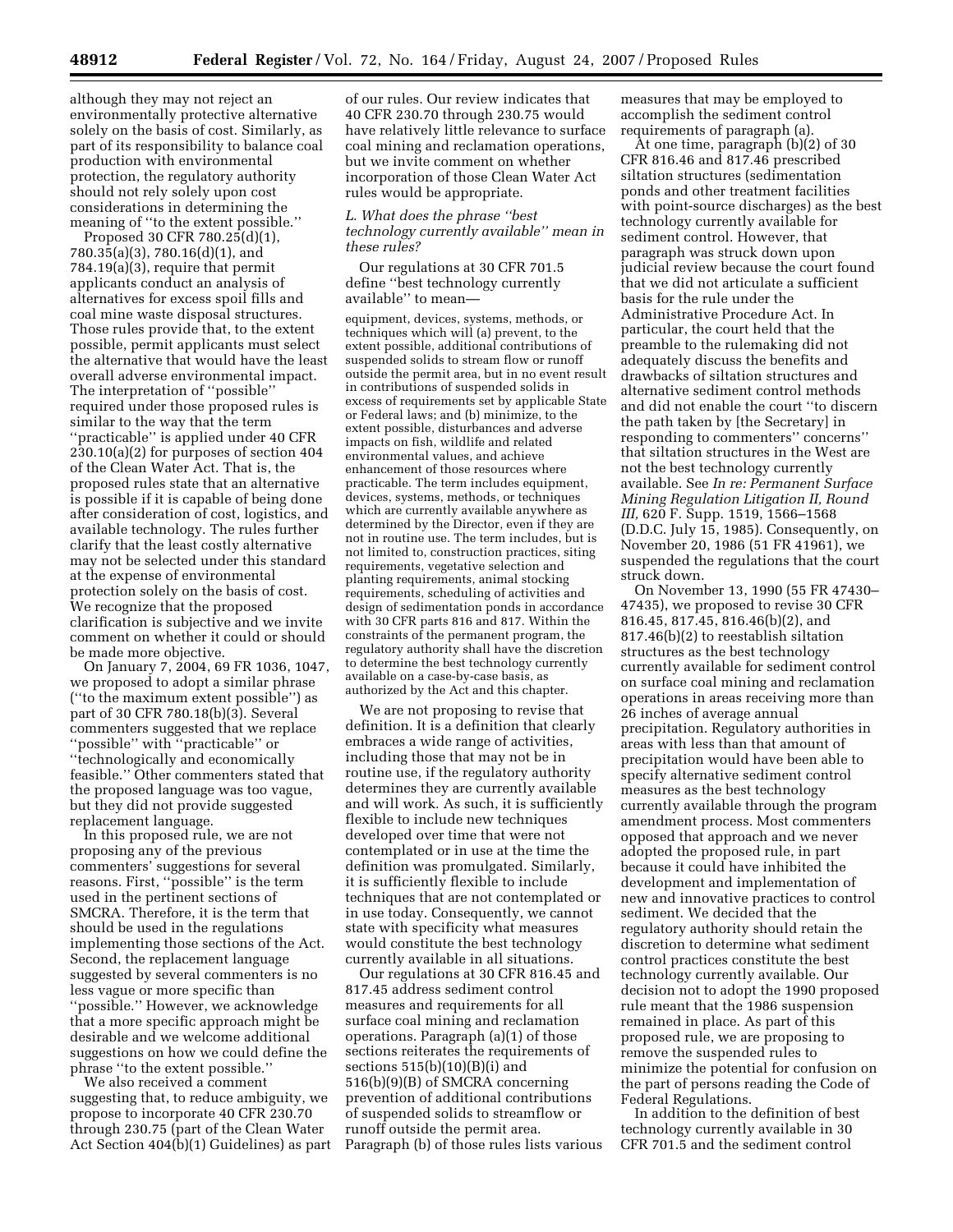although they may not reject an environmentally protective alternative solely on the basis of cost. Similarly, as part of its responsibility to balance coal production with environmental protection, the regulatory authority should not rely solely upon cost considerations in determining the meaning of ''to the extent possible.''

Proposed 30 CFR 780.25(d)(1), 780.35(a)(3), 780.16(d)(1), and 784.19(a)(3), require that permit applicants conduct an analysis of alternatives for excess spoil fills and coal mine waste disposal structures. Those rules provide that, to the extent possible, permit applicants must select the alternative that would have the least overall adverse environmental impact. The interpretation of ''possible'' required under those proposed rules is similar to the way that the term ''practicable'' is applied under 40 CFR 230.10(a)(2) for purposes of section 404 of the Clean Water Act. That is, the proposed rules state that an alternative is possible if it is capable of being done after consideration of cost, logistics, and available technology. The rules further clarify that the least costly alternative may not be selected under this standard at the expense of environmental protection solely on the basis of cost. We recognize that the proposed clarification is subjective and we invite comment on whether it could or should be made more objective.

On January 7, 2004, 69 FR 1036, 1047, we proposed to adopt a similar phrase (''to the maximum extent possible'') as part of 30 CFR 780.18(b)(3). Several commenters suggested that we replace ''possible'' with ''practicable'' or ''technologically and economically feasible.'' Other commenters stated that the proposed language was too vague, but they did not provide suggested replacement language.

In this proposed rule, we are not proposing any of the previous commenters' suggestions for several reasons. First, ''possible'' is the term used in the pertinent sections of SMCRA. Therefore, it is the term that should be used in the regulations implementing those sections of the Act. Second, the replacement language suggested by several commenters is no less vague or more specific than ''possible.'' However, we acknowledge that a more specific approach might be desirable and we welcome additional suggestions on how we could define the phrase ''to the extent possible.''

We also received a comment suggesting that, to reduce ambiguity, we propose to incorporate 40 CFR 230.70 through 230.75 (part of the Clean Water Act Section 404(b)(1) Guidelines) as part of our rules. Our review indicates that 40 CFR 230.70 through 230.75 would have relatively little relevance to surface coal mining and reclamation operations, but we invite comment on whether incorporation of those Clean Water Act rules would be appropriate.

### *L. What does the phrase ''best technology currently available'' mean in these rules?*

Our regulations at 30 CFR 701.5 define ''best technology currently available'' to mean—

equipment, devices, systems, methods, or techniques which will (a) prevent, to the extent possible, additional contributions of suspended solids to stream flow or runoff outside the permit area, but in no event result in contributions of suspended solids in excess of requirements set by applicable State or Federal laws; and (b) minimize, to the extent possible, disturbances and adverse impacts on fish, wildlife and related environmental values, and achieve enhancement of those resources where practicable. The term includes equipment, devices, systems, methods, or techniques which are currently available anywhere as determined by the Director, even if they are not in routine use. The term includes, but is not limited to, construction practices, siting requirements, vegetative selection and planting requirements, animal stocking requirements, scheduling of activities and design of sedimentation ponds in accordance with 30 CFR parts 816 and 817. Within the constraints of the permanent program, the regulatory authority shall have the discretion to determine the best technology currently available on a case-by-case basis, as authorized by the Act and this chapter.

We are not proposing to revise that definition. It is a definition that clearly embraces a wide range of activities, including those that may not be in routine use, if the regulatory authority determines they are currently available and will work. As such, it is sufficiently flexible to include new techniques developed over time that were not contemplated or in use at the time the definition was promulgated. Similarly, it is sufficiently flexible to include techniques that are not contemplated or in use today. Consequently, we cannot state with specificity what measures would constitute the best technology currently available in all situations.

Our regulations at 30 CFR 816.45 and 817.45 address sediment control measures and requirements for all surface coal mining and reclamation operations. Paragraph (a)(1) of those sections reiterates the requirements of sections 515(b)(10)(B)(i) and 516(b)(9)(B) of SMCRA concerning prevention of additional contributions of suspended solids to streamflow or runoff outside the permit area. Paragraph (b) of those rules lists various measures that may be employed to accomplish the sediment control requirements of paragraph (a).

At one time, paragraph (b)(2) of 30 CFR 816.46 and 817.46 prescribed siltation structures (sedimentation ponds and other treatment facilities with point-source discharges) as the best technology currently available for sediment control. However, that paragraph was struck down upon judicial review because the court found that we did not articulate a sufficient basis for the rule under the Administrative Procedure Act. In particular, the court held that the preamble to the rulemaking did not adequately discuss the benefits and drawbacks of siltation structures and alternative sediment control methods and did not enable the court ''to discern the path taken by [the Secretary] in responding to commenters'' concerns'' that siltation structures in the West are not the best technology currently available. See *In re: Permanent Surface Mining Regulation Litigation II, Round III,* 620 F. Supp. 1519, 1566–1568 (D.D.C. July 15, 1985). Consequently, on November 20, 1986 (51 FR 41961), we suspended the regulations that the court struck down.

On November 13, 1990 (55 FR 47430–47435), we proposed to revise 30 CFR 816.45, 817.45, 816.46(b)(2), and 817.46(b)(2) to reestablish siltation structures as the best technology currently available for sediment control on surface coal mining and reclamation operations in areas receiving more than 26 inches of average annual precipitation. Regulatory authorities in areas with less than that amount of precipitation would have been able to specify alternative sediment control measures as the best technology currently available through the program amendment process. Most commenters opposed that approach and we never adopted the proposed rule, in part because it could have inhibited the development and implementation of new and innovative practices to control sediment. We decided that the regulatory authority should retain the discretion to determine what sediment control practices constitute the best technology currently available. Our decision not to adopt the 1990 proposed rule meant that the 1986 suspension remained in place. As part of this proposed rule, we are proposing to remove the suspended rules to minimize the potential for confusion on the part of persons reading the Code of Federal Regulations.

In addition to the definition of best technology currently available in 30 CFR 701.5 and the sediment control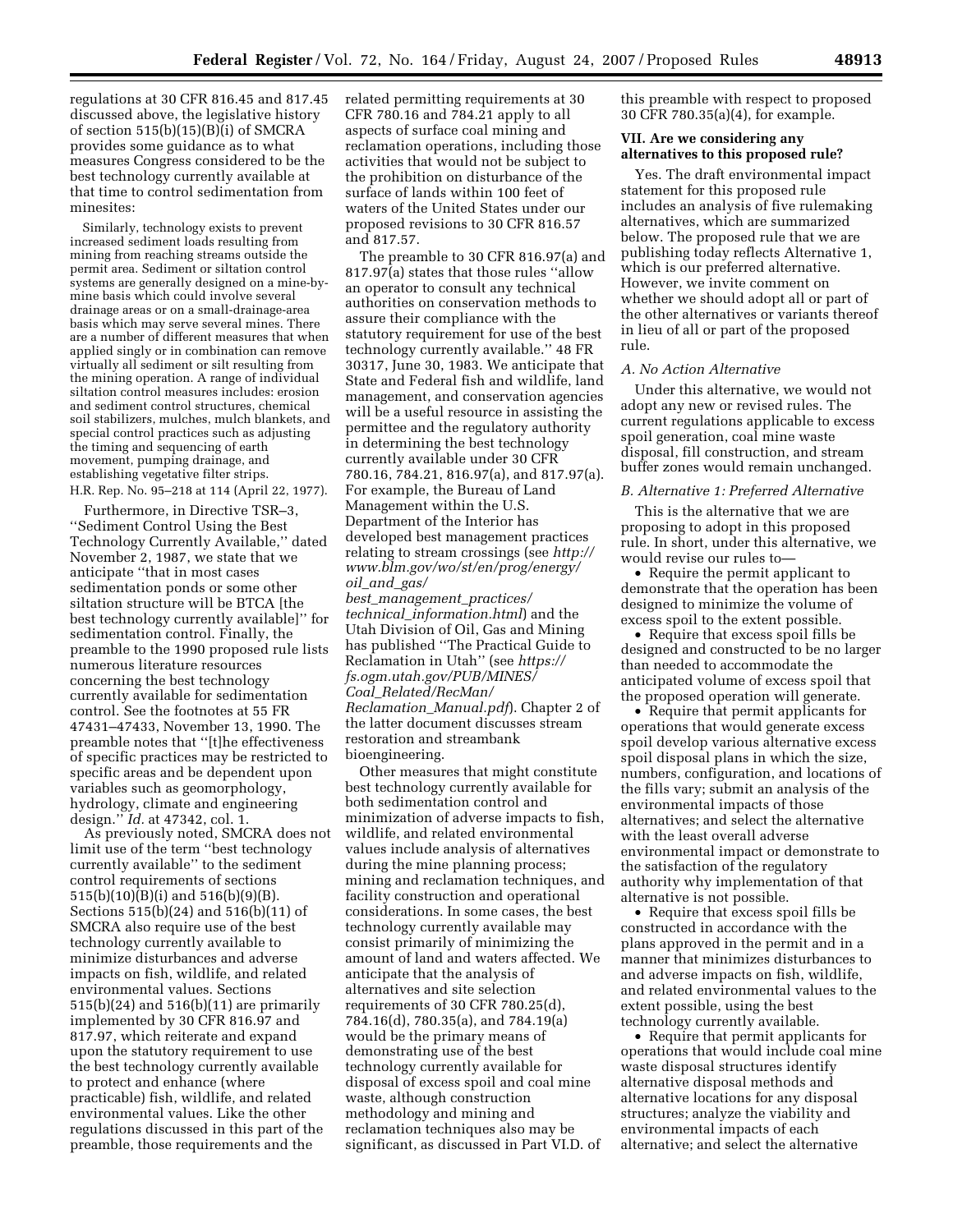regulations at 30 CFR 816.45 and 817.45 discussed above, the legislative history of section 515(b)(15)(B)(i) of SMCRA provides some guidance as to what measures Congress considered to be the best technology currently available at that time to control sedimentation from minesites:

> Similarly, technology exists to prevent increased sediment loads resulting from mining from reaching streams outside the permit area. Sediment or siltation control systems are generally designed on a mine-by-mine basis which could involve several drainage areas or on a small-drainage-area basis which may serve several mines. There are a number of different measures that when applied singly or in combination can remove virtually all sediment or silt resulting from the mining operation. A range of individual siltation control measures includes: erosion and sediment control structures, chemical soil stabilizers, mulches, mulch blankets, and special control practices such as adjusting the timing and sequencing of earth movement, pumping drainage, and establishing vegetative filter strips.
>
> H.R. Rep. No. 95–218 at 114 (April 22, 1977).

Furthermore, in Directive TSR–3, ''Sediment Control Using the Best Technology Currently Available,'' dated November 2, 1987, we state that we anticipate ''that in most cases sedimentation ponds or some other siltation structure will be BTCA [the best technology currently available]'' for sedimentation control. Finally, the preamble to the 1990 proposed rule lists numerous literature resources concerning the best technology currently available for sedimentation control. See the footnotes at 55 FR 47431–47433, November 13, 1990. The preamble notes that ''[t]he effectiveness of specific practices may be restricted to specific areas and be dependent upon variables such as geomorphology, hydrology, climate and engineering design.'' *Id.* at 47342, col. 1.

As previously noted, SMCRA does not limit use of the term ''best technology currently available'' to the sediment control requirements of sections 515(b)(10)(B)(i) and 516(b)(9)(B). Sections 515(b)(24) and 516(b)(11) of SMCRA also require use of the best technology currently available to minimize disturbances and adverse impacts on fish, wildlife, and related environmental values. Sections 515(b)(24) and 516(b)(11) are primarily implemented by 30 CFR 816.97 and 817.97, which reiterate and expand upon the statutory requirement to use the best technology currently available to protect and enhance (where practicable) fish, wildlife, and related environmental values. Like the other regulations discussed in this part of the preamble, those requirements and the related permitting requirements at 30 CFR 780.16 and 784.21 apply to all aspects of surface coal mining and reclamation operations, including those activities that would not be subject to the prohibition on disturbance of the surface of lands within 100 feet of waters of the United States under our proposed revisions to 30 CFR 816.57 and 817.57.

The preamble to 30 CFR 816.97(a) and 817.97(a) states that those rules ''allow an operator to consult any technical authorities on conservation methods to assure their compliance with the statutory requirement for use of the best technology currently available.'' 48 FR 30317, June 30, 1983. We anticipate that State and Federal fish and wildlife, land management, and conservation agencies will be a useful resource in assisting the permittee and the regulatory authority in determining the best technology currently available under 30 CFR 780.16, 784.21, 816.97(a), and 817.97(a). For example, the Bureau of Land Management within the U.S. Department of the Interior has developed best management practices relating to stream crossings (see *http://www.blm.gov/wo/st/en/prog/energy/oil_and_gas/best_management_practices/technical_information.html*) and the Utah Division of Oil, Gas and Mining has published ''The Practical Guide to Reclamation in Utah'' (see *https://fs.ogm.utah.gov/PUB/MINES/Coal_Related/RecMan/Reclamation_Manual.pdf*). Chapter 2 of the latter document discusses stream restoration and streambank bioengineering.

Other measures that might constitute best technology currently available for both sedimentation control and minimization of adverse impacts to fish, wildlife, and related environmental values include analysis of alternatives during the mine planning process; mining and reclamation techniques, and facility construction and operational considerations. In some cases, the best technology currently available may consist primarily of minimizing the amount of land and waters affected. We anticipate that the analysis of alternatives and site selection requirements of 30 CFR 780.25(d), 784.16(d), 780.35(a), and 784.19(a) would be the primary means of demonstrating use of the best technology currently available for disposal of excess spoil and coal mine waste, although construction methodology and mining and reclamation techniques also may be significant, as discussed in Part VI.D. of this preamble with respect to proposed 30 CFR 780.35(a)(4), for example.

## VII. Are we considering any alternatives to this proposed rule?

Yes. The draft environmental impact statement for this proposed rule includes an analysis of five rulemaking alternatives, which are summarized below. The proposed rule that we are publishing today reflects Alternative 1, which is our preferred alternative. However, we invite comment on whether we should adopt all or part of the other alternatives or variants thereof in lieu of all or part of the proposed rule.

### A. No Action Alternative

Under this alternative, we would not adopt any new or revised rules. The current regulations applicable to excess spoil generation, coal mine waste disposal, fill construction, and stream buffer zones would remain unchanged.

### B. Alternative 1: Preferred Alternative

This is the alternative that we are proposing to adopt in this proposed rule. In short, under this alternative, we would revise our rules to—

- Require the permit applicant to demonstrate that the operation has been designed to minimize the volume of excess spoil to the extent possible.
- Require that excess spoil fills be designed and constructed to be no larger than needed to accommodate the anticipated volume of excess spoil that the proposed operation will generate.
- Require that permit applicants for operations that would generate excess spoil develop various alternative excess spoil disposal plans in which the size, numbers, configuration, and locations of the fills vary; submit an analysis of the environmental impacts of those alternatives; and select the alternative with the least overall adverse environmental impact or demonstrate to the satisfaction of the regulatory authority why implementation of that alternative is not possible.
- Require that excess spoil fills be constructed in accordance with the plans approved in the permit and in a manner that minimizes disturbances to and adverse impacts on fish, wildlife, and related environmental values to the extent possible, using the best technology currently available.
- Require that permit applicants for operations that would include coal mine waste disposal structures identify alternative disposal methods and alternative locations for any disposal structures; analyze the viability and environmental impacts of each alternative; and select the alternative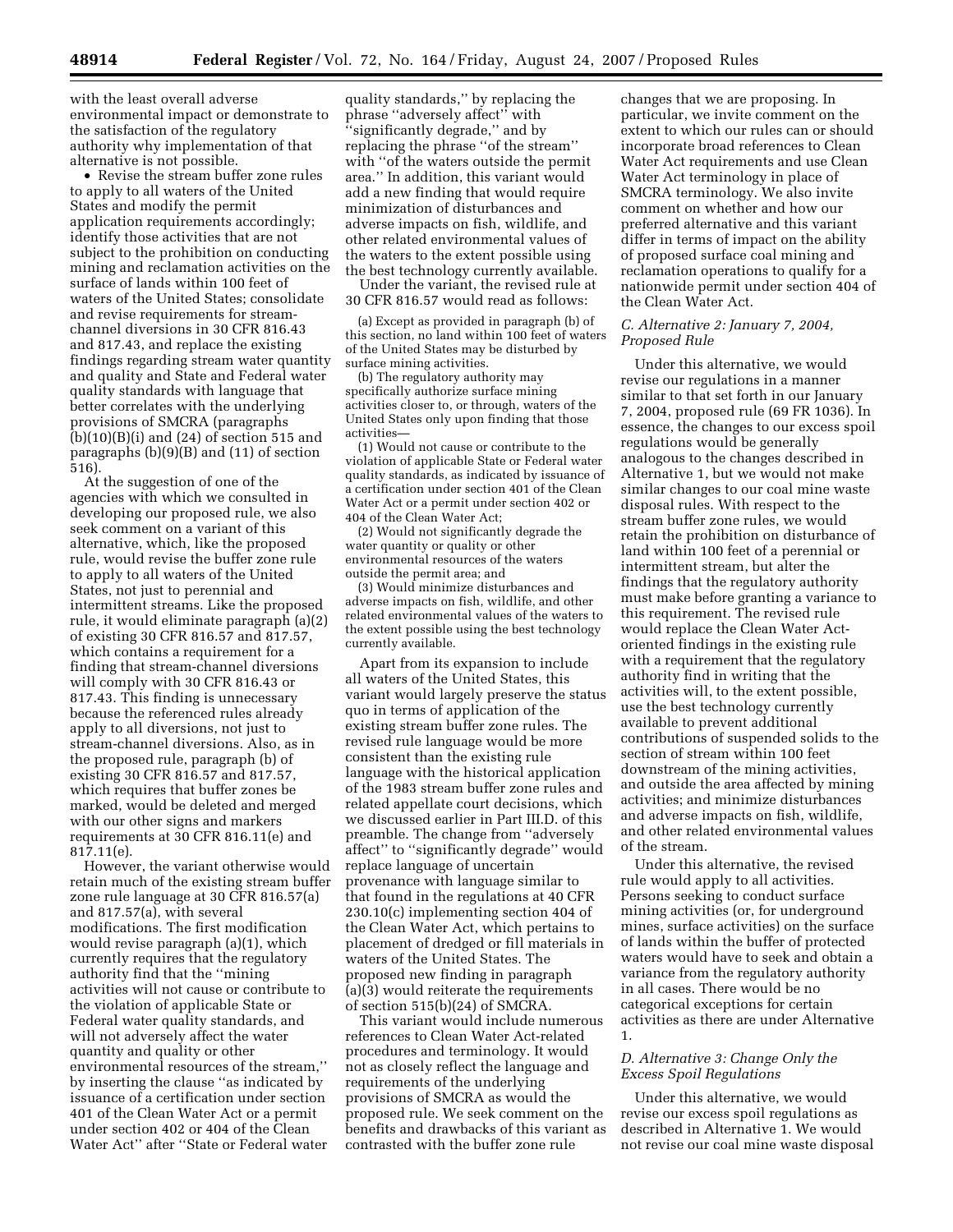with the least overall adverse environmental impact or demonstrate to the satisfaction of the regulatory authority why implementation of that alternative is not possible.

- Revise the stream buffer zone rules to apply to all waters of the United States and modify the permit application requirements accordingly; identify those activities that are not subject to the prohibition on conducting mining and reclamation activities on the surface of lands within 100 feet of waters of the United States; consolidate and revise requirements for stream-channel diversions in 30 CFR 816.43 and 817.43, and replace the existing findings regarding stream water quantity and quality and State and Federal water quality standards with language that better correlates with the underlying provisions of SMCRA (paragraphs (b)(10)(B)(i) and (24) of section 515 and paragraphs (b)(9)(B) and (11) of section 516).

At the suggestion of one of the agencies with which we consulted in developing our proposed rule, we also seek comment on a variant of this alternative, which, like the proposed rule, would revise the buffer zone rule to apply to all waters of the United States, not just to perennial and intermittent streams. Like the proposed rule, it would eliminate paragraph (a)(2) of existing 30 CFR 816.57 and 817.57, which contains a requirement for a finding that stream-channel diversions will comply with 30 CFR 816.43 or 817.43. This finding is unnecessary because the referenced rules already apply to all diversions, not just to stream-channel diversions. Also, as in the proposed rule, paragraph (b) of existing 30 CFR 816.57 and 817.57, which requires that buffer zones be marked, would be deleted and merged with our other signs and markers requirements at 30 CFR 816.11(e) and 817.11(e).

However, the variant otherwise would retain much of the existing stream buffer zone rule language at 30 CFR 816.57(a) and 817.57(a), with several modifications. The first modification would revise paragraph (a)(1), which currently requires that the regulatory authority find that the ''mining activities will not cause or contribute to the violation of applicable State or Federal water quality standards, and will not adversely affect the water quantity and quality or other environmental resources of the stream,'' by inserting the clause ''as indicated by issuance of a certification under section 401 of the Clean Water Act or a permit under section 402 or 404 of the Clean Water Act'' after ''State or Federal water quality standards,'' by replacing the phrase ''adversely affect'' with ''significantly degrade,'' and by replacing the phrase ''of the stream'' with ''of the waters outside the permit area.'' In addition, this variant would add a new finding that would require minimization of disturbances and adverse impacts on fish, wildlife, and other related environmental values of the waters to the extent possible using the best technology currently available.

Under the variant, the revised rule at 30 CFR 816.57 would read as follows:

(a) Except as provided in paragraph (b) of this section, no land within 100 feet of waters of the United States may be disturbed by surface mining activities.

(b) The regulatory authority may specifically authorize surface mining activities closer to, or through, waters of the United States only upon finding that those activities—

(1) Would not cause or contribute to the violation of applicable State or Federal water quality standards, as indicated by issuance of a certification under section 401 of the Clean Water Act or a permit under section 402 or 404 of the Clean Water Act;

(2) Would not significantly degrade the water quantity or quality or other environmental resources of the waters outside the permit area; and

(3) Would minimize disturbances and adverse impacts on fish, wildlife, and other related environmental values of the waters to the extent possible using the best technology currently available.

Apart from its expansion to include all waters of the United States, this variant would largely preserve the status quo in terms of application of the existing stream buffer zone rules. The revised rule language would be more consistent than the existing rule language with the historical application of the 1983 stream buffer zone rules and related appellate court decisions, which we discussed earlier in Part III.D. of this preamble. The change from ''adversely affect'' to ''significantly degrade'' would replace language of uncertain provenance with language similar to that found in the regulations at 40 CFR 230.10(c) implementing section 404 of the Clean Water Act, which pertains to placement of dredged or fill materials in waters of the United States. The proposed new finding in paragraph (a)(3) would reiterate the requirements of section 515(b)(24) of SMCRA.

This variant would include numerous references to Clean Water Act-related procedures and terminology. It would not as closely reflect the language and requirements of the underlying provisions of SMCRA as would the proposed rule. We seek comment on the benefits and drawbacks of this variant as contrasted with the buffer zone rule changes that we are proposing. In particular, we invite comment on the extent to which our rules can or should incorporate broad references to Clean Water Act requirements and use Clean Water Act terminology in place of SMCRA terminology. We also invite comment on whether and how our preferred alternative and this variant differ in terms of impact on the ability of proposed surface coal mining and reclamation operations to qualify for a nationwide permit under section 404 of the Clean Water Act.

### *C. Alternative 2: January 7, 2004, Proposed Rule*

Under this alternative, we would revise our regulations in a manner similar to that set forth in our January 7, 2004, proposed rule (69 FR 1036). In essence, the changes to our excess spoil regulations would be generally analogous to the changes described in Alternative 1, but we would not make similar changes to our coal mine waste disposal rules. With respect to the stream buffer zone rules, we would retain the prohibition on disturbance of land within 100 feet of a perennial or intermittent stream, but alter the findings that the regulatory authority must make before granting a variance to this requirement. The revised rule would replace the Clean Water Act-oriented findings in the existing rule with a requirement that the regulatory authority find in writing that the activities will, to the extent possible, use the best technology currently available to prevent additional contributions of suspended solids to the section of stream within 100 feet downstream of the mining activities, and outside the area affected by mining activities; and minimize disturbances and adverse impacts on fish, wildlife, and other related environmental values of the stream.

Under this alternative, the revised rule would apply to all activities. Persons seeking to conduct surface mining activities (or, for underground mines, surface activities) on the surface of lands within the buffer of protected waters would have to seek and obtain a variance from the regulatory authority in all cases. There would be no categorical exceptions for certain activities as there are under Alternative 1.

### *D. Alternative 3: Change Only the Excess Spoil Regulations*

Under this alternative, we would revise our excess spoil regulations as described in Alternative 1. We would not revise our coal mine waste disposal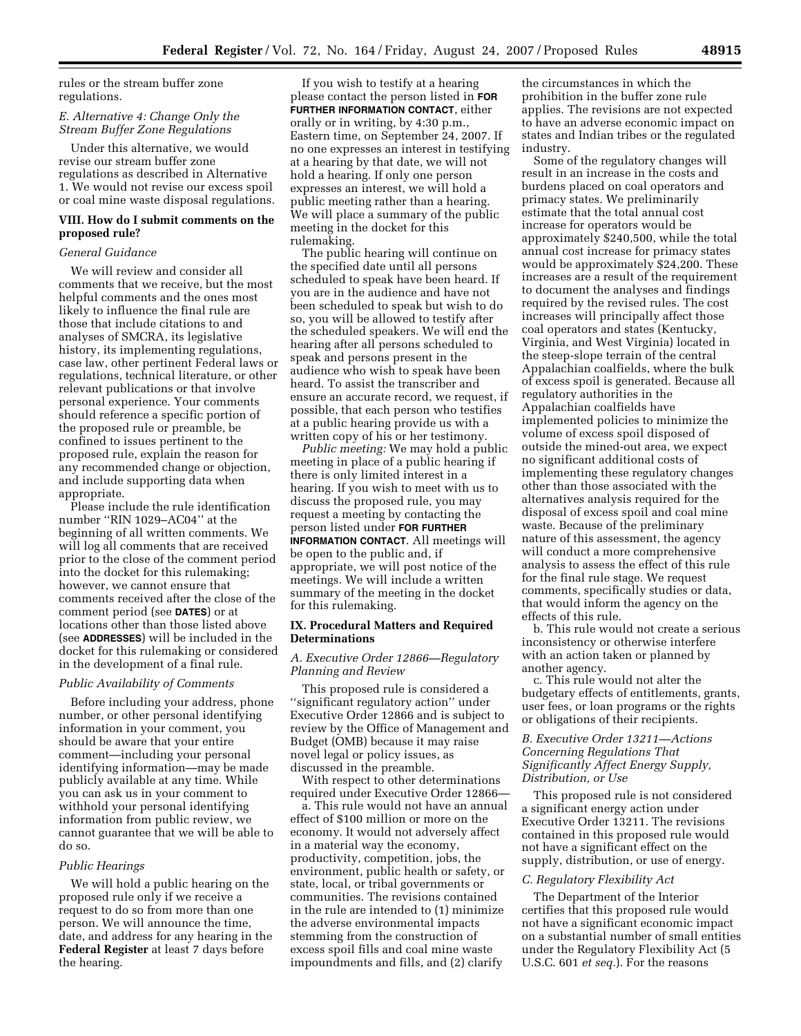rules or the stream buffer zone regulations.

### *E. Alternative 4: Change Only the Stream Buffer Zone Regulations*

Under this alternative, we would revise our stream buffer zone regulations as described in Alternative 1. We would not revise our excess spoil or coal mine waste disposal regulations.

## VIII. How do I submit comments on the proposed rule?

### *General Guidance*

We will review and consider all comments that we receive, but the most helpful comments and the ones most likely to influence the final rule are those that include citations to and analyses of SMCRA, its legislative history, its implementing regulations, case law, other pertinent Federal laws or regulations, technical literature, or other relevant publications or that involve personal experience. Your comments should reference a specific portion of the proposed rule or preamble, be confined to issues pertinent to the proposed rule, explain the reason for any recommended change or objection, and include supporting data when appropriate.

Please include the rule identification number ''RIN 1029–AC04'' at the beginning of all written comments. We will log all comments that are received prior to the close of the comment period into the docket for this rulemaking; however, we cannot ensure that comments received after the close of the comment period (see **DATES**) or at locations other than those listed above (see **ADDRESSES**) will be included in the docket for this rulemaking or considered in the development of a final rule.

### *Public Availability of Comments*

Before including your address, phone number, or other personal identifying information in your comment, you should be aware that your entire comment—including your personal identifying information—may be made publicly available at any time. While you can ask us in your comment to withhold your personal identifying information from public review, we cannot guarantee that we will be able to do so.

### *Public Hearings*

We will hold a public hearing on the proposed rule only if we receive a request to do so from more than one person. We will announce the time, date, and address for any hearing in the **Federal Register** at least 7 days before the hearing.

If you wish to testify at a hearing please contact the person listed in **FOR FURTHER INFORMATION CONTACT**, either orally or in writing, by 4:30 p.m., Eastern time, on September 24, 2007. If no one expresses an interest in testifying at a hearing by that date, we will not hold a hearing. If only one person expresses an interest, we will hold a public meeting rather than a hearing. We will place a summary of the public meeting in the docket for this rulemaking.

The public hearing will continue on the specified date until all persons scheduled to speak have been heard. If you are in the audience and have not been scheduled to speak but wish to do so, you will be allowed to testify after the scheduled speakers. We will end the hearing after all persons scheduled to speak and persons present in the audience who wish to speak have been heard. To assist the transcriber and ensure an accurate record, we request, if possible, that each person who testifies at a public hearing provide us with a written copy of his or her testimony.

*Public meeting:* We may hold a public meeting in place of a public hearing if there is only limited interest in a hearing. If you wish to meet with us to discuss the proposed rule, you may request a meeting by contacting the person listed under **FOR FURTHER INFORMATION CONTACT**. All meetings will be open to the public and, if appropriate, we will post notice of the meetings. We will include a written summary of the meeting in the docket for this rulemaking.

## IX. Procedural Matters and Required Determinations

### *A. Executive Order 12866—Regulatory Planning and Review*

This proposed rule is considered a ''significant regulatory action'' under Executive Order 12866 and is subject to review by the Office of Management and Budget (OMB) because it may raise novel legal or policy issues, as discussed in the preamble.

With respect to other determinations required under Executive Order 12866—

a. This rule would not have an annual effect of $100 million or more on the economy. It would not adversely affect in a material way the economy, productivity, competition, jobs, the environment, public health or safety, or state, local, or tribal governments or communities. The revisions contained in the rule are intended to (1) minimize the adverse environmental impacts stemming from the construction of excess spoil fills and coal mine waste impoundments and fills, and (2) clarify the circumstances in which the prohibition in the buffer zone rule applies. The revisions are not expected to have an adverse economic impact on states and Indian tribes or the regulated industry.

Some of the regulatory changes will result in an increase in the costs and burdens placed on coal operators and primacy states. We preliminarily estimate that the total annual cost increase for operators would be approximately $240,500, while the total annual cost increase for primacy states would be approximately $24,200. These increases are a result of the requirement to document the analyses and findings required by the revised rules. The cost increases will principally affect those coal operators and states (Kentucky, Virginia, and West Virginia) located in the steep-slope terrain of the central Appalachian coalfields, where the bulk of excess spoil is generated. Because all regulatory authorities in the Appalachian coalfields have implemented policies to minimize the volume of excess spoil disposed of outside the mined-out area, we expect no significant additional costs of implementing these regulatory changes other than those associated with the alternatives analysis required for the disposal of excess spoil and coal mine waste. Because of the preliminary nature of this assessment, the agency will conduct a more comprehensive analysis to assess the effect of this rule for the final rule stage. We request comments, specifically studies or data, that would inform the agency on the effects of this rule.

b. This rule would not create a serious inconsistency or otherwise interfere with an action taken or planned by another agency.

c. This rule would not alter the budgetary effects of entitlements, grants, user fees, or loan programs or the rights or obligations of their recipients.

### *B. Executive Order 13211—Actions Concerning Regulations That Significantly Affect Energy Supply, Distribution, or Use*

This proposed rule is not considered a significant energy action under Executive Order 13211. The revisions contained in this proposed rule would not have a significant effect on the supply, distribution, or use of energy.

### *C. Regulatory Flexibility Act*

The Department of the Interior certifies that this proposed rule would not have a significant economic impact on a substantial number of small entities under the Regulatory Flexibility Act (5 U.S.C. 601 *et seq.*). For the reasons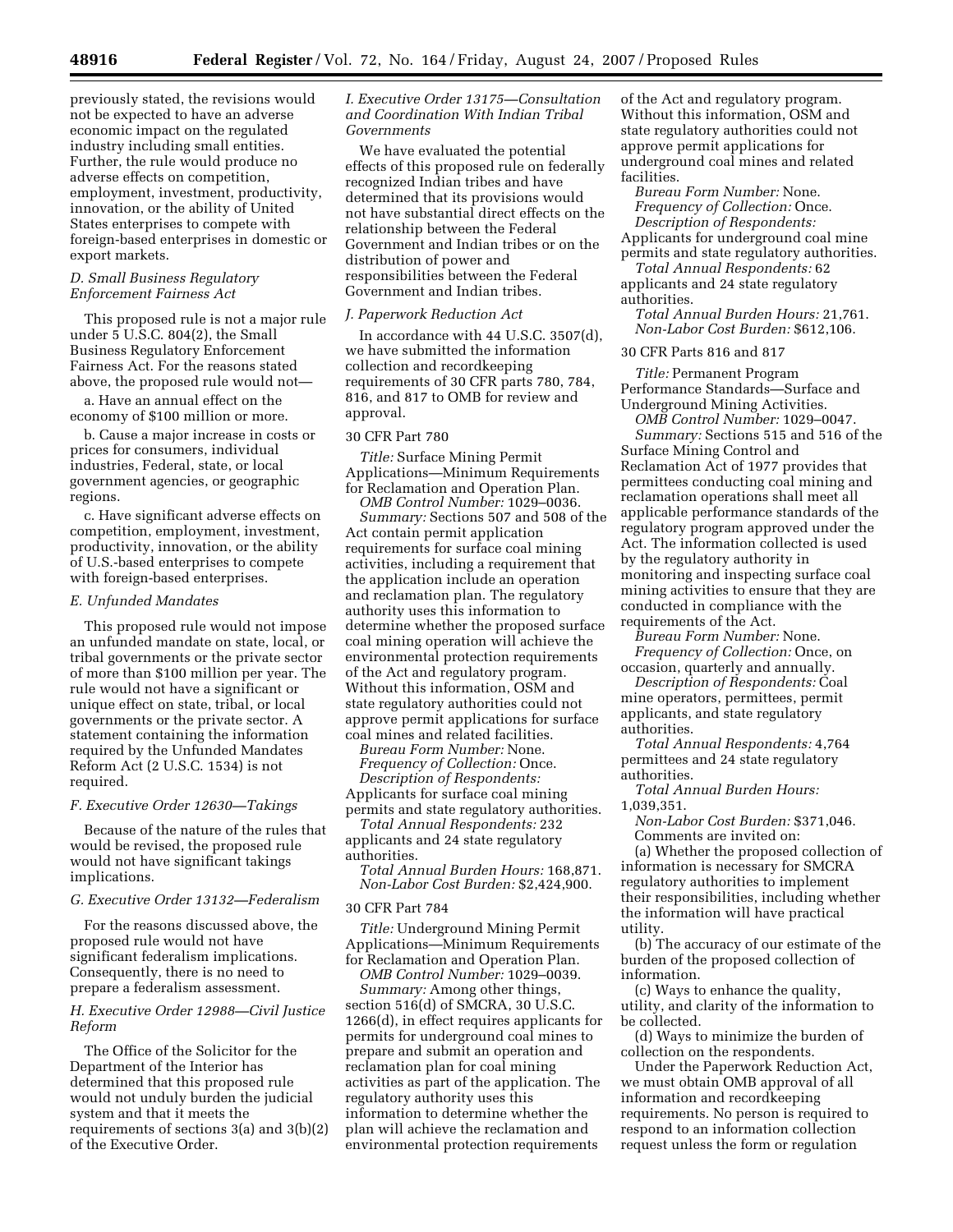previously stated, the revisions would not be expected to have an adverse economic impact on the regulated industry including small entities. Further, the rule would produce no adverse effects on competition, employment, investment, productivity, innovation, or the ability of United States enterprises to compete with foreign-based enterprises in domestic or export markets.

### *D. Small Business Regulatory Enforcement Fairness Act*

This proposed rule is not a major rule under 5 U.S.C. 804(2), the Small Business Regulatory Enforcement Fairness Act. For the reasons stated above, the proposed rule would not—

a. Have an annual effect on the economy of $100 million or more.

b. Cause a major increase in costs or prices for consumers, individual industries, Federal, state, or local government agencies, or geographic regions.

c. Have significant adverse effects on competition, employment, investment, productivity, innovation, or the ability of U.S.-based enterprises to compete with foreign-based enterprises.

### *E. Unfunded Mandates*

This proposed rule would not impose an unfunded mandate on state, local, or tribal governments or the private sector of more than $100 million per year. The rule would not have a significant or unique effect on state, tribal, or local governments or the private sector. A statement containing the information required by the Unfunded Mandates Reform Act (2 U.S.C. 1534) is not required.

### *F. Executive Order 12630—Takings*

Because of the nature of the rules that would be revised, the proposed rule would not have significant takings implications.

### *G. Executive Order 13132—Federalism*

For the reasons discussed above, the proposed rule would not have significant federalism implications. Consequently, there is no need to prepare a federalism assessment.

### *H. Executive Order 12988—Civil Justice Reform*

The Office of the Solicitor for the Department of the Interior has determined that this proposed rule would not unduly burden the judicial system and that it meets the requirements of sections 3(a) and 3(b)(2) of the Executive Order.

### *I. Executive Order 13175—Consultation and Coordination With Indian Tribal Governments*

We have evaluated the potential effects of this proposed rule on federally recognized Indian tribes and have determined that its provisions would not have substantial direct effects on the relationship between the Federal Government and Indian tribes or on the distribution of power and responsibilities between the Federal Government and Indian tribes.

### *J. Paperwork Reduction Act*

In accordance with 44 U.S.C. 3507(d), we have submitted the information collection and recordkeeping requirements of 30 CFR parts 780, 784, 816, and 817 to OMB for review and approval.

#### 30 CFR Part 780

*Title:* Surface Mining Permit Applications—Minimum Requirements for Reclamation and Operation Plan.

*OMB Control Number:* 1029–0036.

*Summary:* Sections 507 and 508 of the Act contain permit application requirements for surface coal mining activities, including a requirement that the application include an operation and reclamation plan. The regulatory authority uses this information to determine whether the proposed surface coal mining operation will achieve the environmental protection requirements of the Act and regulatory program. Without this information, OSM and state regulatory authorities could not approve permit applications for surface coal mines and related facilities.

*Bureau Form Number:* None.

*Frequency of Collection:* Once.

*Description of Respondents:* Applicants for surface coal mining permits and state regulatory authorities.

*Total Annual Respondents:* 232 applicants and 24 state regulatory authorities.

*Total Annual Burden Hours:* 168,871.

*Non-Labor Cost Burden:* $2,424,900.

#### 30 CFR Part 784

*Title:* Underground Mining Permit Applications—Minimum Requirements for Reclamation and Operation Plan.

*OMB Control Number:* 1029–0039.

*Summary:* Among other things, section 516(d) of SMCRA, 30 U.S.C. 1266(d), in effect requires applicants for permits for underground coal mines to prepare and submit an operation and reclamation plan for coal mining activities as part of the application. The regulatory authority uses this information to determine whether the plan will achieve the reclamation and environmental protection requirements of the Act and regulatory program. Without this information, OSM and state regulatory authorities could not approve permit applications for underground coal mines and related facilities.

*Bureau Form Number:* None.

*Frequency of Collection:* Once.

*Description of Respondents:* Applicants for underground coal mine permits and state regulatory authorities.

*Total Annual Respondents:* 62 applicants and 24 state regulatory authorities.

*Total Annual Burden Hours:* 21,761.

*Non-Labor Cost Burden:* $612,106.

#### 30 CFR Parts 816 and 817

*Title:* Permanent Program Performance Standards—Surface and Underground Mining Activities.

*OMB Control Number:* 1029–0047.

*Summary:* Sections 515 and 516 of the Surface Mining Control and Reclamation Act of 1977 provides that permittees conducting coal mining and reclamation operations shall meet all applicable performance standards of the regulatory program approved under the Act. The information collected is used by the regulatory authority in monitoring and inspecting surface coal mining activities to ensure that they are conducted in compliance with the requirements of the Act.

*Bureau Form Number:* None.

*Frequency of Collection:* Once, on occasion, quarterly and annually.

*Description of Respondents:* Coal mine operators, permittees, permit applicants, and state regulatory authorities.

*Total Annual Respondents:* 4,764 permittees and 24 state regulatory authorities.

*Total Annual Burden Hours:* 1,039,351.

*Non-Labor Cost Burden:* $371,046.

Comments are invited on:

(a) Whether the proposed collection of information is necessary for SMCRA regulatory authorities to implement their responsibilities, including whether the information will have practical utility.

(b) The accuracy of our estimate of the burden of the proposed collection of information.

(c) Ways to enhance the quality, utility, and clarity of the information to be collected.

(d) Ways to minimize the burden of collection on the respondents.

Under the Paperwork Reduction Act, we must obtain OMB approval of all information and recordkeeping requirements. No person is required to respond to an information collection request unless the form or regulation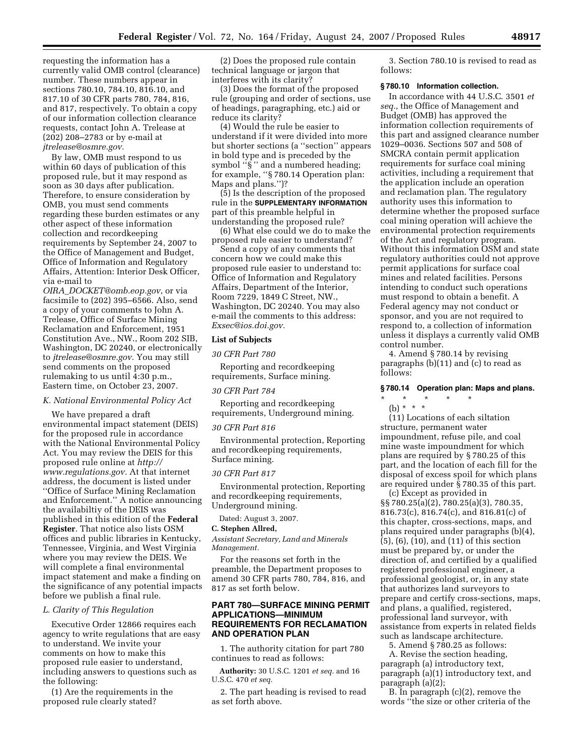requesting the information has a currently valid OMB control (clearance) number. These numbers appear in sections 780.10, 784.10, 816.10, and 817.10 of 30 CFR parts 780, 784, 816, and 817, respectively. To obtain a copy of our information collection clearance requests, contact John A. Trelease at (202) 208–2783 or by e-mail at *jtrelease@osmre.gov*.

By law, OMB must respond to us within 60 days of publication of this proposed rule, but it may respond as soon as 30 days after publication. Therefore, to ensure consideration by OMB, you must send comments regarding these burden estimates or any other aspect of these information collection and recordkeeping requirements by September 24, 2007 to the Office of Management and Budget, Office of Information and Regulatory Affairs, Attention: Interior Desk Officer, via e-mail to *OIRA_DOCKET@omb.eop.gov*, or via facsimile to (202) 395–6566. Also, send a copy of your comments to John A. Trelease, Office of Surface Mining Reclamation and Enforcement, 1951 Constitution Ave., NW., Room 202 SIB, Washington, DC 20240, or electronically to *jtrelease@osmre.gov*. You may still send comments on the proposed rulemaking to us until 4:30 p.m., Eastern time, on October 23, 2007.

### *K. National Environmental Policy Act*

We have prepared a draft environmental impact statement (DEIS) for the proposed rule in accordance with the National Environmental Policy Act. You may review the DEIS for this proposed rule online at *http://www.regulations.gov*. At that internet address, the document is listed under ''Office of Surface Mining Reclamation and Enforcement.'' A notice announcing the availabiltiy of the DEIS was published in this edition of the **Federal Register**. That notice also lists OSM offices and public libraries in Kentucky, Tennessee, Virginia, and West Virginia where you may review the DEIS. We will complete a final environmental impact statement and make a finding on the significance of any potential impacts before we publish a final rule.

### *L. Clarity of This Regulation*

Executive Order 12866 requires each agency to write regulations that are easy to understand. We invite your comments on how to make this proposed rule easier to understand, including answers to questions such as the following:

(1) Are the requirements in the proposed rule clearly stated?

(2) Does the proposed rule contain technical language or jargon that interferes with its clarity?

(3) Does the format of the proposed rule (grouping and order of sections, use of headings, paragraphing, etc.) aid or reduce its clarity?

(4) Would the rule be easier to understand if it were divided into more but shorter sections (a ''section'' appears in bold type and is preceded by the symbol ''§ '' and a numbered heading; for example, ''§ 780.14 Operation plan: Maps and plans.'')?

(5) Is the description of the proposed rule in the **SUPPLEMENTARY INFORMATION** part of this preamble helpful in understanding the proposed rule?

(6) What else could we do to make the proposed rule easier to understand?

Send a copy of any comments that concern how we could make this proposed rule easier to understand to: Office of Information and Regulatory Affairs, Department of the Interior, Room 7229, 1849 C Street, NW., Washington, DC 20240. You may also e-mail the comments to this address: *Exsec@ios.doi.gov*.

### List of Subjects

*30 CFR Part 780*

Reporting and recordkeeping requirements, Surface mining.

*30 CFR Part 784*

Reporting and recordkeeping requirements, Underground mining.

*30 CFR Part 816*

Environmental protection, Reporting and recordkeeping requirements, Surface mining.

*30 CFR Part 817*

Environmental protection, Reporting and recordkeeping requirements, Underground mining.

Dated: August 3, 2007.

**C. Stephen Allred,**

*Assistant Secretary, Land and Minerals Management.*

For the reasons set forth in the preamble, the Department proposes to amend 30 CFR parts 780, 784, 816, and 817 as set forth below.

## PART 780—SURFACE MINING PERMIT APPLICATIONS—MINIMUM REQUIREMENTS FOR RECLAMATION AND OPERATION PLAN

1. The authority citation for part 780 continues to read as follows:

**Authority:** 30 U.S.C. 1201 *et seq.* and 16 U.S.C. 470 *et seq.*

2. The part heading is revised to read as set forth above.

3. Section 780.10 is revised to read as follows:

#### § 780.10 Information collection.

In accordance with 44 U.S.C. 3501 *et seq.*, the Office of Management and Budget (OMB) has approved the information collection requirements of this part and assigned clearance number 1029–0036. Sections 507 and 508 of SMCRA contain permit application requirements for surface coal mining activities, including a requirement that the application include an operation and reclamation plan. The regulatory authority uses this information to determine whether the proposed surface coal mining operation will achieve the environmental protection requirements of the Act and regulatory program. Without this information OSM and state regulatory authorities could not approve permit applications for surface coal mines and related facilities. Persons intending to conduct such operations must respond to obtain a benefit. A Federal agency may not conduct or sponsor, and you are not required to respond to, a collection of information unless it displays a currently valid OMB control number.

4. Amend § 780.14 by revising paragraphs (b)(11) and (c) to read as follows:

#### § 780.14 Operation plan: Maps and plans.

\* \* \* \* \*

(b) \* \* \*

(11) Locations of each siltation structure, permanent water impoundment, refuse pile, and coal mine waste impoundment for which plans are required by § 780.25 of this part, and the location of each fill for the disposal of excess spoil for which plans are required under § 780.35 of this part.

(c) Except as provided in §§ 780.25(a)(2), 780.25(a)(3), 780.35, 816.73(c), 816.74(c), and 816.81(c) of this chapter, cross-sections, maps, and plans required under paragraphs (b)(4), (5), (6), (10), and (11) of this section must be prepared by, or under the direction of, and certified by a qualified registered professional engineer, a professional geologist, or, in any state that authorizes land surveyors to prepare and certify cross-sections, maps, and plans, a qualified, registered, professional land surveyor, with assistance from experts in related fields such as landscape architecture.

5. Amend § 780.25 as follows:

A. Revise the section heading, paragraph (a) introductory text, paragraph (a)(1) introductory text, and paragraph (a)(2);

B. In paragraph (c)(2), remove the words ''the size or other criteria of the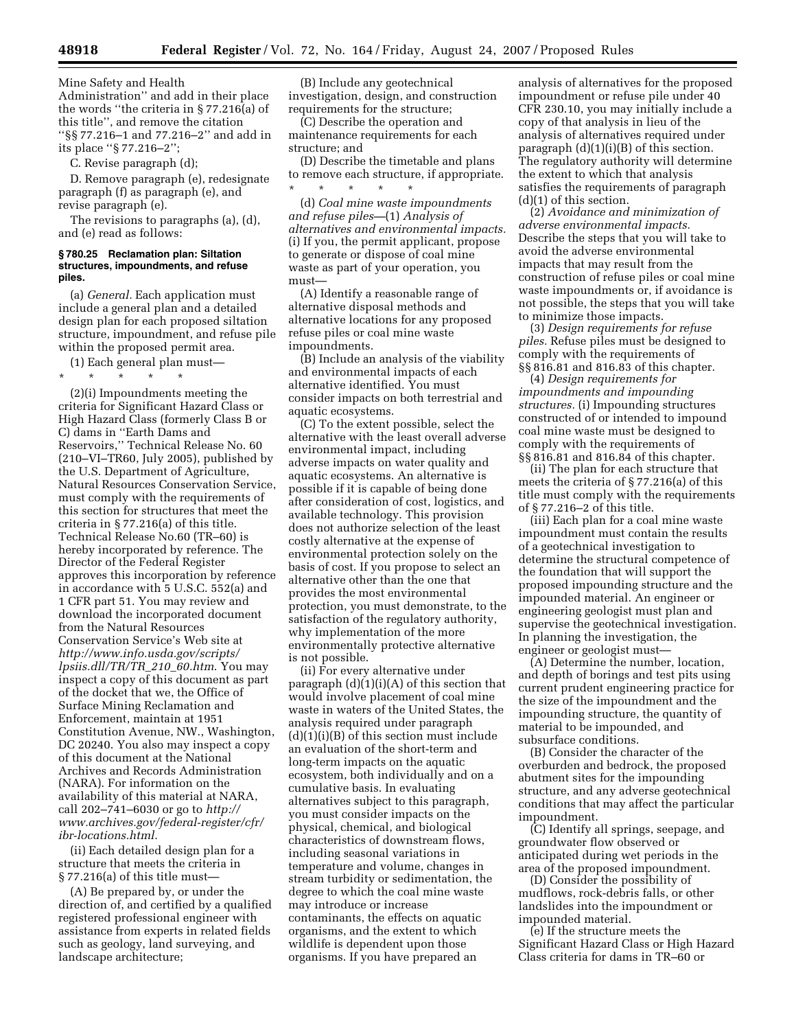Mine Safety and Health Administration'' and add in their place the words ''the criteria in § 77.216(a) of this title'', and remove the citation ''§§ 77.216–1 and 77.216–2'' and add in its place ''§ 77.216–2'';

C. Revise paragraph (d);

D. Remove paragraph (e), redesignate paragraph (f) as paragraph (e), and revise paragraph (e).

The revisions to paragraphs (a), (d), and (e) read as follows:

**§ 780.25 Reclamation plan: Siltation structures, impoundments, and refuse piles.**

(a) *General.* Each application must include a general plan and a detailed design plan for each proposed siltation structure, impoundment, and refuse pile within the proposed permit area.

(1) Each general plan must—

\* \* \* \* \*

(2)(i) Impoundments meeting the criteria for Significant Hazard Class or High Hazard Class (formerly Class B or C) dams in ''Earth Dams and Reservoirs,'' Technical Release No. 60 (210–VI–TR60, July 2005), published by the U.S. Department of Agriculture, Natural Resources Conservation Service, must comply with the requirements of this section for structures that meet the criteria in § 77.216(a) of this title. Technical Release No.60 (TR–60) is hereby incorporated by reference. The Director of the Federal Register approves this incorporation by reference in accordance with 5 U.S.C. 552(a) and 1 CFR part 51. You may review and download the incorporated document from the Natural Resources Conservation Service's Web site at *http://www.info.usda.gov/scripts/lpsiis.dll/TR/TR_210_60.htm*. You may inspect a copy of this document as part of the docket that we, the Office of Surface Mining Reclamation and Enforcement, maintain at 1951 Constitution Avenue, NW., Washington, DC 20240. You also may inspect a copy of this document at the National Archives and Records Administration (NARA). For information on the availability of this material at NARA, call 202–741–6030 or go to *http://www.archives.gov/federal-register/cfr/ibr-locations.html.*

(ii) Each detailed design plan for a structure that meets the criteria in § 77.216(a) of this title must—

(A) Be prepared by, or under the direction of, and certified by a qualified registered professional engineer with assistance from experts in related fields such as geology, land surveying, and landscape architecture;

(B) Include any geotechnical investigation, design, and construction requirements for the structure;

(C) Describe the operation and maintenance requirements for each structure; and

(D) Describe the timetable and plans to remove each structure, if appropriate.

\* \* \* \* \*

(d) *Coal mine waste impoundments and refuse piles*—(1) *Analysis of alternatives and environmental impacts.* (i) If you, the permit applicant, propose to generate or dispose of coal mine waste as part of your operation, you must—

(A) Identify a reasonable range of alternative disposal methods and alternative locations for any proposed refuse piles or coal mine waste impoundments.

(B) Include an analysis of the viability and environmental impacts of each alternative identified. You must consider impacts on both terrestrial and aquatic ecosystems.

(C) To the extent possible, select the alternative with the least overall adverse environmental impact, including adverse impacts on water quality and aquatic ecosystems. An alternative is possible if it is capable of being done after consideration of cost, logistics, and available technology. This provision does not authorize selection of the least costly alternative at the expense of environmental protection solely on the basis of cost. If you propose to select an alternative other than the one that provides the most environmental protection, you must demonstrate, to the satisfaction of the regulatory authority, why implementation of the more environmentally protective alternative is not possible.

(ii) For every alternative under paragraph (d)(1)(i)(A) of this section that would involve placement of coal mine waste in waters of the United States, the analysis required under paragraph (d)(1)(i)(B) of this section must include an evaluation of the short-term and long-term impacts on the aquatic ecosystem, both individually and on a cumulative basis. In evaluating alternatives subject to this paragraph, you must consider impacts on the physical, chemical, and biological characteristics of downstream flows, including seasonal variations in temperature and volume, changes in stream turbidity or sedimentation, the degree to which the coal mine waste may introduce or increase contaminants, the effects on aquatic organisms, and the extent to which wildlife is dependent upon those organisms. If you have prepared an analysis of alternatives for the proposed impoundment or refuse pile under 40 CFR 230.10, you may initially include a copy of that analysis in lieu of the analysis of alternatives required under paragraph (d)(1)(i)(B) of this section. The regulatory authority will determine the extent to which that analysis satisfies the requirements of paragraph (d)(1) of this section.

(2) *Avoidance and minimization of adverse environmental impacts.* Describe the steps that you will take to avoid the adverse environmental impacts that may result from the construction of refuse piles or coal mine waste impoundments or, if avoidance is not possible, the steps that you will take to minimize those impacts.

(3) *Design requirements for refuse piles.* Refuse piles must be designed to comply with the requirements of §§ 816.81 and 816.83 of this chapter.

(4) *Design requirements for impoundments and impounding structures.* (i) Impounding structures constructed of or intended to impound coal mine waste must be designed to comply with the requirements of §§ 816.81 and 816.84 of this chapter.

(ii) The plan for each structure that meets the criteria of § 77.216(a) of this title must comply with the requirements of § 77.216–2 of this title.

(iii) Each plan for a coal mine waste impoundment must contain the results of a geotechnical investigation to determine the structural competence of the foundation that will support the proposed impounding structure and the impounded material. An engineer or engineering geologist must plan and supervise the geotechnical investigation. In planning the investigation, the engineer or geologist must—

(A) Determine the number, location, and depth of borings and test pits using current prudent engineering practice for the size of the impoundment and the impounding structure, the quantity of material to be impounded, and subsurface conditions.

(B) Consider the character of the overburden and bedrock, the proposed abutment sites for the impounding structure, and any adverse geotechnical conditions that may affect the particular impoundment.

(C) Identify all springs, seepage, and groundwater flow observed or anticipated during wet periods in the area of the proposed impoundment.

(D) Consider the possibility of mudflows, rock-debris falls, or other landslides into the impoundment or impounded material.

(e) If the structure meets the Significant Hazard Class or High Hazard Class criteria for dams in TR–60 or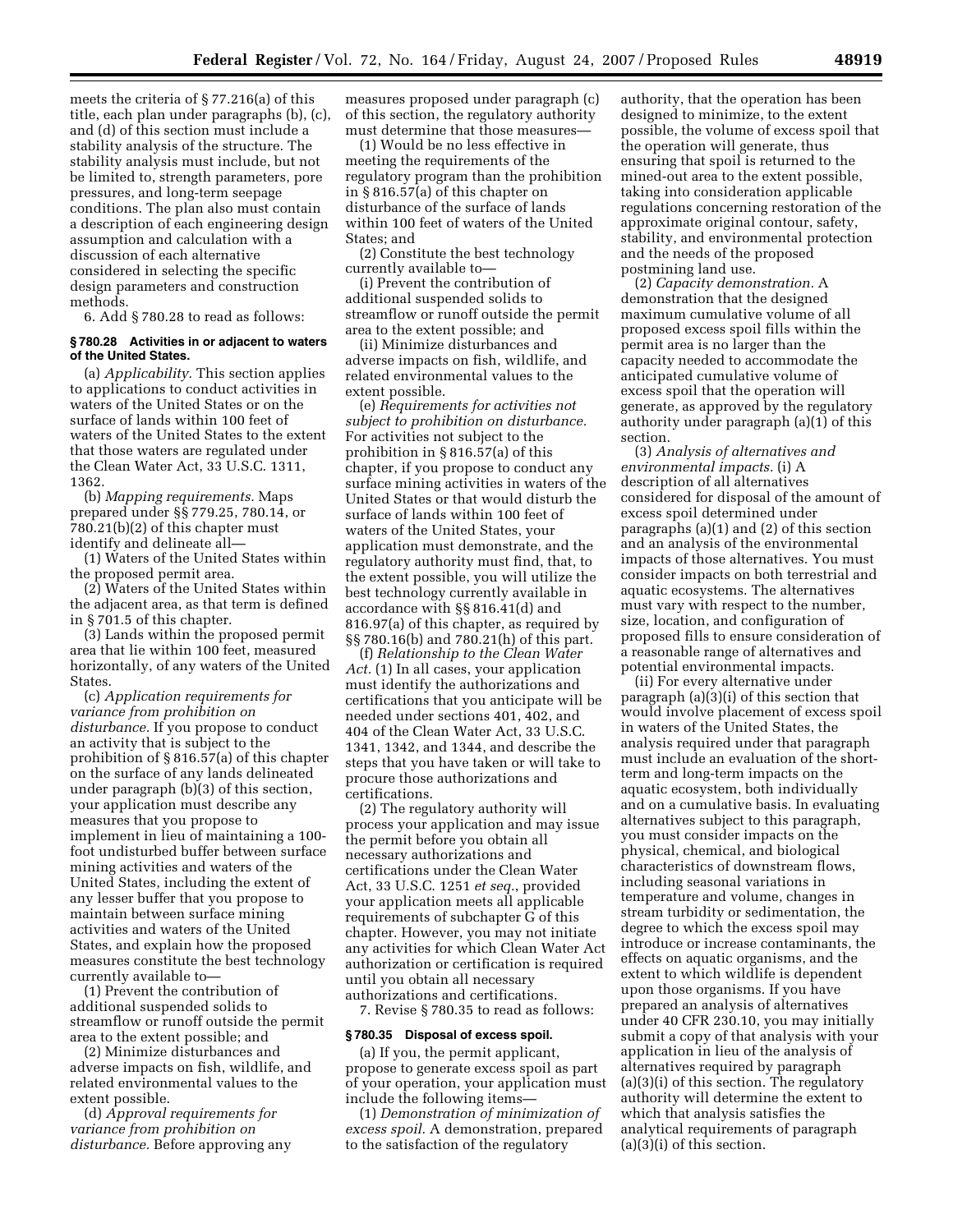meets the criteria of § 77.216(a) of this title, each plan under paragraphs (b), (c), and (d) of this section must include a stability analysis of the structure. The stability analysis must include, but not be limited to, strength parameters, pore pressures, and long-term seepage conditions. The plan also must contain a description of each engineering design assumption and calculation with a discussion of each alternative considered in selecting the specific design parameters and construction methods.

6. Add § 780.28 to read as follows:

**§ 780.28 Activities in or adjacent to waters of the United States.**

(a) *Applicability.* This section applies to applications to conduct activities in waters of the United States or on the surface of lands within 100 feet of waters of the United States to the extent that those waters are regulated under the Clean Water Act, 33 U.S.C. 1311, 1362.

(b) *Mapping requirements.* Maps prepared under §§ 779.25, 780.14, or 780.21(b)(2) of this chapter must identify and delineate all—

(1) Waters of the United States within the proposed permit area.

(2) Waters of the United States within the adjacent area, as that term is defined in § 701.5 of this chapter.

(3) Lands within the proposed permit area that lie within 100 feet, measured horizontally, of any waters of the United States.

(c) *Application requirements for variance from prohibition on disturbance.* If you propose to conduct an activity that is subject to the prohibition of § 816.57(a) of this chapter on the surface of any lands delineated under paragraph (b)(3) of this section, your application must describe any measures that you propose to implement in lieu of maintaining a 100-foot undisturbed buffer between surface mining activities and waters of the United States, including the extent of any lesser buffer that you propose to maintain between surface mining activities and waters of the United States, and explain how the proposed measures constitute the best technology currently available to—

(1) Prevent the contribution of additional suspended solids to streamflow or runoff outside the permit area to the extent possible; and

(2) Minimize disturbances and adverse impacts on fish, wildlife, and related environmental values to the extent possible.

(d) *Approval requirements for variance from prohibition on disturbance.* Before approving any measures proposed under paragraph (c) of this section, the regulatory authority must determine that those measures—

(1) Would be no less effective in meeting the requirements of the regulatory program than the prohibition in § 816.57(a) of this chapter on disturbance of the surface of lands within 100 feet of waters of the United States; and

(2) Constitute the best technology currently available to—

(i) Prevent the contribution of additional suspended solids to streamflow or runoff outside the permit area to the extent possible; and

(ii) Minimize disturbances and adverse impacts on fish, wildlife, and related environmental values to the extent possible.

(e) *Requirements for activities not subject to prohibition on disturbance.* For activities not subject to the prohibition in § 816.57(a) of this chapter, if you propose to conduct any surface mining activities in waters of the United States or that would disturb the surface of lands within 100 feet of waters of the United States, your application must demonstrate, and the regulatory authority must find, that, to the extent possible, you will utilize the best technology currently available in accordance with §§ 816.41(d) and 816.97(a) of this chapter, as required by §§ 780.16(b) and 780.21(h) of this part.

(f) *Relationship to the Clean Water Act.* (1) In all cases, your application must identify the authorizations and certifications that you anticipate will be needed under sections 401, 402, and 404 of the Clean Water Act, 33 U.S.C. 1341, 1342, and 1344, and describe the steps that you have taken or will take to procure those authorizations and certifications.

(2) The regulatory authority will process your application and may issue the permit before you obtain all necessary authorizations and certifications under the Clean Water Act, 33 U.S.C. 1251 *et seq.*, provided your application meets all applicable requirements of subchapter G of this chapter. However, you may not initiate any activities for which Clean Water Act authorization or certification is required until you obtain all necessary authorizations and certifications.

7. Revise § 780.35 to read as follows:

**§ 780.35 Disposal of excess spoil.**

(a) If you, the permit applicant, propose to generate excess spoil as part of your operation, your application must include the following items—

(1) *Demonstration of minimization of excess spoil.* A demonstration, prepared to the satisfaction of the regulatory authority, that the operation has been designed to minimize, to the extent possible, the volume of excess spoil that the operation will generate, thus ensuring that spoil is returned to the mined-out area to the extent possible, taking into consideration applicable regulations concerning restoration of the approximate original contour, safety, stability, and environmental protection and the needs of the proposed postmining land use.

(2) *Capacity demonstration.* A demonstration that the designed maximum cumulative volume of all proposed excess spoil fills within the permit area is no larger than the capacity needed to accommodate the anticipated cumulative volume of excess spoil that the operation will generate, as approved by the regulatory authority under paragraph (a)(1) of this section.

(3) *Analysis of alternatives and environmental impacts.* (i) A description of all alternatives considered for disposal of the amount of excess spoil determined under paragraphs (a)(1) and (2) of this section and an analysis of the environmental impacts of those alternatives. You must consider impacts on both terrestrial and aquatic ecosystems. The alternatives must vary with respect to the number, size, location, and configuration of proposed fills to ensure consideration of a reasonable range of alternatives and potential environmental impacts.

(ii) For every alternative under paragraph (a)(3)(i) of this section that would involve placement of excess spoil in waters of the United States, the analysis required under that paragraph must include an evaluation of the short-term and long-term impacts on the aquatic ecosystem, both individually and on a cumulative basis. In evaluating alternatives subject to this paragraph, you must consider impacts on the physical, chemical, and biological characteristics of downstream flows, including seasonal variations in temperature and volume, changes in stream turbidity or sedimentation, the degree to which the excess spoil may introduce or increase contaminants, the effects on aquatic organisms, and the extent to which wildlife is dependent upon those organisms. If you have prepared an analysis of alternatives under 40 CFR 230.10, you may initially submit a copy of that analysis with your application in lieu of the analysis of alternatives required by paragraph (a)(3)(i) of this section. The regulatory authority will determine the extent to which that analysis satisfies the analytical requirements of paragraph (a)(3)(i) of this section.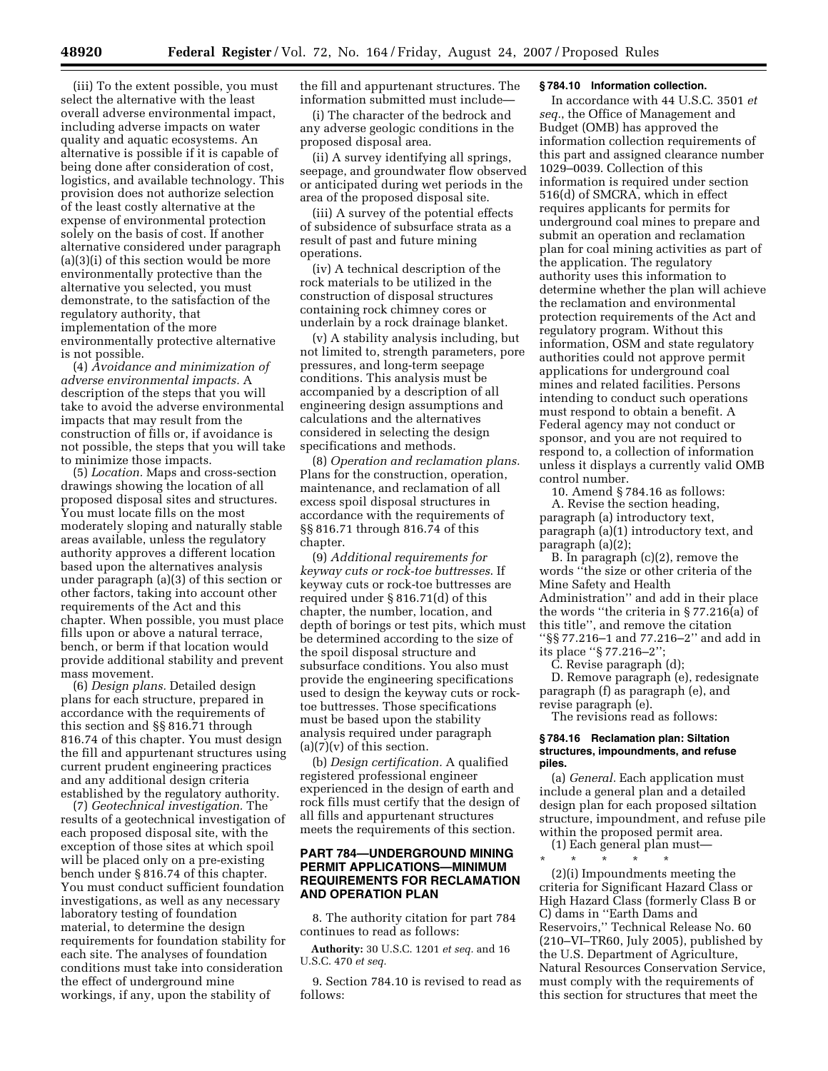(iii) To the extent possible, you must select the alternative with the least overall adverse environmental impact, including adverse impacts on water quality and aquatic ecosystems. An alternative is possible if it is capable of being done after consideration of cost, logistics, and available technology. This provision does not authorize selection of the least costly alternative at the expense of environmental protection solely on the basis of cost. If another alternative considered under paragraph (a)(3)(i) of this section would be more environmentally protective than the alternative you selected, you must demonstrate, to the satisfaction of the regulatory authority, that implementation of the more environmentally protective alternative is not possible.

(4) *Avoidance and minimization of adverse environmental impacts.* A description of the steps that you will take to avoid the adverse environmental impacts that may result from the construction of fills or, if avoidance is not possible, the steps that you will take to minimize those impacts.

(5) *Location.* Maps and cross-section drawings showing the location of all proposed disposal sites and structures. You must locate fills on the most moderately sloping and naturally stable areas available, unless the regulatory authority approves a different location based upon the alternatives analysis under paragraph (a)(3) of this section or other factors, taking into account other requirements of the Act and this chapter. When possible, you must place fills upon or above a natural terrace, bench, or berm if that location would provide additional stability and prevent mass movement.

(6) *Design plans.* Detailed design plans for each structure, prepared in accordance with the requirements of this section and §§ 816.71 through 816.74 of this chapter. You must design the fill and appurtenant structures using current prudent engineering practices and any additional design criteria established by the regulatory authority.

(7) *Geotechnical investigation.* The results of a geotechnical investigation of each proposed disposal site, with the exception of those sites at which spoil will be placed only on a pre-existing bench under § 816.74 of this chapter. You must conduct sufficient foundation investigations, as well as any necessary laboratory testing of foundation material, to determine the design requirements for foundation stability for each site. The analyses of foundation conditions must take into consideration the effect of underground mine workings, if any, upon the stability of the fill and appurtenant structures. The information submitted must include—

(i) The character of the bedrock and any adverse geologic conditions in the proposed disposal area.

(ii) A survey identifying all springs, seepage, and groundwater flow observed or anticipated during wet periods in the area of the proposed disposal site.

(iii) A survey of the potential effects of subsidence of subsurface strata as a result of past and future mining operations.

(iv) A technical description of the rock materials to be utilized in the construction of disposal structures containing rock chimney cores or underlain by a rock drainage blanket.

(v) A stability analysis including, but not limited to, strength parameters, pore pressures, and long-term seepage conditions. This analysis must be accompanied by a description of all engineering design assumptions and calculations and the alternatives considered in selecting the design specifications and methods.

(8) *Operation and reclamation plans.* Plans for the construction, operation, maintenance, and reclamation of all excess spoil disposal structures in accordance with the requirements of §§ 816.71 through 816.74 of this chapter.

(9) *Additional requirements for keyway cuts or rock-toe buttresses*. If keyway cuts or rock-toe buttresses are required under § 816.71(d) of this chapter, the number, location, and depth of borings or test pits, which must be determined according to the size of the spoil disposal structure and subsurface conditions. You also must provide the engineering specifications used to design the keyway cuts or rock-toe buttresses. Those specifications must be based upon the stability analysis required under paragraph (a)(7)(v) of this section.

(b) *Design certification.* A qualified registered professional engineer experienced in the design of earth and rock fills must certify that the design of all fills and appurtenant structures meets the requirements of this section.

## PART 784—UNDERGROUND MINING PERMIT APPLICATIONS—MINIMUM REQUIREMENTS FOR RECLAMATION AND OPERATION PLAN

8. The authority citation for part 784 continues to read as follows:

**Authority:** 30 U.S.C. 1201 *et seq.* and 16 U.S.C. 470 *et seq.*

9. Section 784.10 is revised to read as follows:

### § 784.10 Information collection.

In accordance with 44 U.S.C. 3501 *et seq.*, the Office of Management and Budget (OMB) has approved the information collection requirements of this part and assigned clearance number 1029–0039. Collection of this information is required under section 516(d) of SMCRA, which in effect requires applicants for permits for underground coal mines to prepare and submit an operation and reclamation plan for coal mining activities as part of the application. The regulatory authority uses this information to determine whether the plan will achieve the reclamation and environmental protection requirements of the Act and regulatory program. Without this information, OSM and state regulatory authorities could not approve permit applications for underground coal mines and related facilities. Persons intending to conduct such operations must respond to obtain a benefit. A Federal agency may not conduct or sponsor, and you are not required to respond to, a collection of information unless it displays a currently valid OMB control number.

10. Amend § 784.16 as follows:

A. Revise the section heading, paragraph (a) introductory text, paragraph (a)(1) introductory text, and paragraph (a)(2);

B. In paragraph (c)(2), remove the words ''the size or other criteria of the Mine Safety and Health Administration'' and add in their place the words ''the criteria in § 77.216(a) of this title'', and remove the citation ''§§ 77.216–1 and 77.216–2'' and add in its place ''§ 77.216–2'';

C. Revise paragraph (d);

D. Remove paragraph (e), redesignate paragraph (f) as paragraph (e), and revise paragraph (e).

The revisions read as follows:

### § 784.16 Reclamation plan: Siltation structures, impoundments, and refuse piles.

(a) *General.* Each application must include a general plan and a detailed design plan for each proposed siltation structure, impoundment, and refuse pile within the proposed permit area.

(1) Each general plan must—

\* \* \* \* \*

(2)(i) Impoundments meeting the criteria for Significant Hazard Class or High Hazard Class (formerly Class B or C) dams in ''Earth Dams and Reservoirs,'' Technical Release No. 60 (210–VI–TR60, July 2005), published by the U.S. Department of Agriculture, Natural Resources Conservation Service, must comply with the requirements of this section for structures that meet the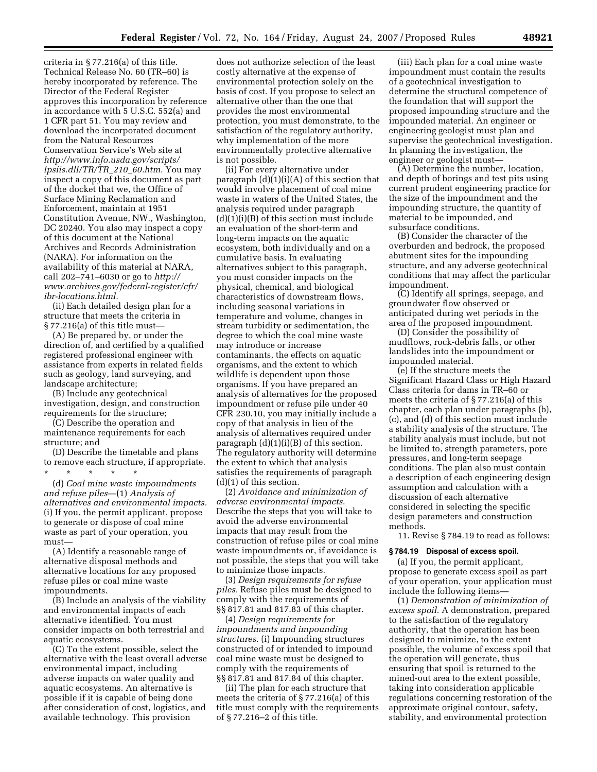criteria in § 77.216(a) of this title. Technical Release No. 60 (TR–60) is hereby incorporated by reference. The Director of the Federal Register approves this incorporation by reference in accordance with 5 U.S.C. 552(a) and 1 CFR part 51. You may review and download the incorporated document from the Natural Resources Conservation Service's Web site at *http://www.info.usda.gov/scripts/lpsiis.dll/TR/TR_210_60.htm.* You may inspect a copy of this document as part of the docket that we, the Office of Surface Mining Reclamation and Enforcement, maintain at 1951 Constitution Avenue, NW., Washington, DC 20240. You also may inspect a copy of this document at the National Archives and Records Administration (NARA). For information on the availability of this material at NARA, call 202–741–6030 or go to *http://www.archives.gov/federal-register/cfr/ibr-locations.html.*

(ii) Each detailed design plan for a structure that meets the criteria in § 77.216(a) of this title must—

(A) Be prepared by, or under the direction of, and certified by a qualified registered professional engineer with assistance from experts in related fields such as geology, land surveying, and landscape architecture;

(B) Include any geotechnical investigation, design, and construction requirements for the structure;

(C) Describe the operation and maintenance requirements for each structure; and

(D) Describe the timetable and plans to remove each structure, if appropriate.

\* \* \* \* \*

(d) *Coal mine waste impoundments and refuse piles*—(1) *Analysis of alternatives and environmental impacts.* (i) If you, the permit applicant, propose to generate or dispose of coal mine waste as part of your operation, you must—

(A) Identify a reasonable range of alternative disposal methods and alternative locations for any proposed refuse piles or coal mine waste impoundments.

(B) Include an analysis of the viability and environmental impacts of each alternative identified. You must consider impacts on both terrestrial and aquatic ecosystems.

(C) To the extent possible, select the alternative with the least overall adverse environmental impact, including adverse impacts on water quality and aquatic ecosystems. An alternative is possible if it is capable of being done after consideration of cost, logistics, and available technology. This provision does not authorize selection of the least costly alternative at the expense of environmental protection solely on the basis of cost. If you propose to select an alternative other than the one that provides the most environmental protection, you must demonstrate, to the satisfaction of the regulatory authority, why implementation of the more environmentally protective alternative is not possible.

(ii) For every alternative under paragraph (d)(1)(i)(A) of this section that would involve placement of coal mine waste in waters of the United States, the analysis required under paragraph (d)(1)(i)(B) of this section must include an evaluation of the short-term and long-term impacts on the aquatic ecosystem, both individually and on a cumulative basis. In evaluating alternatives subject to this paragraph, you must consider impacts on the physical, chemical, and biological characteristics of downstream flows, including seasonal variations in temperature and volume, changes in stream turbidity or sedimentation, the degree to which the coal mine waste may introduce or increase contaminants, the effects on aquatic organisms, and the extent to which wildlife is dependent upon those organisms. If you have prepared an analysis of alternatives for the proposed impoundment or refuse pile under 40 CFR 230.10, you may initially include a copy of that analysis in lieu of the analysis of alternatives required under paragraph (d)(1)(i)(B) of this section. The regulatory authority will determine the extent to which that analysis satisfies the requirements of paragraph (d)(1) of this section.

(2) *Avoidance and minimization of adverse environmental impacts.* Describe the steps that you will take to avoid the adverse environmental impacts that may result from the construction of refuse piles or coal mine waste impoundments or, if avoidance is not possible, the steps that you will take to minimize those impacts.

(3) *Design requirements for refuse piles.* Refuse piles must be designed to comply with the requirements of §§ 817.81 and 817.83 of this chapter.

(4) *Design requirements for impoundments and impounding structures.* (i) Impounding structures constructed of or intended to impound coal mine waste must be designed to comply with the requirements of §§ 817.81 and 817.84 of this chapter.

(ii) The plan for each structure that meets the criteria of § 77.216(a) of this title must comply with the requirements of § 77.216–2 of this title.

(iii) Each plan for a coal mine waste impoundment must contain the results of a geotechnical investigation to determine the structural competence of the foundation that will support the proposed impounding structure and the impounded material. An engineer or engineering geologist must plan and supervise the geotechnical investigation. In planning the investigation, the engineer or geologist must—

(A) Determine the number, location, and depth of borings and test pits using current prudent engineering practice for the size of the impoundment and the impounding structure, the quantity of material to be impounded, and subsurface conditions.

(B) Consider the character of the overburden and bedrock, the proposed abutment sites for the impounding structure, and any adverse geotechnical conditions that may affect the particular impoundment.

(C) Identify all springs, seepage, and groundwater flow observed or anticipated during wet periods in the area of the proposed impoundment.

(D) Consider the possibility of mudflows, rock-debris falls, or other landslides into the impoundment or impounded material.

(e) If the structure meets the Significant Hazard Class or High Hazard Class criteria for dams in TR–60 or meets the criteria of § 77.216(a) of this chapter, each plan under paragraphs (b), (c), and (d) of this section must include a stability analysis of the structure. The stability analysis must include, but not be limited to, strength parameters, pore pressures, and long-term seepage conditions. The plan also must contain a description of each engineering design assumption and calculation with a discussion of each alternative considered in selecting the specific design parameters and construction methods.

11. Revise § 784.19 to read as follows:

**§ 784.19 Disposal of excess spoil.**

(a) If you, the permit applicant, propose to generate excess spoil as part of your operation, your application must include the following items—

(1) *Demonstration of minimization of excess spoil.* A demonstration, prepared to the satisfaction of the regulatory authority, that the operation has been designed to minimize, to the extent possible, the volume of excess spoil that the operation will generate, thus ensuring that spoil is returned to the mined-out area to the extent possible, taking into consideration applicable regulations concerning restoration of the approximate original contour, safety, stability, and environmental protection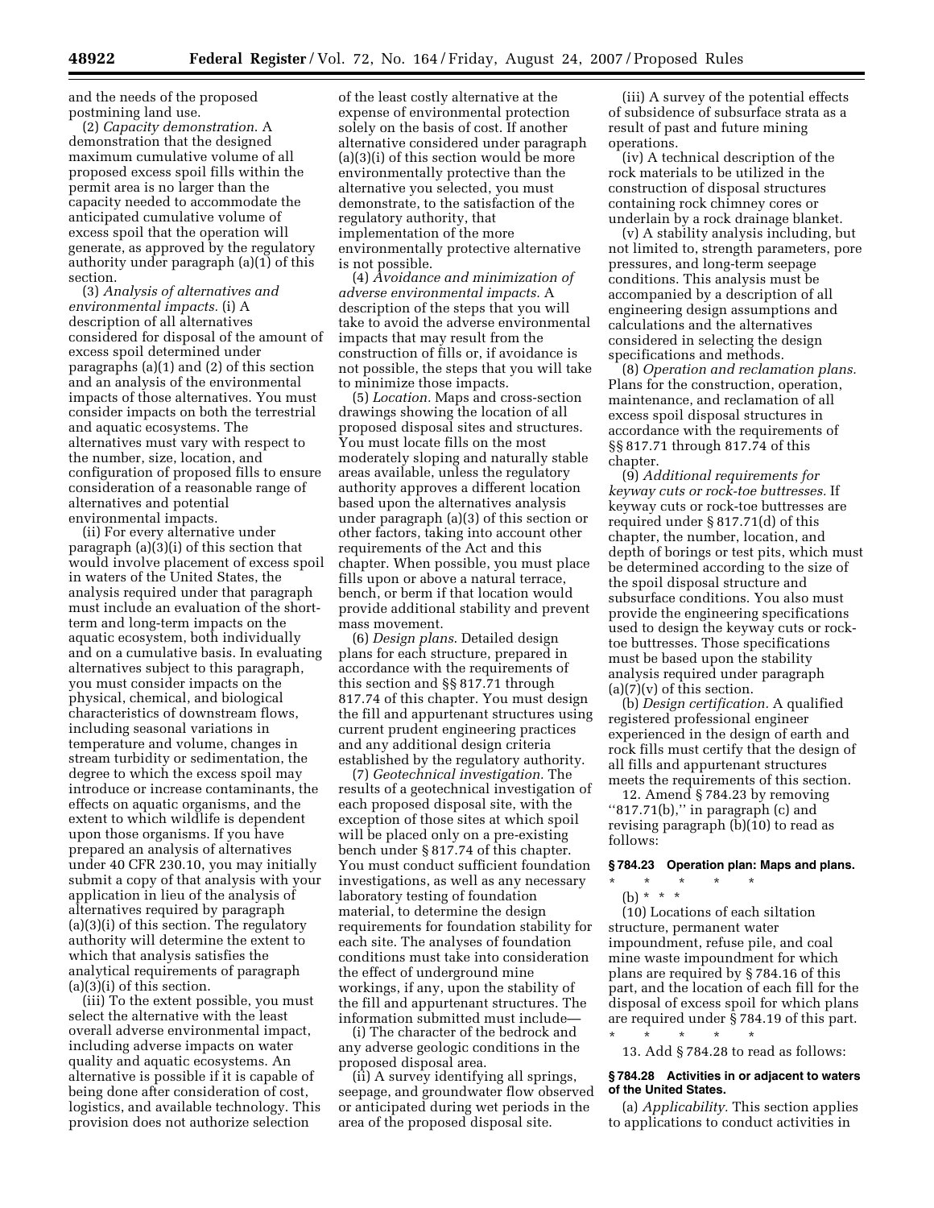and the needs of the proposed postmining land use.

(2) *Capacity demonstration.* A demonstration that the designed maximum cumulative volume of all proposed excess spoil fills within the permit area is no larger than the capacity needed to accommodate the anticipated cumulative volume of excess spoil that the operation will generate, as approved by the regulatory authority under paragraph (a)(1) of this section.

(3) *Analysis of alternatives and environmental impacts.* (i) A description of all alternatives considered for disposal of the amount of excess spoil determined under paragraphs (a)(1) and (2) of this section and an analysis of the environmental impacts of those alternatives. You must consider impacts on both the terrestrial and aquatic ecosystems. The alternatives must vary with respect to the number, size, location, and configuration of proposed fills to ensure consideration of a reasonable range of alternatives and potential environmental impacts.

(ii) For every alternative under paragraph (a)(3)(i) of this section that would involve placement of excess spoil in waters of the United States, the analysis required under that paragraph must include an evaluation of the short-term and long-term impacts on the aquatic ecosystem, both individually and on a cumulative basis. In evaluating alternatives subject to this paragraph, you must consider impacts on the physical, chemical, and biological characteristics of downstream flows, including seasonal variations in temperature and volume, changes in stream turbidity or sedimentation, the degree to which the excess spoil may introduce or increase contaminants, the effects on aquatic organisms, and the extent to which wildlife is dependent upon those organisms. If you have prepared an analysis of alternatives under 40 CFR 230.10, you may initially submit a copy of that analysis with your application in lieu of the analysis of alternatives required by paragraph (a)(3)(i) of this section. The regulatory authority will determine the extent to which that analysis satisfies the analytical requirements of paragraph (a)(3)(i) of this section.

(iii) To the extent possible, you must select the alternative with the least overall adverse environmental impact, including adverse impacts on water quality and aquatic ecosystems. An alternative is possible if it is capable of being done after consideration of cost, logistics, and available technology. This provision does not authorize selection of the least costly alternative at the expense of environmental protection solely on the basis of cost. If another alternative considered under paragraph (a)(3)(i) of this section would be more environmentally protective than the alternative you selected, you must demonstrate, to the satisfaction of the regulatory authority, that implementation of the more environmentally protective alternative is not possible.

(4) *Avoidance and minimization of adverse environmental impacts.* A description of the steps that you will take to avoid the adverse environmental impacts that may result from the construction of fills or, if avoidance is not possible, the steps that you will take to minimize those impacts.

(5) *Location.* Maps and cross-section drawings showing the location of all proposed disposal sites and structures. You must locate fills on the most moderately sloping and naturally stable areas available, unless the regulatory authority approves a different location based upon the alternatives analysis under paragraph (a)(3) of this section or other factors, taking into account other requirements of the Act and this chapter. When possible, you must place fills upon or above a natural terrace, bench, or berm if that location would provide additional stability and prevent mass movement.

(6) *Design plans.* Detailed design plans for each structure, prepared in accordance with the requirements of this section and §§ 817.71 through 817.74 of this chapter. You must design the fill and appurtenant structures using current prudent engineering practices and any additional design criteria established by the regulatory authority.

(7) *Geotechnical investigation.* The results of a geotechnical investigation of each proposed disposal site, with the exception of those sites at which spoil will be placed only on a pre-existing bench under § 817.74 of this chapter. You must conduct sufficient foundation investigations, as well as any necessary laboratory testing of foundation material, to determine the design requirements for foundation stability for each site. The analyses of foundation conditions must take into consideration the effect of underground mine workings, if any, upon the stability of the fill and appurtenant structures. The information submitted must include—

(i) The character of the bedrock and any adverse geologic conditions in the proposed disposal area.

(ii) A survey identifying all springs, seepage, and groundwater flow observed or anticipated during wet periods in the area of the proposed disposal site.

(iii) A survey of the potential effects of subsidence of subsurface strata as a result of past and future mining operations.

(iv) A technical description of the rock materials to be utilized in the construction of disposal structures containing rock chimney cores or underlain by a rock drainage blanket.

(v) A stability analysis including, but not limited to, strength parameters, pore pressures, and long-term seepage conditions. This analysis must be accompanied by a description of all engineering design assumptions and calculations and the alternatives considered in selecting the design specifications and methods.

(8) *Operation and reclamation plans.* Plans for the construction, operation, maintenance, and reclamation of all excess spoil disposal structures in accordance with the requirements of §§ 817.71 through 817.74 of this chapter.

(9) *Additional requirements for keyway cuts or rock-toe buttresses.* If keyway cuts or rock-toe buttresses are required under § 817.71(d) of this chapter, the number, location, and depth of borings or test pits, which must be determined according to the size of the spoil disposal structure and subsurface conditions. You also must provide the engineering specifications used to design the keyway cuts or rock-toe buttresses. Those specifications must be based upon the stability analysis required under paragraph (a)(7)(v) of this section.

(b) *Design certification.* A qualified registered professional engineer experienced in the design of earth and rock fills must certify that the design of all fills and appurtenant structures meets the requirements of this section.

12. Amend § 784.23 by removing ''817.71(b),'' in paragraph (c) and revising paragraph (b)(10) to read as follows:

**§ 784.23 Operation plan: Maps and plans.**

\* \* \* \* \*

(b) \* \* \*

(10) Locations of each siltation structure, permanent water impoundment, refuse pile, and coal mine waste impoundment for which plans are required by § 784.16 of this part, and the location of each fill for the disposal of excess spoil for which plans are required under § 784.19 of this part.

\* \* \* \* \*

13. Add § 784.28 to read as follows:

**§ 784.28 Activities in or adjacent to waters of the United States.**

(a) *Applicability.* This section applies to applications to conduct activities in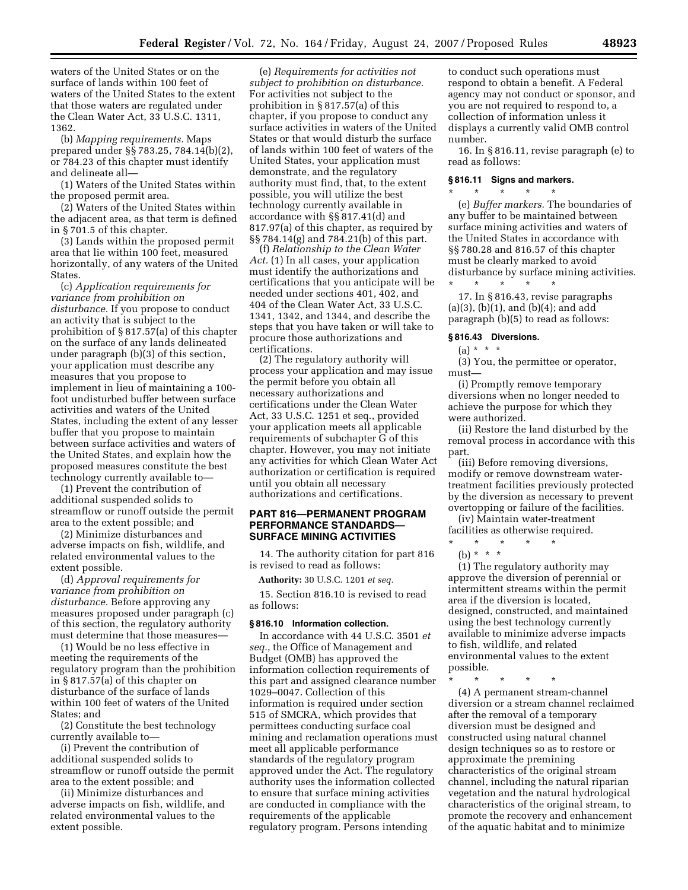waters of the United States or on the surface of lands within 100 feet of waters of the United States to the extent that those waters are regulated under the Clean Water Act, 33 U.S.C. 1311, 1362.

(b) *Mapping requirements.* Maps prepared under §§ 783.25, 784.14(b)(2), or 784.23 of this chapter must identify and delineate all—

(1) Waters of the United States within the proposed permit area.

(2) Waters of the United States within the adjacent area, as that term is defined in § 701.5 of this chapter.

(3) Lands within the proposed permit area that lie within 100 feet, measured horizontally, of any waters of the United States.

(c) *Application requirements for variance from prohibition on disturbance.* If you propose to conduct an activity that is subject to the prohibition of § 817.57(a) of this chapter on the surface of any lands delineated under paragraph (b)(3) of this section, your application must describe any measures that you propose to implement in lieu of maintaining a 100-foot undisturbed buffer between surface activities and waters of the United States, including the extent of any lesser buffer that you propose to maintain between surface activities and waters of the United States, and explain how the proposed measures constitute the best technology currently available to—

(1) Prevent the contribution of additional suspended solids to streamflow or runoff outside the permit area to the extent possible; and

(2) Minimize disturbances and adverse impacts on fish, wildlife, and related environmental values to the extent possible.

(d) *Approval requirements for variance from prohibition on disturbance.* Before approving any measures proposed under paragraph (c) of this section, the regulatory authority must determine that those measures—

(1) Would be no less effective in meeting the requirements of the regulatory program than the prohibition in § 817.57(a) of this chapter on disturbance of the surface of lands within 100 feet of waters of the United States; and

(2) Constitute the best technology currently available to—

(i) Prevent the contribution of additional suspended solids to streamflow or runoff outside the permit area to the extent possible; and

(ii) Minimize disturbances and adverse impacts on fish, wildlife, and related environmental values to the extent possible.

(e) *Requirements for activities not subject to prohibition on disturbance.* For activities not subject to the prohibition in § 817.57(a) of this chapter, if you propose to conduct any surface activities in waters of the United States or that would disturb the surface of lands within 100 feet of waters of the United States, your application must demonstrate, and the regulatory authority must find, that, to the extent possible, you will utilize the best technology currently available in accordance with §§ 817.41(d) and 817.97(a) of this chapter, as required by §§ 784.14(g) and 784.21(b) of this part.

(f) *Relationship to the Clean Water Act.* (1) In all cases, your application must identify the authorizations and certifications that you anticipate will be needed under sections 401, 402, and 404 of the Clean Water Act, 33 U.S.C. 1341, 1342, and 1344, and describe the steps that you have taken or will take to procure those authorizations and certifications.

(2) The regulatory authority will process your application and may issue the permit before you obtain all necessary authorizations and certifications under the Clean Water Act, 33 U.S.C. 1251 et seq., provided your application meets all applicable requirements of subchapter G of this chapter. However, you may not initiate any activities for which Clean Water Act authorization or certification is required until you obtain all necessary authorizations and certifications.

## PART 816—PERMANENT PROGRAM PERFORMANCE STANDARDS—SURFACE MINING ACTIVITIES

14. The authority citation for part 816 is revised to read as follows:

**Authority:** 30 U.S.C. 1201 *et seq.*

15. Section 816.10 is revised to read as follows:

### § 816.10 Information collection.

In accordance with 44 U.S.C. 3501 *et seq.*, the Office of Management and Budget (OMB) has approved the information collection requirements of this part and assigned clearance number 1029–0047. Collection of this information is required under section 515 of SMCRA, which provides that permittees conducting surface coal mining and reclamation operations must meet all applicable performance standards of the regulatory program approved under the Act. The regulatory authority uses the information collected to ensure that surface mining activities are conducted in compliance with the requirements of the applicable regulatory program. Persons intending to conduct such operations must respond to obtain a benefit. A Federal agency may not conduct or sponsor, and you are not required to respond to, a collection of information unless it displays a currently valid OMB control number.

16. In § 816.11, revise paragraph (e) to read as follows:

### § 816.11 Signs and markers.

\* \* \* \* \*

(e) *Buffer markers.* The boundaries of any buffer to be maintained between surface mining activities and waters of the United States in accordance with §§ 780.28 and 816.57 of this chapter must be clearly marked to avoid disturbance by surface mining activities.

\* \* \* \* \*

17. In § 816.43, revise paragraphs (a)(3), (b)(1), and (b)(4); and add paragraph (b)(5) to read as follows:

### § 816.43 Diversions.

(a) \* \* \*

(3) You, the permittee or operator, must—

(i) Promptly remove temporary diversions when no longer needed to achieve the purpose for which they were authorized.

(ii) Restore the land disturbed by the removal process in accordance with this part.

(iii) Before removing diversions, modify or remove downstream water-treatment facilities previously protected by the diversion as necessary to prevent overtopping or failure of the facilities.

(iv) Maintain water-treatment facilities as otherwise required.

\* \* \* \* \*

(b) \* \* \*

(1) The regulatory authority may approve the diversion of perennial or intermittent streams within the permit area if the diversion is located, designed, constructed, and maintained using the best technology currently available to minimize adverse impacts to fish, wildlife, and related environmental values to the extent possible.

\* \* \* \* \*

(4) A permanent stream-channel diversion or a stream channel reclaimed after the removal of a temporary diversion must be designed and constructed using natural channel design techniques so as to restore or approximate the premining characteristics of the original stream channel, including the natural riparian vegetation and the natural hydrological characteristics of the original stream, to promote the recovery and enhancement of the aquatic habitat and to minimize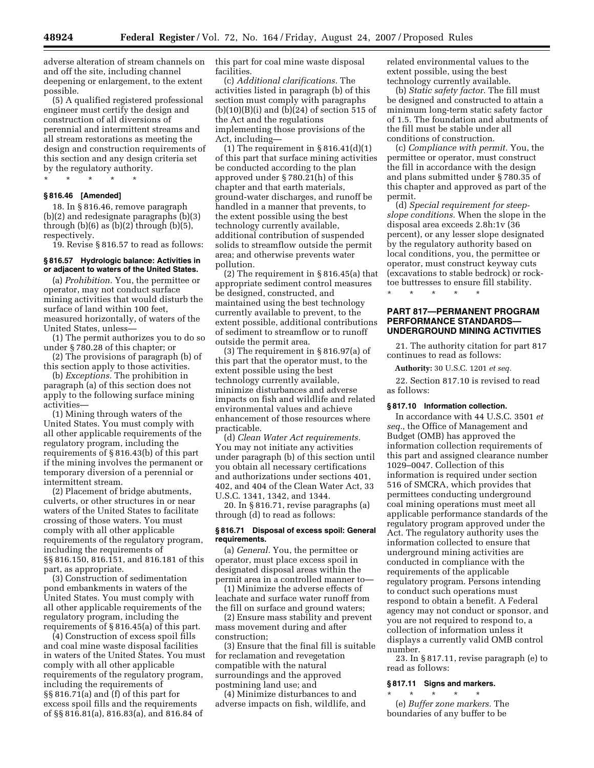adverse alteration of stream channels on and off the site, including channel deepening or enlargement, to the extent possible.

(5) A qualified registered professional engineer must certify the design and construction of all diversions of perennial and intermittent streams and all stream restorations as meeting the design and construction requirements of this section and any design criteria set by the regulatory authority.

\* \* \* \* \*

**§ 816.46 [Amended]**

18. In § 816.46, remove paragraph (b)(2) and redesignate paragraphs (b)(3) through (b)(6) as (b)(2) through (b)(5), respectively.

19. Revise § 816.57 to read as follows:

**§ 816.57 Hydrologic balance: Activities in or adjacent to waters of the United States.**

(a) *Prohibition.* You, the permittee or operator, may not conduct surface mining activities that would disturb the surface of land within 100 feet, measured horizontally, of waters of the United States, unless—

(1) The permit authorizes you to do so under § 780.28 of this chapter; or

(2) The provisions of paragraph (b) of this section apply to those activities.

(b) *Exceptions.* The prohibition in paragraph (a) of this section does not apply to the following surface mining activities—

(1) Mining through waters of the United States. You must comply with all other applicable requirements of the regulatory program, including the requirements of § 816.43(b) of this part if the mining involves the permanent or temporary diversion of a perennial or intermittent stream.

(2) Placement of bridge abutments, culverts, or other structures in or near waters of the United States to facilitate crossing of those waters. You must comply with all other applicable requirements of the regulatory program, including the requirements of §§ 816.150, 816.151, and 816.181 of this part, as appropriate.

(3) Construction of sedimentation pond embankments in waters of the United States. You must comply with all other applicable requirements of the regulatory program, including the requirements of § 816.45(a) of this part.

(4) Construction of excess spoil fills and coal mine waste disposal facilities in waters of the United States. You must comply with all other applicable requirements of the regulatory program, including the requirements of §§ 816.71(a) and (f) of this part for excess spoil fills and the requirements of §§ 816.81(a), 816.83(a), and 816.84 of this part for coal mine waste disposal facilities.

(c) *Additional clarifications.* The activities listed in paragraph (b) of this section must comply with paragraphs (b)(10)(B)(i) and (b)(24) of section 515 of the Act and the regulations implementing those provisions of the Act, including—

(1) The requirement in § 816.41(d)(1) of this part that surface mining activities be conducted according to the plan approved under § 780.21(h) of this chapter and that earth materials, ground-water discharges, and runoff be handled in a manner that prevents, to the extent possible using the best technology currently available, additional contribution of suspended solids to streamflow outside the permit area; and otherwise prevents water pollution.

(2) The requirement in § 816.45(a) that appropriate sediment control measures be designed, constructed, and maintained using the best technology currently available to prevent, to the extent possible, additional contributions of sediment to streamflow or to runoff outside the permit area.

(3) The requirement in § 816.97(a) of this part that the operator must, to the extent possible using the best technology currently available, minimize disturbances and adverse impacts on fish and wildlife and related environmental values and achieve enhancement of those resources where practicable.

(d) *Clean Water Act requirements.* You may not initiate any activities under paragraph (b) of this section until you obtain all necessary certifications and authorizations under sections 401, 402, and 404 of the Clean Water Act, 33 U.S.C. 1341, 1342, and 1344.

20. In § 816.71, revise paragraphs (a) through (d) to read as follows:

**§ 816.71 Disposal of excess spoil: General requirements.**

(a) *General.* You, the permittee or operator, must place excess spoil in designated disposal areas within the permit area in a controlled manner to—

(1) Minimize the adverse effects of leachate and surface water runoff from the fill on surface and ground waters;

(2) Ensure mass stability and prevent mass movement during and after construction;

(3) Ensure that the final fill is suitable for reclamation and revegetation compatible with the natural surroundings and the approved postmining land use; and

(4) Minimize disturbances to and adverse impacts on fish, wildlife, and related environmental values to the extent possible, using the best technology currently available.

(b) *Static safety factor.* The fill must be designed and constructed to attain a minimum long-term static safety factor of 1.5. The foundation and abutments of the fill must be stable under all conditions of construction.

(c) *Compliance with permit.* You, the permittee or operator, must construct the fill in accordance with the design and plans submitted under § 780.35 of this chapter and approved as part of the permit.

(d) *Special requirement for steep-slope conditions.* When the slope in the disposal area exceeds 2.8h:1v (36 percent), or any lesser slope designated by the regulatory authority based on local conditions, you, the permittee or operator, must construct keyway cuts (excavations to stable bedrock) or rock-toe buttresses to ensure fill stability.

\* \* \* \* \*

## PART 817—PERMANENT PROGRAM PERFORMANCE STANDARDS—UNDERGROUND MINING ACTIVITIES

21. The authority citation for part 817 continues to read as follows:

**Authority:** 30 U.S.C. 1201 *et seq.*

22. Section 817.10 is revised to read as follows:

**§ 817.10 Information collection.**

In accordance with 44 U.S.C. 3501 *et seq.*, the Office of Management and Budget (OMB) has approved the information collection requirements of this part and assigned clearance number 1029–0047. Collection of this information is required under section 516 of SMCRA, which provides that permittees conducting underground coal mining operations must meet all applicable performance standards of the regulatory program approved under the Act. The regulatory authority uses the information collected to ensure that underground mining activities are conducted in compliance with the requirements of the applicable regulatory program. Persons intending to conduct such operations must respond to obtain a benefit. A Federal agency may not conduct or sponsor, and you are not required to respond to, a collection of information unless it displays a currently valid OMB control number.

23. In § 817.11, revise paragraph (e) to read as follows:

**§ 817.11 Signs and markers.**

\* \* \* \* \*

(e) *Buffer zone markers.* The boundaries of any buffer to be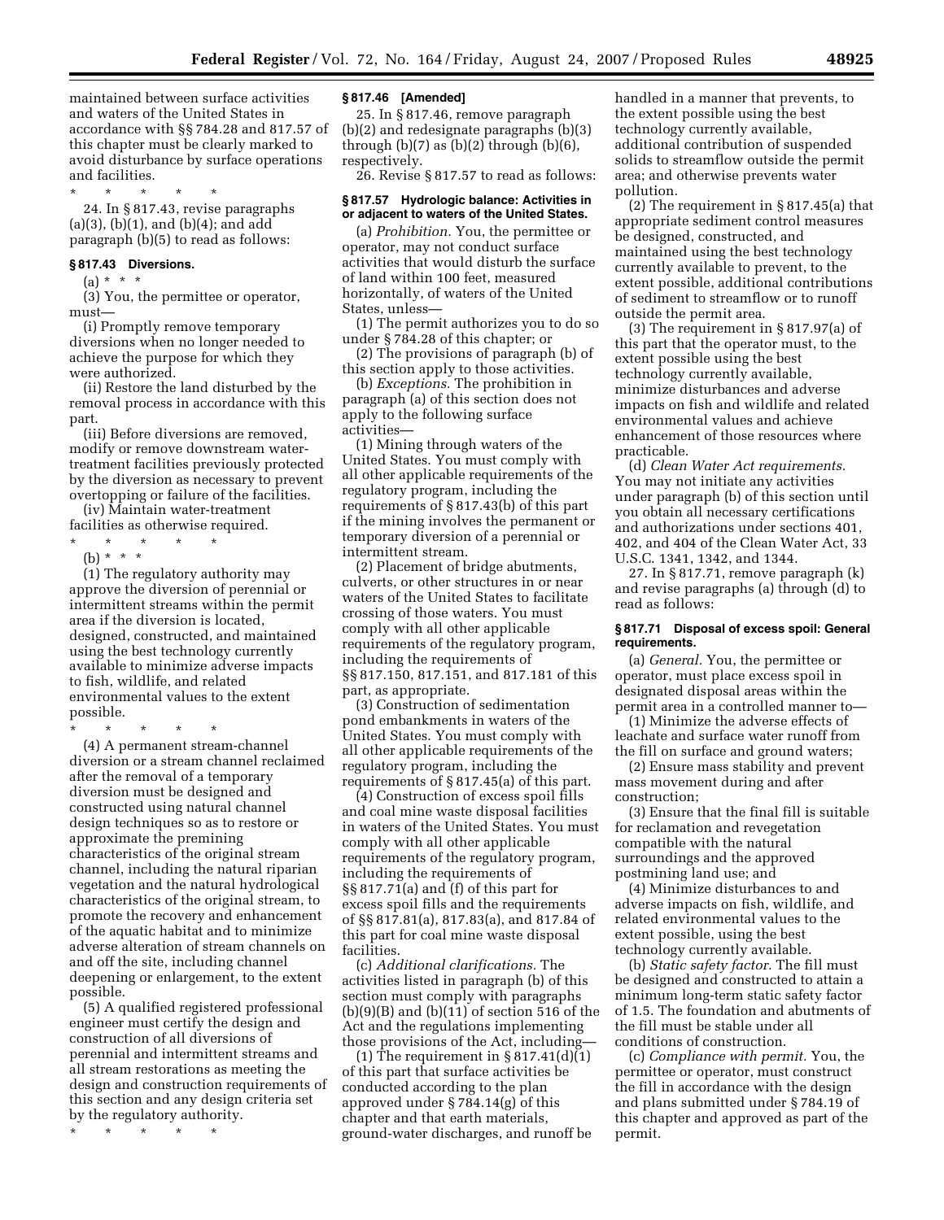maintained between surface activities and waters of the United States in accordance with §§ 784.28 and 817.57 of this chapter must be clearly marked to avoid disturbance by surface operations and facilities.

\* \* \* \* \*

24. In § 817.43, revise paragraphs (a)(3), (b)(1), and (b)(4); and add paragraph (b)(5) to read as follows:

### § 817.43 Diversions.

(a) \* \* \*

(3) You, the permittee or operator, must—

(i) Promptly remove temporary diversions when no longer needed to achieve the purpose for which they were authorized.

(ii) Restore the land disturbed by the removal process in accordance with this part.

(iii) Before diversions are removed, modify or remove downstream water-treatment facilities previously protected by the diversion as necessary to prevent overtopping or failure of the facilities.

(iv) Maintain water-treatment facilities as otherwise required.

\* \* \* \* \*

(b) \* \* \*

(1) The regulatory authority may approve the diversion of perennial or intermittent streams within the permit area if the diversion is located, designed, constructed, and maintained using the best technology currently available to minimize adverse impacts to fish, wildlife, and related environmental values to the extent possible.

\* \* \* \* \*

(4) A permanent stream-channel diversion or a stream channel reclaimed after the removal of a temporary diversion must be designed and constructed using natural channel design techniques so as to restore or approximate the premining characteristics of the original stream channel, including the natural riparian vegetation and the natural hydrological characteristics of the original stream, to promote the recovery and enhancement of the aquatic habitat and to minimize adverse alteration of stream channels on and off the site, including channel deepening or enlargement, to the extent possible.

(5) A qualified registered professional engineer must certify the design and construction of all diversions of perennial and intermittent streams and all stream restorations as meeting the design and construction requirements of this section and any design criteria set by the regulatory authority.

\* \* \* \* \*

### § 817.46 [Amended]

25. In § 817.46, remove paragraph (b)(2) and redesignate paragraphs (b)(3) through (b)(7) as (b)(2) through (b)(6), respectively.

26. Revise § 817.57 to read as follows:

### § 817.57 Hydrologic balance: Activities in or adjacent to waters of the United States.

(a) *Prohibition.* You, the permittee or operator, may not conduct surface activities that would disturb the surface of land within 100 feet, measured horizontally, of waters of the United States, unless—

(1) The permit authorizes you to do so under § 784.28 of this chapter; or

(2) The provisions of paragraph (b) of this section apply to those activities.

(b) *Exceptions.* The prohibition in paragraph (a) of this section does not apply to the following surface activities—

(1) Mining through waters of the United States. You must comply with all other applicable requirements of the regulatory program, including the requirements of § 817.43(b) of this part if the mining involves the permanent or temporary diversion of a perennial or intermittent stream.

(2) Placement of bridge abutments, culverts, or other structures in or near waters of the United States to facilitate crossing of those waters. You must comply with all other applicable requirements of the regulatory program, including the requirements of §§ 817.150, 817.151, and 817.181 of this part, as appropriate.

(3) Construction of sedimentation pond embankments in waters of the United States. You must comply with all other applicable requirements of the regulatory program, including the requirements of § 817.45(a) of this part.

(4) Construction of excess spoil fills and coal mine waste disposal facilities in waters of the United States. You must comply with all other applicable requirements of the regulatory program, including the requirements of §§ 817.71(a) and (f) of this part for excess spoil fills and the requirements of §§ 817.81(a), 817.83(a), and 817.84 of this part for coal mine waste disposal facilities.

(c) *Additional clarifications.* The activities listed in paragraph (b) of this section must comply with paragraphs (b)(9)(B) and (b)(11) of section 516 of the Act and the regulations implementing those provisions of the Act, including—

(1) The requirement in § 817.41(d)(1) of this part that surface activities be conducted according to the plan approved under § 784.14(g) of this chapter and that earth materials, ground-water discharges, and runoff be handled in a manner that prevents, to the extent possible using the best technology currently available, additional contribution of suspended solids to streamflow outside the permit area; and otherwise prevents water pollution.

(2) The requirement in § 817.45(a) that appropriate sediment control measures be designed, constructed, and maintained using the best technology currently available to prevent, to the extent possible, additional contributions of sediment to streamflow or to runoff outside the permit area.

(3) The requirement in § 817.97(a) of this part that the operator must, to the extent possible using the best technology currently available, minimize disturbances and adverse impacts on fish and wildlife and related environmental values and achieve enhancement of those resources where practicable.

(d) *Clean Water Act requirements.* You may not initiate any activities under paragraph (b) of this section until you obtain all necessary certifications and authorizations under sections 401, 402, and 404 of the Clean Water Act, 33 U.S.C. 1341, 1342, and 1344.

27. In § 817.71, remove paragraph (k) and revise paragraphs (a) through (d) to read as follows:

### § 817.71 Disposal of excess spoil: General requirements.

(a) *General.* You, the permittee or operator, must place excess spoil in designated disposal areas within the permit area in a controlled manner to—

(1) Minimize the adverse effects of leachate and surface water runoff from the fill on surface and ground waters;

(2) Ensure mass stability and prevent mass movement during and after construction;

(3) Ensure that the final fill is suitable for reclamation and revegetation compatible with the natural surroundings and the approved postmining land use; and

(4) Minimize disturbances to and adverse impacts on fish, wildlife, and related environmental values to the extent possible, using the best technology currently available.

(b) *Static safety factor.* The fill must be designed and constructed to attain a minimum long-term static safety factor of 1.5. The foundation and abutments of the fill must be stable under all conditions of construction.

(c) *Compliance with permit.* You, the permittee or operator, must construct the fill in accordance with the design and plans submitted under § 784.19 of this chapter and approved as part of the permit.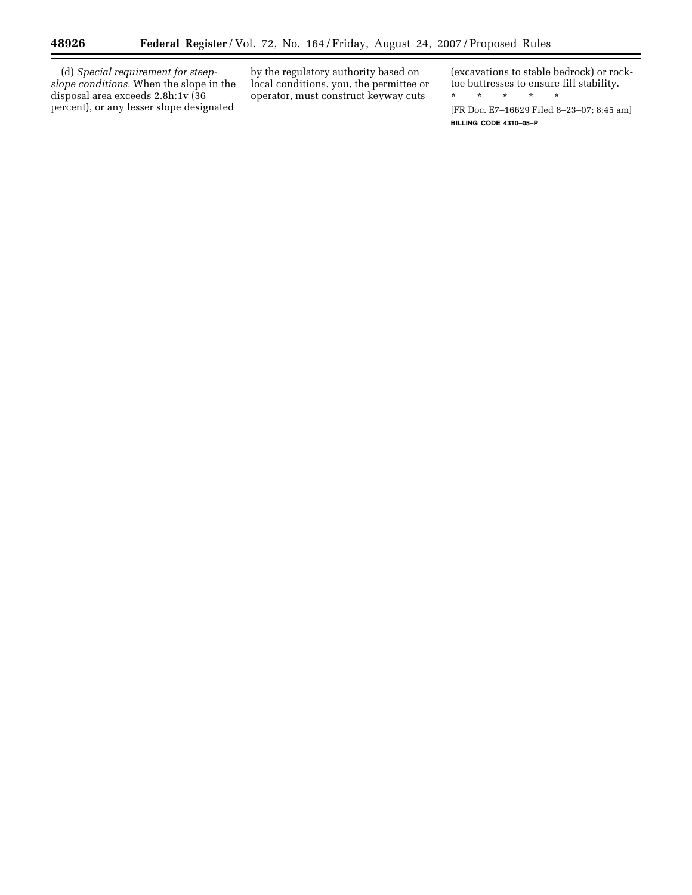(d) *Special requirement for steep-slope conditions.* When the slope in the disposal area exceeds 2.8h:1v (36 percent), or any lesser slope designated by the regulatory authority based on local conditions, you, the permittee or operator, must construct keyway cuts (excavations to stable bedrock) or rock-toe buttresses to ensure fill stability.

\* \* \* \* \*

[FR Doc. E7–16629 Filed 8–23–07; 8:45 am]

**BILLING CODE 4310–05–P**